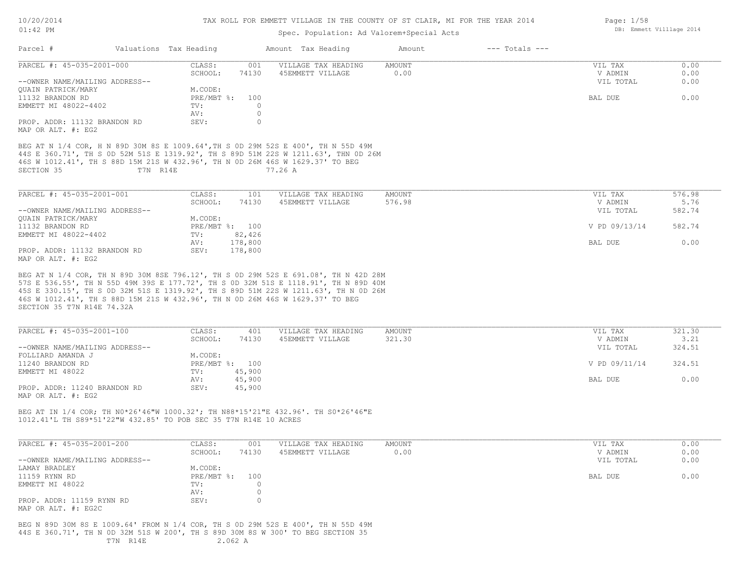# TAX ROLL FOR EMMETT VILLAGE IN THE COUNTY OF ST CLAIR, MI FOR THE YEAR 2014

10/20/2014
01:42 PM

Spec. Population: Ad Valorem+Special Acts

DB: Emmett Villlage 2014

| Parcel # | Valuations | Tax Heading | Amount | Tax Heading | Amount | --- Totals --- |
|---|---|---|---|---|---|---|

---

**PARCEL #: 45-035-2001-000**

| | | | | | |
|---|---|---|---|---|---|
| CLASS: | 001 | VILLAGE TAX HEADING | AMOUNT | VIL TAX | 0.00 |
| SCHOOL: | 74130 | 45EMMETT VILLAGE | 0.00 | V ADMIN | 0.00 |
| | | | | VIL TOTAL | 0.00 |
| M.CODE: | | | | | |
| PRE/MBT %: | 100 | | | BAL DUE | 0.00 |
| TV: | 0 | | | | |
| AV: | 0 | | | | |
| SEV: | 0 | | | | |

--OWNER NAME/MAILING ADDRESS--
QUAIN PATRICK/MARY
11132 BRANDON RD
EMMETT MI 48022-4402

PROP. ADDR: 11132 BRANDON RD
MAP OR ALT. #: EG2

BEG AT N 1/4 COR, H N 89D 30M 8S E 1009.64',TH S 0D 29M 52S E 400', TH N 55D 49M 44S E 360.71', TH S 0D 52M 51S E 1319.92', TH S 89D 51M 22S W 1211.63', THN 0D 26M 46S W 1012.41', TH S 88D 15M 21S W 432.96', TH N 0D 26M 46S W 1629.37' TO BEG SECTION 35 T7N R14E 77.26 A

---

**PARCEL #: 45-035-2001-001**

| | | | | | |
|---|---|---|---|---|---|
| CLASS: | 101 | VILLAGE TAX HEADING | AMOUNT | VIL TAX | 576.98 |
| SCHOOL: | 74130 | 45EMMETT VILLAGE | 576.98 | V ADMIN | 5.76 |
| | | | | VIL TOTAL | 582.74 |
| M.CODE: | | | | | |
| PRE/MBT %: | 100 | | | V PD 09/13/14 | 582.74 |
| TV: | 82,426 | | | | |
| AV: | 178,800 | | | BAL DUE | 0.00 |
| SEV: | 178,800 | | | | |

--OWNER NAME/MAILING ADDRESS--
QUAIN PATRICK/MARY
11132 BRANDON RD
EMMETT MI 48022-4402

PROP. ADDR: 11132 BRANDON RD
MAP OR ALT. #: EG2

BEG AT N 1/4 COR, TH N 89D 30M 8SE 796.12', TH S 0D 29M 52S E 691.08', TH N 42D 28M 57S E 536.55', TH N 55D 49M 39S E 177.72', TH S 0D 32M 51S E 1118.91', TH N 89D 40M 45S E 330.15', TH S 0D 32M 51S E 1319.92', TH S 89D 51M 22S W 1211.63', TH N 0D 26M 46S W 1012.41', TH S 88D 15M 21S W 432.96', TH N 0D 26M 46S W 1629.37' TO BEG SECTION 35 T7N R14E 74.32A

---

**PARCEL #: 45-035-2001-100**

| | | | | | |
|---|---|---|---|---|---|
| CLASS: | 401 | VILLAGE TAX HEADING | AMOUNT | VIL TAX | 321.30 |
| SCHOOL: | 74130 | 45EMMETT VILLAGE | 321.30 | V ADMIN | 3.21 |
| | | | | VIL TOTAL | 324.51 |
| M.CODE: | | | | | |
| PRE/MBT %: | 100 | | | V PD 09/11/14 | 324.51 |
| TV: | 45,900 | | | | |
| AV: | 45,900 | | | BAL DUE | 0.00 |
| SEV: | 45,900 | | | | |

--OWNER NAME/MAILING ADDRESS--
FOLLIARD AMANDA J
11240 BRANDON RD
EMMETT MI 48022

PROP. ADDR: 11240 BRANDON RD
MAP OR ALT. #: EG2

BEG AT IN 1/4 COR; TH N0*26'46"W 1000.32'; TH N88*15'21"E 432.96'. TH S0*26'46"E 1012.41'L TH S89*51'22"W 432.85' TO POB SEC 35 T7N R14E 10 ACRES

---

**PARCEL #: 45-035-2001-200**

| | | | | | |
|---|---|---|---|---|---|
| CLASS: | 001 | VILLAGE TAX HEADING | AMOUNT | VIL TAX | 0.00 |
| SCHOOL: | 74130 | 45EMMETT VILLAGE | 0.00 | V ADMIN | 0.00 |
| | | | | VIL TOTAL | 0.00 |
| M.CODE: | | | | | |
| PRE/MBT %: | 100 | | | BAL DUE | 0.00 |
| TV: | 0 | | | | |
| AV: | 0 | | | | |
| SEV: | 0 | | | | |

--OWNER NAME/MAILING ADDRESS--
LAMAY BRADLEY
11159 RYNN RD
EMMETT MI 48022

PROP. ADDR: 11159 RYNN RD
MAP OR ALT. #: EG2C

BEG N 89D 30M 8S E 1009.64' FROM N 1/4 COR, TH S 0D 29M 52S E 400', TH N 55D 49M 44S E 360.71', TH N 0D 32M 51S W 200', TH S 89D 30M 8S W 300' TO BEG SECTION 35 T7N R14E 2.062 A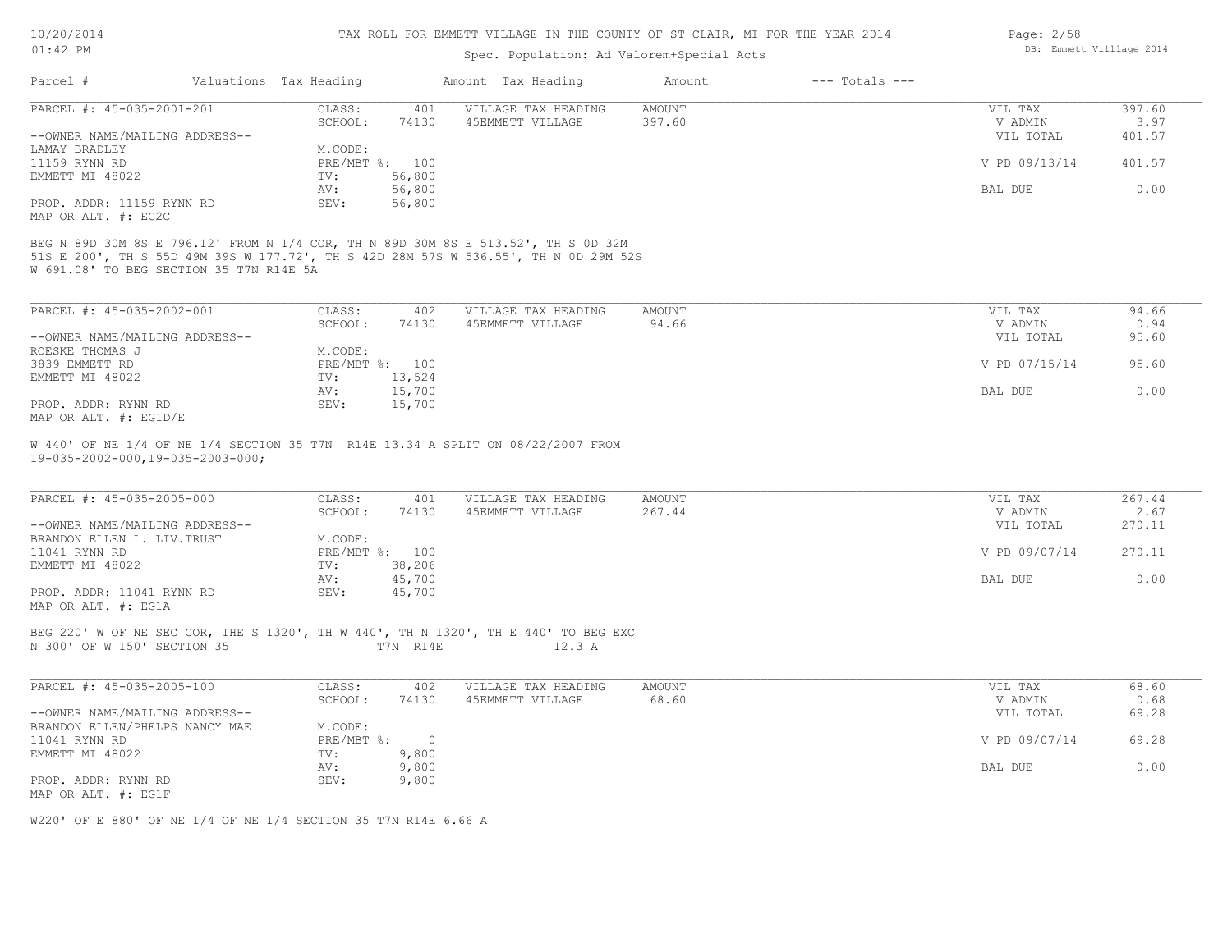TAX ROLL FOR EMMETT VILLAGE IN THE COUNTY OF ST CLAIR, MI FOR THE YEAR 2014

Spec. Population: Ad Valorem+Special Acts

| Parcel # | Valuations | Tax Heading | Amount | Tax Heading | Amount | --- Totals --- | |
|---|---|---|---|---|---|---|---|

**PARCEL #: 45-035-2001-201**

| | | | | | |
|---|---|---|---|---|---|
| CLASS: | 401 | VILLAGE TAX HEADING | AMOUNT | VIL TAX | 397.60 |
| SCHOOL: | 74130 | 45EMMETT VILLAGE | 397.60 | V ADMIN | 3.97 |
| | | | | VIL TOTAL | 401.57 |
| M.CODE: | | | | | |
| PRE/MBT %: | 100 | | | V PD 09/13/14 | 401.57 |
| TV: | 56,800 | | | | |
| AV: | 56,800 | | | BAL DUE | 0.00 |
| SEV: | 56,800 | | | | |

--OWNER NAME/MAILING ADDRESS--
LAMAY BRADLEY
11159 RYNN RD
EMMETT MI 48022

PROP. ADDR: 11159 RYNN RD
MAP OR ALT. #: EG2C

BEG N 89D 30M 8S E 796.12' FROM N 1/4 COR, TH N 89D 30M 8S E 513.52', TH S 0D 32M 51S E 200', TH S 55D 49M 39S W 177.72', TH S 42D 28M 57S W 536.55', TH N 0D 29M 52S W 691.08' TO BEG SECTION 35 T7N R14E 5A

**PARCEL #: 45-035-2002-001**

| | | | | | |
|---|---|---|---|---|---|
| CLASS: | 402 | VILLAGE TAX HEADING | AMOUNT | VIL TAX | 94.66 |
| SCHOOL: | 74130 | 45EMMETT VILLAGE | 94.66 | V ADMIN | 0.94 |
| | | | | VIL TOTAL | 95.60 |
| M.CODE: | | | | | |
| PRE/MBT %: | 100 | | | V PD 07/15/14 | 95.60 |
| TV: | 13,524 | | | | |
| AV: | 15,700 | | | BAL DUE | 0.00 |
| SEV: | 15,700 | | | | |

--OWNER NAME/MAILING ADDRESS--
ROESKE THOMAS J
3839 EMMETT RD
EMMETT MI 48022

PROP. ADDR: RYNN RD
MAP OR ALT. #: EG1D/E

W 440' OF NE 1/4 OF NE 1/4 SECTION 35 T7N R14E 13.34 A SPLIT ON 08/22/2007 FROM 19-035-2002-000,19-035-2003-000;

**PARCEL #: 45-035-2005-000**

| | | | | | |
|---|---|---|---|---|---|
| CLASS: | 401 | VILLAGE TAX HEADING | AMOUNT | VIL TAX | 267.44 |
| SCHOOL: | 74130 | 45EMMETT VILLAGE | 267.44 | V ADMIN | 2.67 |
| | | | | VIL TOTAL | 270.11 |
| M.CODE: | | | | | |
| PRE/MBT %: | 100 | | | V PD 09/07/14 | 270.11 |
| TV: | 38,206 | | | | |
| AV: | 45,700 | | | BAL DUE | 0.00 |
| SEV: | 45,700 | | | | |

--OWNER NAME/MAILING ADDRESS--
BRANDON ELLEN L. LIV.TRUST
11041 RYNN RD
EMMETT MI 48022

PROP. ADDR: 11041 RYNN RD
MAP OR ALT. #: EG1A

BEG 220' W OF NE SEC COR, THE S 1320', TH W 440', TH N 1320', TH E 440' TO BEG EXC N 300' OF W 150' SECTION 35 T7N R14E 12.3 A

**PARCEL #: 45-035-2005-100**

| | | | | | |
|---|---|---|---|---|---|
| CLASS: | 402 | VILLAGE TAX HEADING | AMOUNT | VIL TAX | 68.60 |
| SCHOOL: | 74130 | 45EMMETT VILLAGE | 68.60 | V ADMIN | 0.68 |
| | | | | VIL TOTAL | 69.28 |
| M.CODE: | | | | | |
| PRE/MBT %: | 0 | | | V PD 09/07/14 | 69.28 |
| TV: | 9,800 | | | | |
| AV: | 9,800 | | | BAL DUE | 0.00 |
| SEV: | 9,800 | | | | |

--OWNER NAME/MAILING ADDRESS--
BRANDON ELLEN/PHELPS NANCY MAE
11041 RYNN RD
EMMETT MI 48022

PROP. ADDR: RYNN RD
MAP OR ALT. #: EG1F

W220' OF E 880' OF NE 1/4 OF NE 1/4 SECTION 35 T7N R14E 6.66 A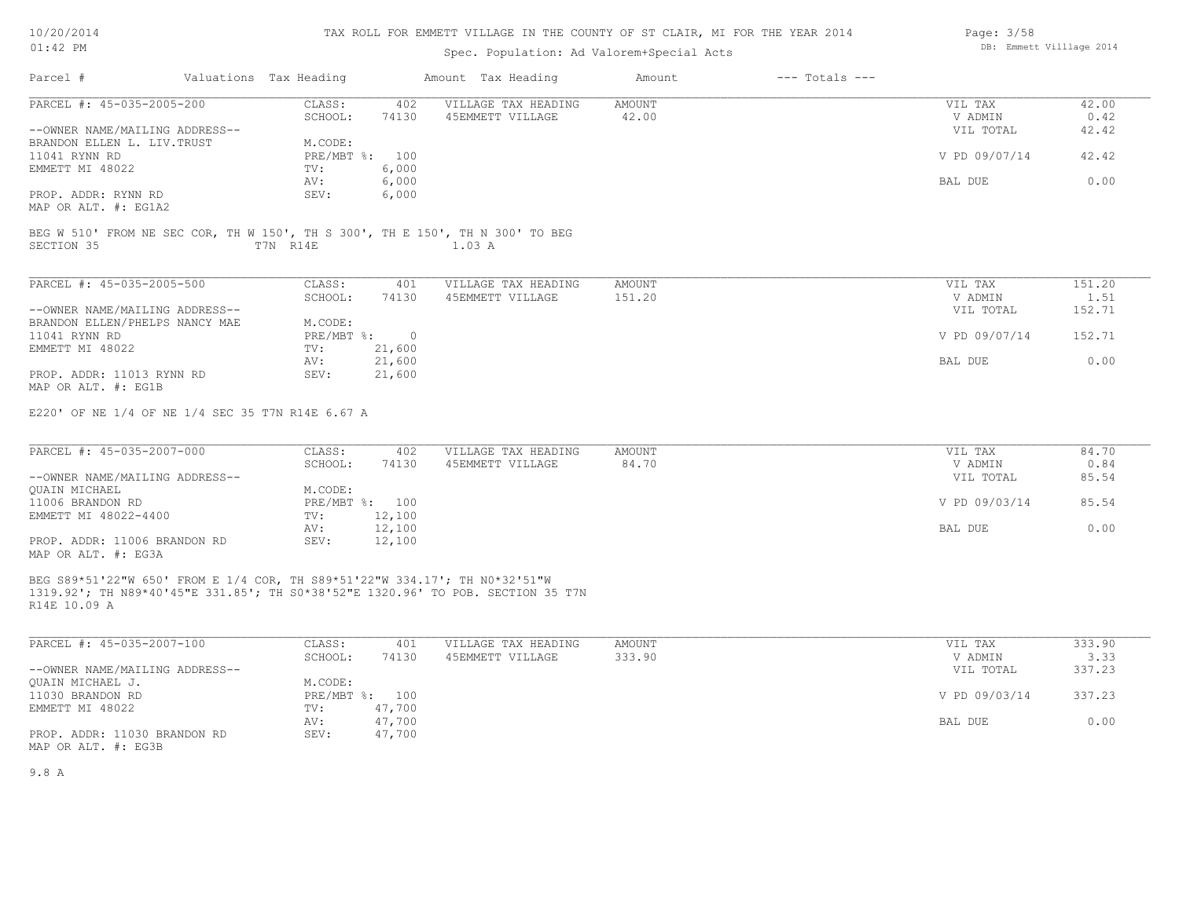# TAX ROLL FOR EMMETT VILLAGE IN THE COUNTY OF ST CLAIR, MI FOR THE YEAR 2014

Spec. Population: Ad Valorem+Special Acts

| Parcel # | Valuations | Tax Heading | Amount | Tax Heading | Amount | --- Totals --- | |
|---|---|---|---|---|---|---|---|

---

**PARCEL #: 45-035-2005-200**

| | | | | | | |
|---|---|---|---|---|---|---|
| CLASS: | 402 | VILLAGE TAX HEADING | AMOUNT | | VIL TAX | 42.00 |
| SCHOOL: | 74130 | 45EMMETT VILLAGE | 42.00 | | V ADMIN | 0.42 |
| | | | | | VIL TOTAL | 42.42 |
| M.CODE: | | | | | | |
| PRE/MBT %: | 100 | | | | V PD 09/07/14 | 42.42 |
| TV: | 6,000 | | | | | |
| AV: | 6,000 | | | | BAL DUE | 0.00 |
| SEV: | 6,000 | | | | | |

--OWNER NAME/MAILING ADDRESS--
BRANDON ELLEN L. LIV.TRUST
11041 RYNN RD
EMMETT MI 48022

PROP. ADDR: RYNN RD
MAP OR ALT. #: EG1A2

BEG W 510' FROM NE SEC COR, TH W 150', TH S 300', TH E 150', TH N 300' TO BEG
SECTION 35 T7N R14E 1.03 A

---

**PARCEL #: 45-035-2005-500**

| | | | | | | |
|---|---|---|---|---|---|---|
| CLASS: | 401 | VILLAGE TAX HEADING | AMOUNT | | VIL TAX | 151.20 |
| SCHOOL: | 74130 | 45EMMETT VILLAGE | 151.20 | | V ADMIN | 1.51 |
| | | | | | VIL TOTAL | 152.71 |
| M.CODE: | | | | | | |
| PRE/MBT %: | 0 | | | | V PD 09/07/14 | 152.71 |
| TV: | 21,600 | | | | | |
| AV: | 21,600 | | | | BAL DUE | 0.00 |
| SEV: | 21,600 | | | | | |

--OWNER NAME/MAILING ADDRESS--
BRANDON ELLEN/PHELPS NANCY MAE
11041 RYNN RD
EMMETT MI 48022

PROP. ADDR: 11013 RYNN RD
MAP OR ALT. #: EG1B

E220' OF NE 1/4 OF NE 1/4 SEC 35 T7N R14E 6.67 A

---

**PARCEL #: 45-035-2007-000**

| | | | | | | |
|---|---|---|---|---|---|---|
| CLASS: | 402 | VILLAGE TAX HEADING | AMOUNT | | VIL TAX | 84.70 |
| SCHOOL: | 74130 | 45EMMETT VILLAGE | 84.70 | | V ADMIN | 0.84 |
| | | | | | VIL TOTAL | 85.54 |
| M.CODE: | | | | | | |
| PRE/MBT %: | 100 | | | | V PD 09/03/14 | 85.54 |
| TV: | 12,100 | | | | | |
| AV: | 12,100 | | | | BAL DUE | 0.00 |
| SEV: | 12,100 | | | | | |

--OWNER NAME/MAILING ADDRESS--
QUAIN MICHAEL
11006 BRANDON RD
EMMETT MI 48022-4400

PROP. ADDR: 11006 BRANDON RD
MAP OR ALT. #: EG3A

BEG S89*51'22"W 650' FROM E 1/4 COR, TH S89*51'22"W 334.17'; TH N0*32'51"W 1319.92'; TH N89*40'45"E 331.85'; TH S0*38'52"E 1320.96' TO POB. SECTION 35 T7N R14E 10.09 A

---

**PARCEL #: 45-035-2007-100**

| | | | | | | |
|---|---|---|---|---|---|---|
| CLASS: | 401 | VILLAGE TAX HEADING | AMOUNT | | VIL TAX | 333.90 |
| SCHOOL: | 74130 | 45EMMETT VILLAGE | 333.90 | | V ADMIN | 3.33 |
| | | | | | VIL TOTAL | 337.23 |
| M.CODE: | | | | | | |
| PRE/MBT %: | 100 | | | | V PD 09/03/14 | 337.23 |
| TV: | 47,700 | | | | | |
| AV: | 47,700 | | | | BAL DUE | 0.00 |
| SEV: | 47,700 | | | | | |

--OWNER NAME/MAILING ADDRESS--
QUAIN MICHAEL J.
11030 BRANDON RD
EMMETT MI 48022

PROP. ADDR: 11030 BRANDON RD
MAP OR ALT. #: EG3B

9.8 A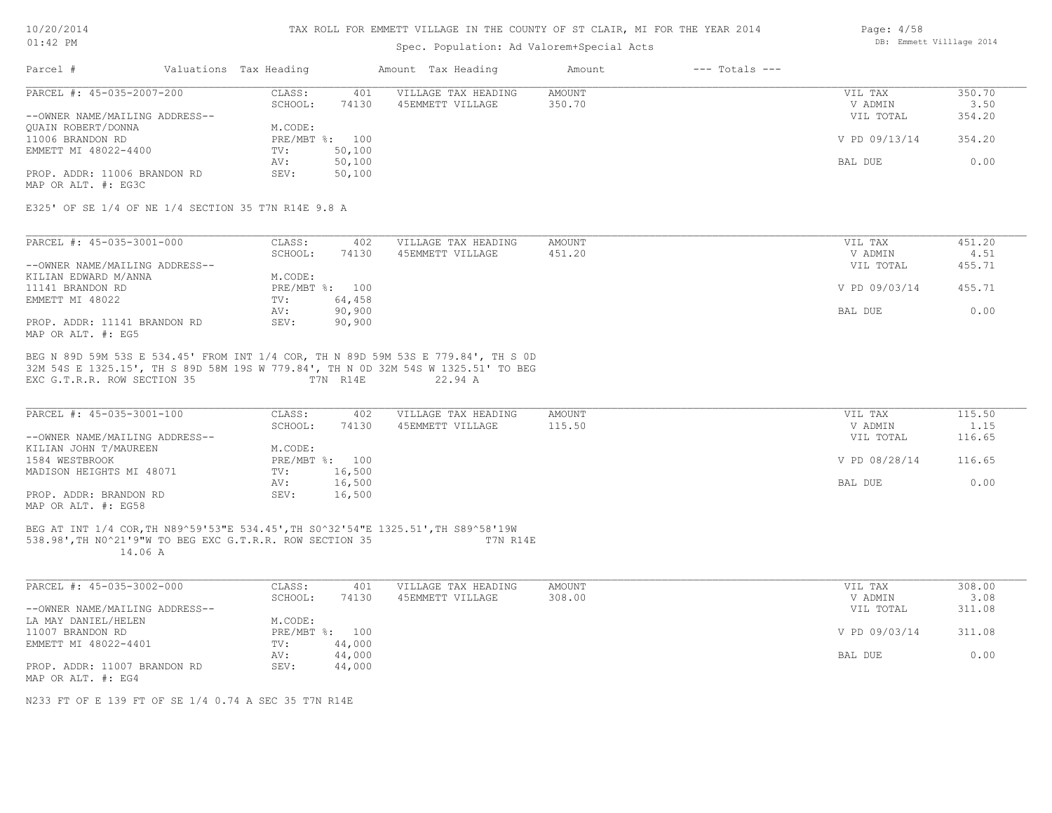TAX ROLL FOR EMMETT VILLAGE IN THE COUNTY OF ST CLAIR, MI FOR THE YEAR 2014

Spec. Population: Ad Valorem+Special Acts

| Parcel # | Valuations | Tax Heading | Amount | Tax Heading | Amount | --- Totals --- | |
|---|---|---|---|---|---|---|---|

PARCEL #: 45-035-2007-200

CLASS: 401 | SCHOOL: 74130 | M.CODE: | PRE/MBT %: 100 | TV: 50,100 | AV: 50,100 | SEV: 50,100

VILLAGE TAX HEADING: 45EMMETT VILLAGE — AMOUNT: 350.70

--OWNER NAME/MAILING ADDRESS--
QUAIN ROBERT/DONNA
11006 BRANDON RD
EMMETT MI 48022-4400

PROP. ADDR: 11006 BRANDON RD
MAP OR ALT. #: EG3C

| | |
|---|---|
| VIL TAX | 350.70 |
| V ADMIN | 3.50 |
| VIL TOTAL | 354.20 |
| V PD 09/13/14 | 354.20 |
| BAL DUE | 0.00 |

E325' OF SE 1/4 OF NE 1/4 SECTION 35 T7N R14E 9.8 A

---

PARCEL #: 45-035-3001-000

CLASS: 402 | SCHOOL: 74130 | M.CODE: | PRE/MBT %: 100 | TV: 64,458 | AV: 90,900 | SEV: 90,900

VILLAGE TAX HEADING: 45EMMETT VILLAGE — AMOUNT: 451.20

--OWNER NAME/MAILING ADDRESS--
KILIAN EDWARD M/ANNA
11141 BRANDON RD
EMMETT MI 48022

PROP. ADDR: 11141 BRANDON RD
MAP OR ALT. #: EG5

| | |
|---|---|
| VIL TAX | 451.20 |
| V ADMIN | 4.51 |
| VIL TOTAL | 455.71 |
| V PD 09/03/14 | 455.71 |
| BAL DUE | 0.00 |

BEG N 89D 59M 53S E 534.45' FROM INT 1/4 COR, TH N 89D 59M 53S E 779.84', TH S 0D 32M 54S E 1325.15', TH S 89D 58M 19S W 779.84', TH N 0D 32M 54S W 1325.51' TO BEG EXC G.T.R.R. ROW SECTION 35 T7N R14E 22.94 A

---

PARCEL #: 45-035-3001-100

CLASS: 402 | SCHOOL: 74130 | M.CODE: | PRE/MBT %: 100 | TV: 16,500 | AV: 16,500 | SEV: 16,500

VILLAGE TAX HEADING: 45EMMETT VILLAGE — AMOUNT: 115.50

--OWNER NAME/MAILING ADDRESS--
KILIAN JOHN T/MAUREEN
1584 WESTBROOK
MADISON HEIGHTS MI 48071

PROP. ADDR: BRANDON RD
MAP OR ALT. #: EG58

| | |
|---|---|
| VIL TAX | 115.50 |
| V ADMIN | 1.15 |
| VIL TOTAL | 116.65 |
| V PD 08/28/14 | 116.65 |
| BAL DUE | 0.00 |

BEG AT INT 1/4 COR,TH N89^59'53"E 534.45',TH S0^32'54"E 1325.51',TH S89^58'19W 538.98',TH N0^21'9"W TO BEG EXC G.T.R.R. ROW SECTION 35 T7N R14E 14.06 A

---

PARCEL #: 45-035-3002-000

CLASS: 401 | SCHOOL: 74130 | M.CODE: | PRE/MBT %: 100 | TV: 44,000 | AV: 44,000 | SEV: 44,000

VILLAGE TAX HEADING: 45EMMETT VILLAGE — AMOUNT: 308.00

--OWNER NAME/MAILING ADDRESS--
LA MAY DANIEL/HELEN
11007 BRANDON RD
EMMETT MI 48022-4401

PROP. ADDR: 11007 BRANDON RD
MAP OR ALT. #: EG4

| | |
|---|---|
| VIL TAX | 308.00 |
| V ADMIN | 3.08 |
| VIL TOTAL | 311.08 |
| V PD 09/03/14 | 311.08 |
| BAL DUE | 0.00 |

N233 FT OF E 139 FT OF SE 1/4 0.74 A SEC 35 T7N R14E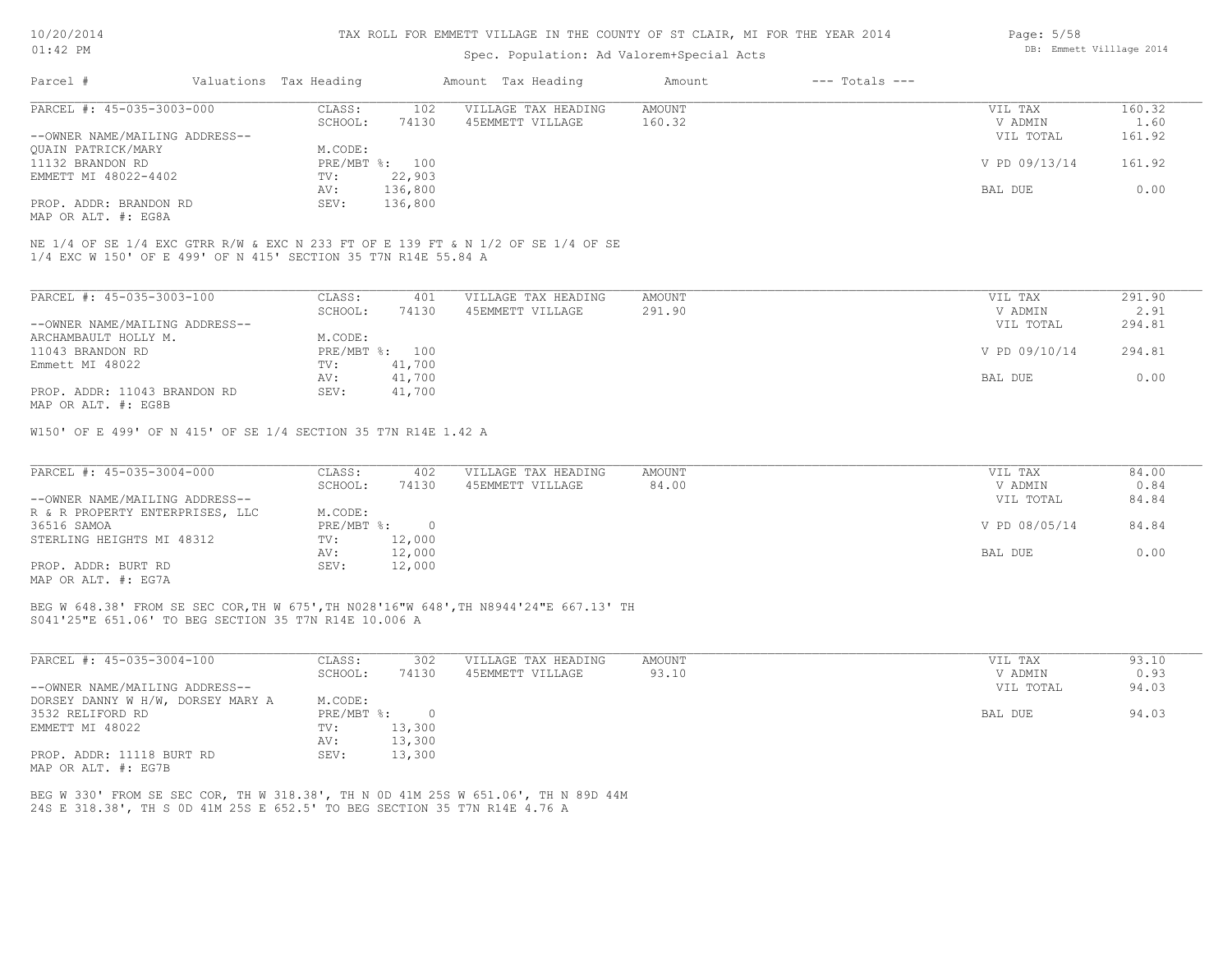TAX ROLL FOR EMMETT VILLAGE IN THE COUNTY OF ST CLAIR, MI FOR THE YEAR 2014

Spec. Population: Ad Valorem+Special Acts

| Parcel # | Valuations | Tax Heading | Amount | Tax Heading | Amount | --- Totals --- | |
|---|---|---|---|---|---|---|---|

## PARCEL #: 45-035-3003-000

| | | | | | |
|---|---|---|---|---|---|
| CLASS: | 102 | VILLAGE TAX HEADING | AMOUNT | VIL TAX | 160.32 |
| SCHOOL: | 74130 | 45EMMETT VILLAGE | 160.32 | V ADMIN | 1.60 |
| | | | | VIL TOTAL | 161.92 |
| M.CODE: | | | | | |
| PRE/MBT %: | 100 | | | V PD 09/13/14 | 161.92 |
| TV: | 22,903 | | | | |
| AV: | 136,800 | | | BAL DUE | 0.00 |
| SEV: | 136,800 | | | | |

--OWNER NAME/MAILING ADDRESS--
QUAIN PATRICK/MARY
11132 BRANDON RD
EMMETT MI 48022-4402

PROP. ADDR: BRANDON RD
MAP OR ALT. #: EG8A

NE 1/4 OF SE 1/4 EXC GTRR R/W & EXC N 233 FT OF E 139 FT & N 1/2 OF SE 1/4 OF SE 1/4 EXC W 150' OF E 499' OF N 415' SECTION 35 T7N R14E 55.84 A

## PARCEL #: 45-035-3003-100

| | | | | | |
|---|---|---|---|---|---|
| CLASS: | 401 | VILLAGE TAX HEADING | AMOUNT | VIL TAX | 291.90 |
| SCHOOL: | 74130 | 45EMMETT VILLAGE | 291.90 | V ADMIN | 2.91 |
| | | | | VIL TOTAL | 294.81 |
| M.CODE: | | | | | |
| PRE/MBT %: | 100 | | | V PD 09/10/14 | 294.81 |
| TV: | 41,700 | | | | |
| AV: | 41,700 | | | BAL DUE | 0.00 |
| SEV: | 41,700 | | | | |

--OWNER NAME/MAILING ADDRESS--
ARCHAMBAULT HOLLY M.
11043 BRANDON RD
Emmett MI 48022

PROP. ADDR: 11043 BRANDON RD
MAP OR ALT. #: EG8B

W150' OF E 499' OF N 415' OF SE 1/4 SECTION 35 T7N R14E 1.42 A

## PARCEL #: 45-035-3004-000

| | | | | | |
|---|---|---|---|---|---|
| CLASS: | 402 | VILLAGE TAX HEADING | AMOUNT | VIL TAX | 84.00 |
| SCHOOL: | 74130 | 45EMMETT VILLAGE | 84.00 | V ADMIN | 0.84 |
| | | | | VIL TOTAL | 84.84 |
| M.CODE: | | | | | |
| PRE/MBT %: | 0 | | | V PD 08/05/14 | 84.84 |
| TV: | 12,000 | | | | |
| AV: | 12,000 | | | BAL DUE | 0.00 |
| SEV: | 12,000 | | | | |

--OWNER NAME/MAILING ADDRESS--
R & R PROPERTY ENTERPRISES, LLC
36516 SAMOA
STERLING HEIGHTS MI 48312

PROP. ADDR: BURT RD
MAP OR ALT. #: EG7A

BEG W 648.38' FROM SE SEC COR,TH W 675',TH N028'16"W 648',TH N8944'24"E 667.13' TH S041'25"E 651.06' TO BEG SECTION 35 T7N R14E 10.006 A

## PARCEL #: 45-035-3004-100

| | | | | | |
|---|---|---|---|---|---|
| CLASS: | 302 | VILLAGE TAX HEADING | AMOUNT | VIL TAX | 93.10 |
| SCHOOL: | 74130 | 45EMMETT VILLAGE | 93.10 | V ADMIN | 0.93 |
| | | | | VIL TOTAL | 94.03 |
| M.CODE: | | | | | |
| PRE/MBT %: | 0 | | | BAL DUE | 94.03 |
| TV: | 13,300 | | | | |
| AV: | 13,300 | | | | |
| SEV: | 13,300 | | | | |

--OWNER NAME/MAILING ADDRESS--
DORSEY DANNY W H/W, DORSEY MARY A
3532 RELIFORD RD
EMMETT MI 48022

PROP. ADDR: 11118 BURT RD
MAP OR ALT. #: EG7B

BEG W 330' FROM SE SEC COR, TH W 318.38', TH N 0D 41M 25S W 651.06', TH N 89D 44M 24S E 318.38', TH S 0D 41M 25S E 652.5' TO BEG SECTION 35 T7N R14E 4.76 A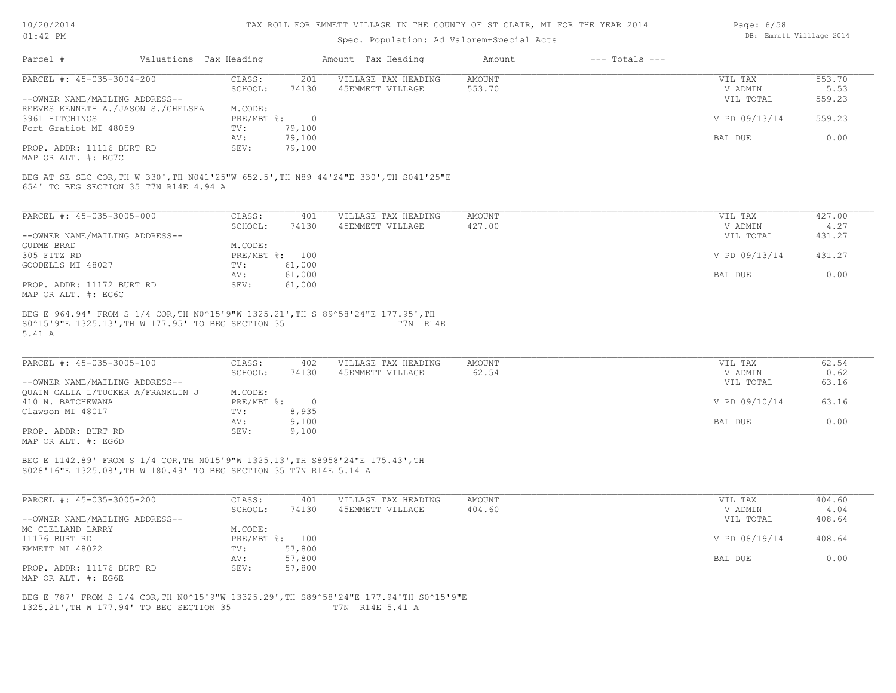TAX ROLL FOR EMMETT VILLAGE IN THE COUNTY OF ST CLAIR, MI FOR THE YEAR 2014

Spec. Population: Ad Valorem+Special Acts

| Parcel # | Valuations | Tax Heading | Amount | Tax Heading | Amount | --- Totals --- | |
|---|---|---|---|---|---|---|---|

---

**PARCEL #: 45-035-3004-200**

| | | | | | |
|---|---|---|---|---|---|
| CLASS: | 201 | VILLAGE TAX HEADING | AMOUNT | VIL TAX | 553.70 |
| SCHOOL: | 74130 | 45EMMETT VILLAGE | 553.70 | V ADMIN | 5.53 |
| M.CODE: | | | | VIL TOTAL | 559.23 |
| PRE/MBT %: | 0 | | | V PD 09/13/14 | 559.23 |
| TV: | 79,100 | | | | |
| AV: | 79,100 | | | BAL DUE | 0.00 |
| SEV: | 79,100 | | | | |

--OWNER NAME/MAILING ADDRESS--
REEVES KENNETH A./JASON S./CHELSEA
3961 HITCHINGS
Fort Gratiot MI 48059

PROP. ADDR: 11116 BURT RD
MAP OR ALT. #: EG7C

BEG AT SE SEC COR,TH W 330',TH N0 41'25"W 652.5',TH N89 44'24"E 330',TH S0 41'25"E 654' TO BEG SECTION 35 T7N R14E 4.94 A

---

**PARCEL #: 45-035-3005-000**

| | | | | | |
|---|---|---|---|---|---|
| CLASS: | 401 | VILLAGE TAX HEADING | AMOUNT | VIL TAX | 427.00 |
| SCHOOL: | 74130 | 45EMMETT VILLAGE | 427.00 | V ADMIN | 4.27 |
| M.CODE: | | | | VIL TOTAL | 431.27 |
| PRE/MBT %: | 100 | | | V PD 09/13/14 | 431.27 |
| TV: | 61,000 | | | | |
| AV: | 61,000 | | | BAL DUE | 0.00 |
| SEV: | 61,000 | | | | |

--OWNER NAME/MAILING ADDRESS--
GUDME BRAD
305 FITZ RD
GOODELLS MI 48027

PROP. ADDR: 11172 BURT RD
MAP OR ALT. #: EG6C

BEG E 964.94' FROM S 1/4 COR,TH N0^15'9"W 1325.21',TH S 89^58'24"E 177.95',TH S0^15'9"E 1325.13',TH W 177.95' TO BEG SECTION 35 T7N R14E 5.41 A

---

**PARCEL #: 45-035-3005-100**

| | | | | | |
|---|---|---|---|---|---|
| CLASS: | 402 | VILLAGE TAX HEADING | AMOUNT | VIL TAX | 62.54 |
| SCHOOL: | 74130 | 45EMMETT VILLAGE | 62.54 | V ADMIN | 0.62 |
| M.CODE: | | | | VIL TOTAL | 63.16 |
| PRE/MBT %: | 0 | | | V PD 09/10/14 | 63.16 |
| TV: | 8,935 | | | | |
| AV: | 9,100 | | | BAL DUE | 0.00 |
| SEV: | 9,100 | | | | |

--OWNER NAME/MAILING ADDRESS--
QUAIN GALIA L/TUCKER A/FRANKLIN J
410 N. BATCHEWANA
Clawson MI 48017

PROP. ADDR: BURT RD
MAP OR ALT. #: EG6D

BEG E 1142.89' FROM S 1/4 COR,TH N015'9"W 1325.13',TH S8958'24"E 175.43',TH S028'16"E 1325.08',TH W 180.49' TO BEG SECTION 35 T7N R14E 5.14 A

---

**PARCEL #: 45-035-3005-200**

| | | | | | |
|---|---|---|---|---|---|
| CLASS: | 401 | VILLAGE TAX HEADING | AMOUNT | VIL TAX | 404.60 |
| SCHOOL: | 74130 | 45EMMETT VILLAGE | 404.60 | V ADMIN | 4.04 |
| M.CODE: | | | | VIL TOTAL | 408.64 |
| PRE/MBT %: | 100 | | | V PD 08/19/14 | 408.64 |
| TV: | 57,800 | | | | |
| AV: | 57,800 | | | BAL DUE | 0.00 |
| SEV: | 57,800 | | | | |

--OWNER NAME/MAILING ADDRESS--
MC CLELLAND LARRY
11176 BURT RD
EMMETT MI 48022

PROP. ADDR: 11176 BURT RD
MAP OR ALT. #: EG6E

BEG E 787' FROM S 1/4 COR,TH N0^15'9"W 13325.29',TH S89^58'24"E 177.94'TH S0^15'9"E 1325.21',TH W 177.94' TO BEG SECTION 35 T7N R14E 5.41 A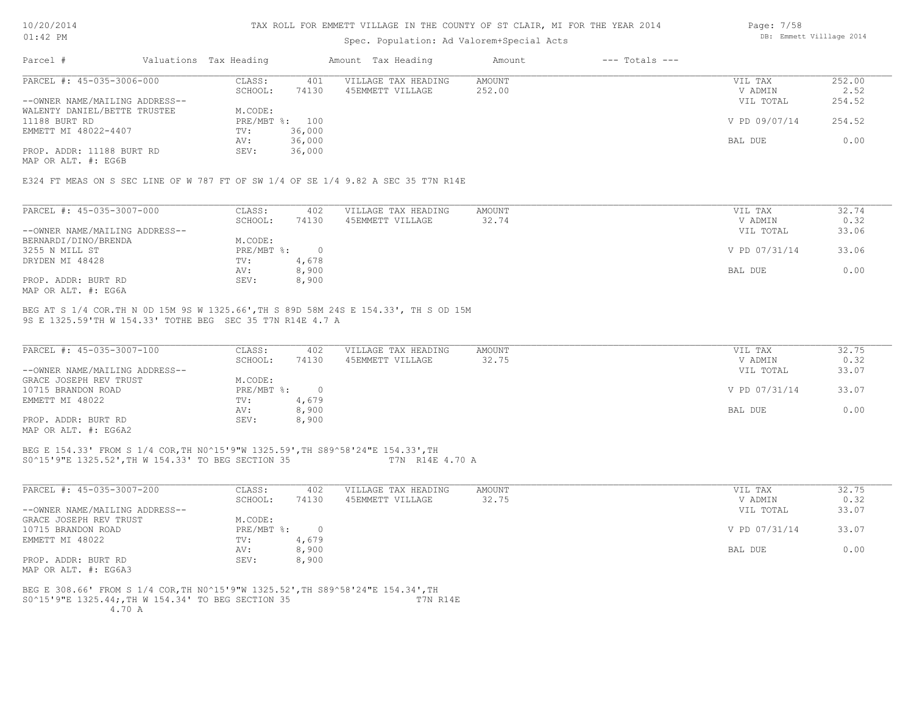TAX ROLL FOR EMMETT VILLAGE IN THE COUNTY OF ST CLAIR, MI FOR THE YEAR 2014

Spec. Population: Ad Valorem+Special Acts

| Parcel # | Valuations | Tax Heading | Amount | Tax Heading | Amount | --- Totals --- |
|---|---|---|---|---|---|---|

---

**PARCEL #: 45-035-3006-000**

| | | | | | |
|---|---|---|---|---|---|
| CLASS: | 401 | VILLAGE TAX HEADING | AMOUNT | VIL TAX | 252.00 |
| SCHOOL: | 74130 | 45EMMETT VILLAGE | 252.00 | V ADMIN | 2.52 |
| | | | | VIL TOTAL | 254.52 |
| M.CODE: | | | | | |
| PRE/MBT %: | 100 | | | V PD 09/07/14 | 254.52 |
| TV: | 36,000 | | | | |
| AV: | 36,000 | | | BAL DUE | 0.00 |
| SEV: | 36,000 | | | | |

--OWNER NAME/MAILING ADDRESS--
WALENTY DANIEL/BETTE TRUSTEE
11188 BURT RD
EMMETT MI 48022-4407

PROP. ADDR: 11188 BURT RD
MAP OR ALT. #: EG6B

E324 FT MEAS ON S SEC LINE OF W 787 FT OF SW 1/4 OF SE 1/4 9.82 A SEC 35 T7N R14E

---

**PARCEL #: 45-035-3007-000**

| | | | | | |
|---|---|---|---|---|---|
| CLASS: | 402 | VILLAGE TAX HEADING | AMOUNT | VIL TAX | 32.74 |
| SCHOOL: | 74130 | 45EMMETT VILLAGE | 32.74 | V ADMIN | 0.32 |
| | | | | VIL TOTAL | 33.06 |
| M.CODE: | | | | | |
| PRE/MBT %: | 0 | | | V PD 07/31/14 | 33.06 |
| TV: | 4,678 | | | | |
| AV: | 8,900 | | | BAL DUE | 0.00 |
| SEV: | 8,900 | | | | |

--OWNER NAME/MAILING ADDRESS--
BERNARDI/DINO/BRENDA
3255 N MILL ST
DRYDEN MI 48428

PROP. ADDR: BURT RD
MAP OR ALT. #: EG6A

BEG AT S 1/4 COR.TH N 0D 15M 9S W 1325.66',TH S 89D 58M 24S E 154.33', TH S OD 15M
9S E 1325.59'TH W 154.33' TOTHE BEG SEC 35 T7N R14E 4.7 A

---

**PARCEL #: 45-035-3007-100**

| | | | | | |
|---|---|---|---|---|---|
| CLASS: | 402 | VILLAGE TAX HEADING | AMOUNT | VIL TAX | 32.75 |
| SCHOOL: | 74130 | 45EMMETT VILLAGE | 32.75 | V ADMIN | 0.32 |
| | | | | VIL TOTAL | 33.07 |
| M.CODE: | | | | | |
| PRE/MBT %: | 0 | | | V PD 07/31/14 | 33.07 |
| TV: | 4,679 | | | | |
| AV: | 8,900 | | | BAL DUE | 0.00 |
| SEV: | 8,900 | | | | |

--OWNER NAME/MAILING ADDRESS--
GRACE JOSEPH REV TRUST
10715 BRANDON ROAD
EMMETT MI 48022

PROP. ADDR: BURT RD
MAP OR ALT. #: EG6A2

BEG E 154.33' FROM S 1/4 COR,TH N0^15'9"W 1325.59',TH S89^58'24"E 154.33',TH
S0^15'9"E 1325.52',TH W 154.33' TO BEG SECTION 35 T7N R14E 4.70 A

---

**PARCEL #: 45-035-3007-200**

| | | | | | |
|---|---|---|---|---|---|
| CLASS: | 402 | VILLAGE TAX HEADING | AMOUNT | VIL TAX | 32.75 |
| SCHOOL: | 74130 | 45EMMETT VILLAGE | 32.75 | V ADMIN | 0.32 |
| | | | | VIL TOTAL | 33.07 |
| M.CODE: | | | | | |
| PRE/MBT %: | 0 | | | V PD 07/31/14 | 33.07 |
| TV: | 4,679 | | | | |
| AV: | 8,900 | | | BAL DUE | 0.00 |
| SEV: | 8,900 | | | | |

--OWNER NAME/MAILING ADDRESS--
GRACE JOSEPH REV TRUST
10715 BRANDON ROAD
EMMETT MI 48022

PROP. ADDR: BURT RD
MAP OR ALT. #: EG6A3

BEG E 308.66' FROM S 1/4 COR,TH N0^15'9"W 1325.52',TH S89^58'24"E 154.34',TH
S0^15'9"E 1325.44;,TH W 154.34' TO BEG SECTION 35 T7N R14E
4.70 A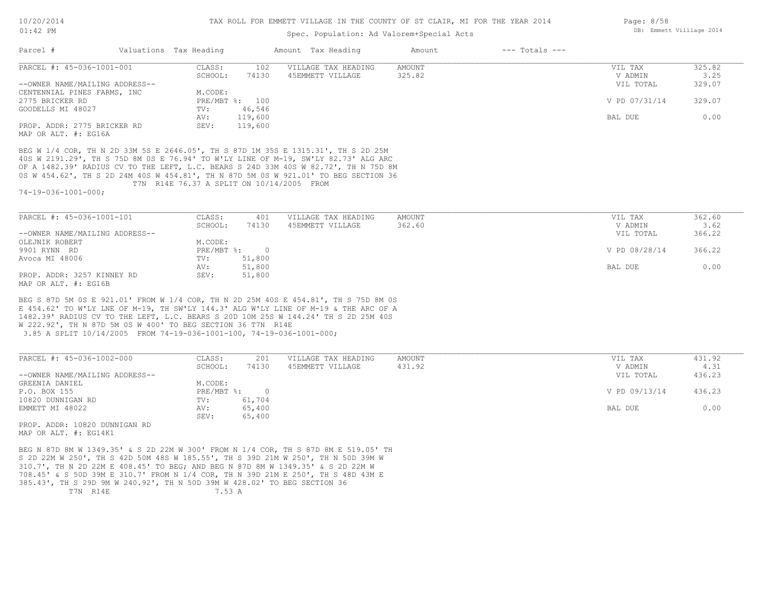TAX ROLL FOR EMMETT VILLAGE IN THE COUNTY OF ST CLAIR, MI FOR THE YEAR 2014

Spec. Population: Ad Valorem+Special Acts

| Parcel # | Valuations | Tax Heading | Amount | Tax Heading | Amount | --- Totals --- | |
|---|---|---|---|---|---|---|---|
| PARCEL #: 45-036-1001-001 | CLASS: | 102 | VILLAGE TAX HEADING | AMOUNT | | VIL TAX | 325.82 |
| | SCHOOL: | 74130 | 45EMMETT VILLAGE | 325.82 | | V ADMIN | 3.25 |
| --OWNER NAME/MAILING ADDRESS-- | | | | | | VIL TOTAL | 329.07 |
| CENTENNIAL PINES FARMS, INC | M.CODE: | | | | | | |
| 2775 BRICKER RD | PRE/MBT %: | 100 | | | | V PD 07/31/14 | 329.07 |
| GOODELLS MI 48027 | TV: | 46,546 | | | | | |
| | AV: | 119,600 | | | | BAL DUE | 0.00 |
| PROP. ADDR: 2775 BRICKER RD | SEV: | 119,600 | | | | | |
| MAP OR ALT. #: EG16A | | | | | | | |

BEG W 1/4 COR, TH N 2D 33M 5S E 2646.05', TH S 87D 1M 35S E 1315.31', TH S 2D 25M 40S W 2191.29', TH S 75D 8M 0S E 76.94' TO W'LY LINE OF M-19, SW'LY 82.73' ALG ARC OF A 1482.39' RADIUS CV TO THE LEFT, L.C. BEARS S 24D 33M 40S W 82.72', TH N 75D 8M 0S W 454.62', TH S 2D 24M 40S W 454.81', TH N 87D 5M 0S W 921.01' TO BEG SECTION 36 T7N R14E 76.37 A SPLIT ON 10/14/2005 FROM 74-19-036-1001-000;

| Parcel # | Valuations | Tax Heading | Amount | Tax Heading | Amount | --- Totals --- | |
|---|---|---|---|---|---|---|---|
| PARCEL #: 45-036-1001-101 | CLASS: | 401 | VILLAGE TAX HEADING | AMOUNT | | VIL TAX | 362.60 |
| | SCHOOL: | 74130 | 45EMMETT VILLAGE | 362.60 | | V ADMIN | 3.62 |
| --OWNER NAME/MAILING ADDRESS-- | | | | | | VIL TOTAL | 366.22 |
| OLEJNIK ROBERT | M.CODE: | | | | | | |
| 9901 RYNN RD | PRE/MBT %: | 0 | | | | V PD 08/28/14 | 366.22 |
| Avoca MI 48006 | TV: | 51,800 | | | | | |
| | AV: | 51,800 | | | | BAL DUE | 0.00 |
| PROP. ADDR: 3257 KINNEY RD | SEV: | 51,800 | | | | | |
| MAP OR ALT. #: EG16B | | | | | | | |

BEG S 87D 5M 0S E 921.01' FROM W 1/4 COR, TH N 2D 25M 40S E 454.81', TH S 75D 8M 0S E 454.62' TO W'LY LNE OF M-19, TH SW'LY 144.3' ALG W'LY LINE OF M-19 & THE ARC OF A 1482.39' RADIUS CV TO THE LEFT, L.C. BEARS S 20D 10M 25S W 144.24' TH S 2D 25M 40S W 222.92', TH N 87D 5M 0S W 400' TO BEG SECTION 36 T7N R14E 3.85 A SPLIT 10/14/2005 FROM 74-19-036-1001-100, 74-19-036-1001-000;

| Parcel # | Valuations | Tax Heading | Amount | Tax Heading | Amount | --- Totals --- | |
|---|---|---|---|---|---|---|---|
| PARCEL #: 45-036-1002-000 | CLASS: | 201 | VILLAGE TAX HEADING | AMOUNT | | VIL TAX | 431.92 |
| | SCHOOL: | 74130 | 45EMMETT VILLAGE | 431.92 | | V ADMIN | 4.31 |
| --OWNER NAME/MAILING ADDRESS-- | | | | | | VIL TOTAL | 436.23 |
| GREENIA DANIEL | M.CODE: | | | | | | |
| P.O. BOX 155 | PRE/MBT %: | 0 | | | | V PD 09/13/14 | 436.23 |
| 10820 DUNNIGAN RD | TV: | 61,704 | | | | | |
| EMMETT MI 48022 | AV: | 65,400 | | | | BAL DUE | 0.00 |
| | SEV: | 65,400 | | | | | |
| PROP. ADDR: 10820 DUNNIGAN RD | | | | | | | |
| MAP OR ALT. #: EG14K1 | | | | | | | |

BEG N 87D 8M W 1349.35' & S 2D 22M W 300' FROM N 1/4 COR, TH S 87D 8M E 519.05' TH S 2D 22M W 250', TH S 42D 50M 48S W 185.55', TH S 39D 21M W 250', TH N 50D 39M W 310.7', TH N 2D 22M E 408.45' TO BEG; AND BEG N 87D 8M W 1349.35' & S 2D 22M W 708.45' & S 50D 39M E 310.7' FROM N 1/4 COR, TH N 39D 21M E 250', TH S 48D 43M E 385.43', TH S 29D 9M W 240.92', TH N 50D 39M W 428.02' TO BEG SECTION 36 T7N R14E 7.53 A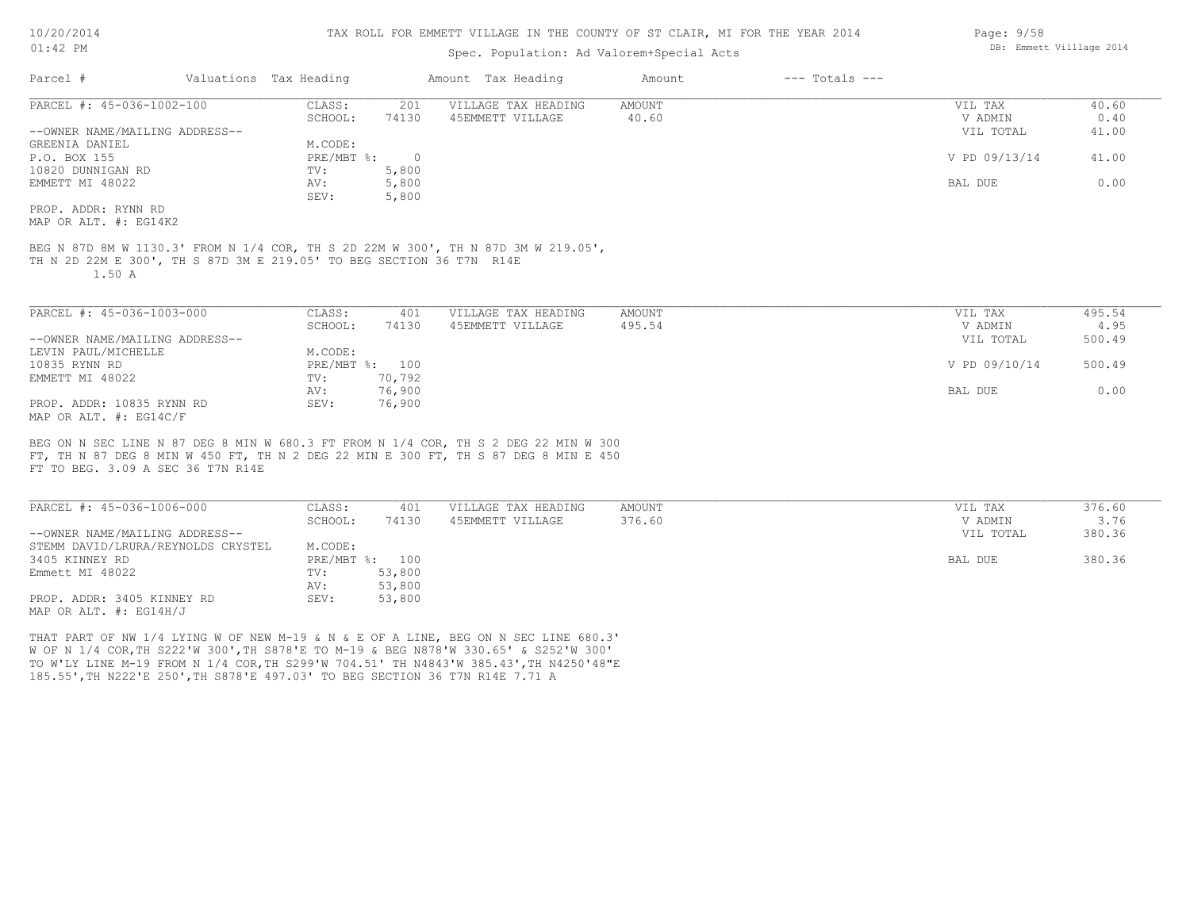# TAX ROLL FOR EMMETT VILLAGE IN THE COUNTY OF ST CLAIR, MI FOR THE YEAR 2014

Spec. Population: Ad Valorem+Special Acts

10/20/2014
01:42 PM

DB: Emmett Villlage 2014

| Parcel # | Valuations | Tax Heading | Amount | Tax Heading | Amount | --- Totals --- | |
|---|---|---|---|---|---|---|---|

---

**PARCEL #: 45-036-1002-100**

| | | | | | | |
|---|---|---|---|---|---|---|
| --OWNER NAME/MAILING ADDRESS-- | CLASS: | 201 | VILLAGE TAX HEADING | AMOUNT | VIL TAX | 40.60 |
| GREENIA DANIEL | SCHOOL: | 74130 | 45EMMETT VILLAGE | 40.60 | V ADMIN | 0.40 |
| P.O. BOX 155 | M.CODE: | | | | VIL TOTAL | 41.00 |
| 10820 DUNNIGAN RD | PRE/MBT %: | 0 | | | V PD 09/13/14 | 41.00 |
| EMMETT MI 48022 | TV: | 5,800 | | | | |
| | AV: | 5,800 | | | BAL DUE | 0.00 |
| | SEV: | 5,800 | | | | |

PROP. ADDR: RYNN RD
MAP OR ALT. #: EG14K2

BEG N 87D 8M W 1130.3' FROM N 1/4 COR, TH S 2D 22M W 300', TH N 87D 3M W 219.05', TH N 2D 22M E 300', TH S 87D 3M E 219.05' TO BEG SECTION 36 T7N R14E
1.50 A

---

**PARCEL #: 45-036-1003-000**

| | | | | | | |
|---|---|---|---|---|---|---|
| --OWNER NAME/MAILING ADDRESS-- | CLASS: | 401 | VILLAGE TAX HEADING | AMOUNT | VIL TAX | 495.54 |
| LEVIN PAUL/MICHELLE | SCHOOL: | 74130 | 45EMMETT VILLAGE | 495.54 | V ADMIN | 4.95 |
| 10835 RYNN RD | M.CODE: | | | | VIL TOTAL | 500.49 |
| EMMETT MI 48022 | PRE/MBT %: | 100 | | | V PD 09/10/14 | 500.49 |
| | TV: | 70,792 | | | | |
| | AV: | 76,900 | | | BAL DUE | 0.00 |
| | SEV: | 76,900 | | | | |

PROP. ADDR: 10835 RYNN RD
MAP OR ALT. #: EG14C/F

BEG ON N SEC LINE N 87 DEG 8 MIN W 680.3 FT FROM N 1/4 COR, TH S 2 DEG 22 MIN W 300 FT, TH N 87 DEG 8 MIN W 450 FT, TH N 2 DEG 22 MIN E 300 FT, TH S 87 DEG 8 MIN E 450 FT TO BEG. 3.09 A SEC 36 T7N R14E

---

**PARCEL #: 45-036-1006-000**

| | | | | | | |
|---|---|---|---|---|---|---|
| --OWNER NAME/MAILING ADDRESS-- | CLASS: | 401 | VILLAGE TAX HEADING | AMOUNT | VIL TAX | 376.60 |
| STEMM DAVID/LRURA/REYNOLDS CRYSTEL | SCHOOL: | 74130 | 45EMMETT VILLAGE | 376.60 | V ADMIN | 3.76 |
| 3405 KINNEY RD | M.CODE: | | | | VIL TOTAL | 380.36 |
| Emmett MI 48022 | PRE/MBT %: | 100 | | | BAL DUE | 380.36 |
| | TV: | 53,800 | | | | |
| | AV: | 53,800 | | | | |
| | SEV: | 53,800 | | | | |

PROP. ADDR: 3405 KINNEY RD
MAP OR ALT. #: EG14H/J

THAT PART OF NW 1/4 LYING W OF NEW M-19 & N & E OF A LINE, BEG ON N SEC LINE 680.3' W OF N 1/4 COR,TH S222'W 300',TH S878'E TO M-19 & BEG N878'W 330.65' & S252'W 300' TO W'LY LINE M-19 FROM N 1/4 COR,TH S299'W 704.51' TH N4843'W 385.43',TH N4250'48"E 185.55',TH N222'E 250',TH S878'E 497.03' TO BEG SECTION 36 T7N R14E 7.71 A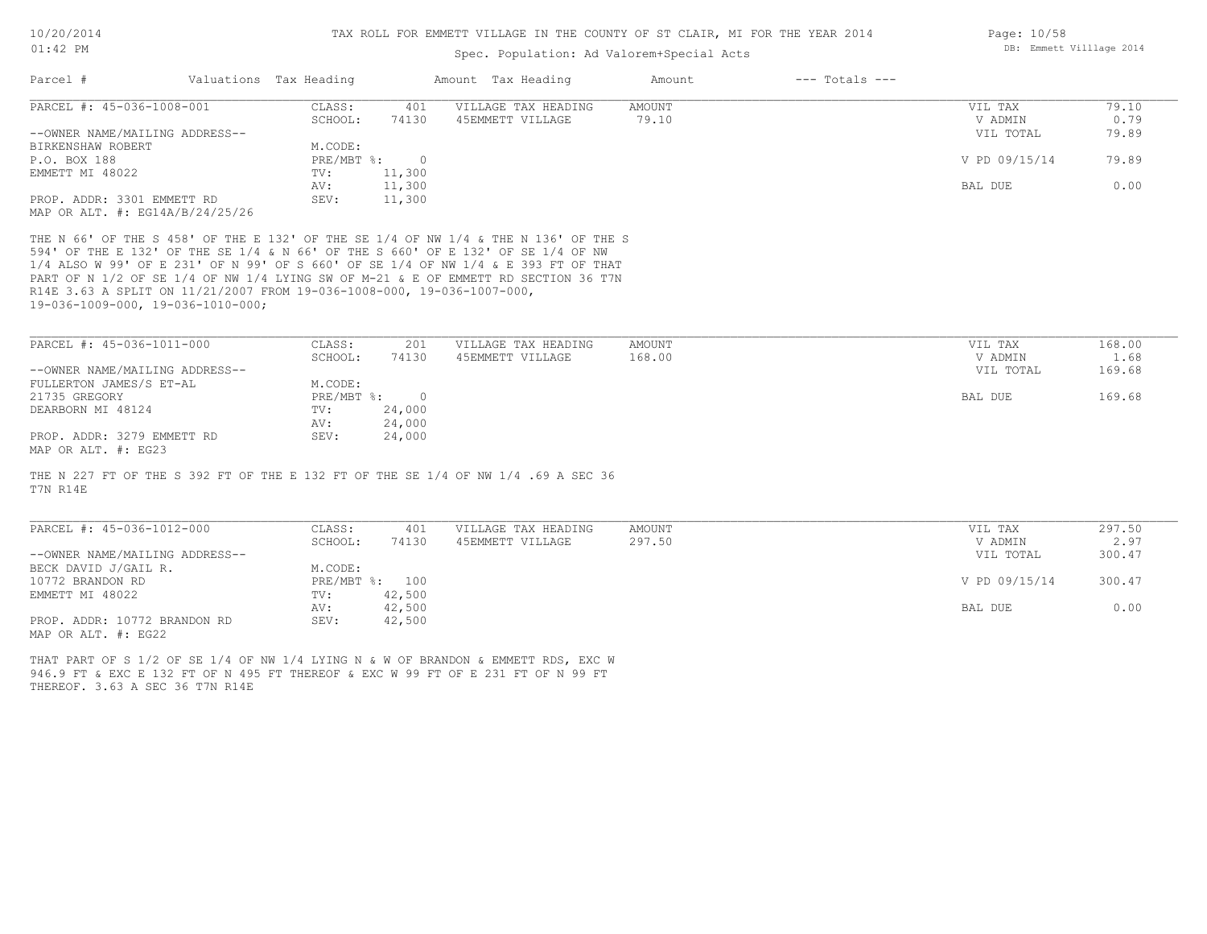TAX ROLL FOR EMMETT VILLAGE IN THE COUNTY OF ST CLAIR, MI FOR THE YEAR 2014

Spec. Population: Ad Valorem+Special Acts

10/20/2014
01:42 PM

DB: Emmett Villlage 2014

| Parcel # | Valuations | Tax Heading | Amount | Tax Heading | Amount | --- Totals --- | |
|---|---|---|---|---|---|---|---|

## PARCEL #: 45-036-1008-001

| | | | | | |
|---|---|---|---|---|---|
| CLASS: | 401 | VILLAGE TAX HEADING | AMOUNT | VIL TAX | 79.10 |
| SCHOOL: | 74130 | 45EMMETT VILLAGE | 79.10 | V ADMIN | 0.79 |
| M.CODE: | | | | VIL TOTAL | 79.89 |
| PRE/MBT %: | 0 | | | V PD 09/15/14 | 79.89 |
| TV: | 11,300 | | | | |
| AV: | 11,300 | | | BAL DUE | 0.00 |
| SEV: | 11,300 | | | | |

--OWNER NAME/MAILING ADDRESS--
BIRKENSHAW ROBERT
P.O. BOX 188
EMMETT MI 48022

PROP. ADDR: 3301 EMMETT RD
MAP OR ALT. #: EG14A/B/24/25/26

THE N 66' OF THE S 458' OF THE E 132' OF THE SE 1/4 OF NW 1/4 & THE N 136' OF THE S 594' OF THE E 132' OF THE SE 1/4 & N 66' OF THE S 660' OF E 132' OF SE 1/4 OF NW 1/4 ALSO W 99' OF E 231' OF N 99' OF S 660' OF SE 1/4 OF NW 1/4 & E 393 FT OF THAT PART OF N 1/2 OF SE 1/4 OF NW 1/4 LYING SW OF M-21 & E OF EMMETT RD SECTION 36 T7N R14E 3.63 A SPLIT ON 11/21/2007 FROM 19-036-1008-000, 19-036-1007-000, 19-036-1009-000, 19-036-1010-000;

## PARCEL #: 45-036-1011-000

| | | | | | |
|---|---|---|---|---|---|
| CLASS: | 201 | VILLAGE TAX HEADING | AMOUNT | VIL TAX | 168.00 |
| SCHOOL: | 74130 | 45EMMETT VILLAGE | 168.00 | V ADMIN | 1.68 |
| M.CODE: | | | | VIL TOTAL | 169.68 |
| PRE/MBT %: | 0 | | | BAL DUE | 169.68 |
| TV: | 24,000 | | | | |
| AV: | 24,000 | | | | |
| SEV: | 24,000 | | | | |

--OWNER NAME/MAILING ADDRESS--
FULLERTON JAMES/S ET-AL
21735 GREGORY
DEARBORN MI 48124

PROP. ADDR: 3279 EMMETT RD
MAP OR ALT. #: EG23

THE N 227 FT OF THE S 392 FT OF THE E 132 FT OF THE SE 1/4 OF NW 1/4 .69 A SEC 36 T7N R14E

## PARCEL #: 45-036-1012-000

| | | | | | |
|---|---|---|---|---|---|
| CLASS: | 401 | VILLAGE TAX HEADING | AMOUNT | VIL TAX | 297.50 |
| SCHOOL: | 74130 | 45EMMETT VILLAGE | 297.50 | V ADMIN | 2.97 |
| M.CODE: | | | | VIL TOTAL | 300.47 |
| PRE/MBT %: | 100 | | | V PD 09/15/14 | 300.47 |
| TV: | 42,500 | | | | |
| AV: | 42,500 | | | BAL DUE | 0.00 |
| SEV: | 42,500 | | | | |

--OWNER NAME/MAILING ADDRESS--
BECK DAVID J/GAIL R.
10772 BRANDON RD
EMMETT MI 48022

PROP. ADDR: 10772 BRANDON RD
MAP OR ALT. #: EG22

THAT PART OF S 1/2 OF SE 1/4 OF NW 1/4 LYING N & W OF BRANDON & EMMETT RDS, EXC W 946.9 FT & EXC E 132 FT OF N 495 FT THEREOF & EXC W 99 FT OF E 231 FT OF N 99 FT THEREOF. 3.63 A SEC 36 T7N R14E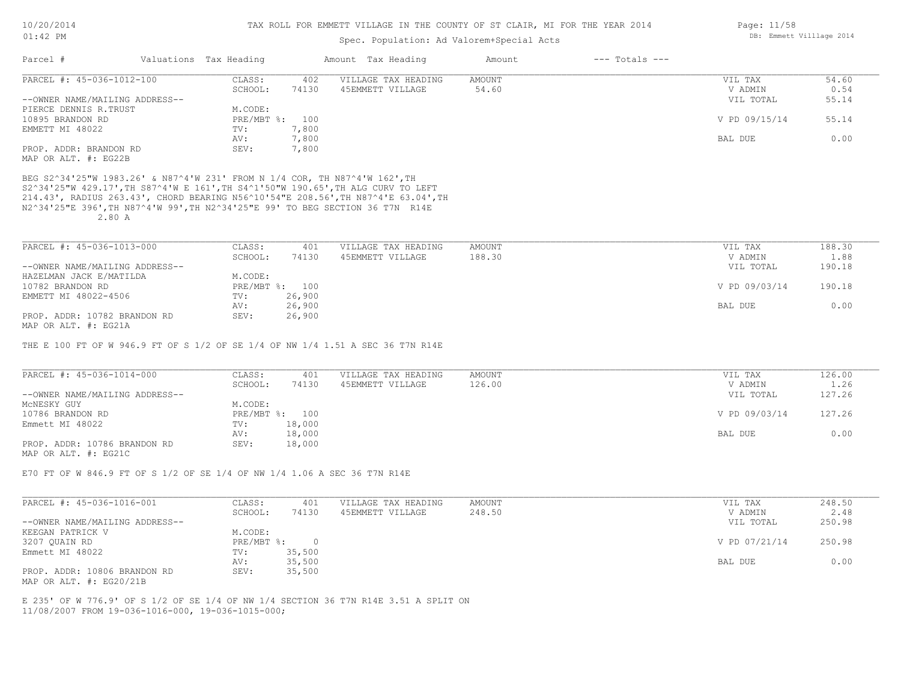TAX ROLL FOR EMMETT VILLAGE IN THE COUNTY OF ST CLAIR, MI FOR THE YEAR 2014

Spec. Population: Ad Valorem+Special Acts

| Parcel # | Valuations | Tax Heading | Amount | Tax Heading | Amount | --- Totals --- | |
|---|---|---|---|---|---|---|---|
| PARCEL #: 45-036-1012-100 | CLASS: | 402 | VILLAGE TAX HEADING | AMOUNT | | VIL TAX | 54.60 |
| | SCHOOL: | 74130 | 45EMMETT VILLAGE | 54.60 | | V ADMIN | 0.54 |
| --OWNER NAME/MAILING ADDRESS-- | | | | | | VIL TOTAL | 55.14 |
| PIERCE DENNIS R.TRUST | M.CODE: | | | | | | |
| 10895 BRANDON RD | PRE/MBT %: | 100 | | | | V PD 09/15/14 | 55.14 |
| EMMETT MI 48022 | TV: | 7,800 | | | | | |
| | AV: | 7,800 | | | | BAL DUE | 0.00 |
| PROP. ADDR: BRANDON RD | SEV: | 7,800 | | | | | |
| MAP OR ALT. #: EG22B | | | | | | | |

BEG S2^34'25"W 1983.26' & N87^4'W 231' FROM N 1/4 COR, TH N87^4'W 162',TH S2^34'25"W 429.17',TH S87^4'W E 161',TH S4^1'50"W 190.65',TH ALG CURV TO LEFT 214.43', RADIUS 263.43', CHORD BEARING N56^10'54"E 208.56',TH N87^4'E 63.04',TH N2^34'25"E 396',TH N87^4'W 99',TH N2^34'25"E 99' TO BEG SECTION 36 T7N R14E 2.80 A

| Parcel # | Valuations | Tax Heading | Amount | Tax Heading | Amount | --- Totals --- | |
|---|---|---|---|---|---|---|---|
| PARCEL #: 45-036-1013-000 | CLASS: | 401 | VILLAGE TAX HEADING | AMOUNT | | VIL TAX | 188.30 |
| | SCHOOL: | 74130 | 45EMMETT VILLAGE | 188.30 | | V ADMIN | 1.88 |
| --OWNER NAME/MAILING ADDRESS-- | | | | | | VIL TOTAL | 190.18 |
| HAZELMAN JACK E/MATILDA | M.CODE: | | | | | | |
| 10782 BRANDON RD | PRE/MBT %: | 100 | | | | V PD 09/03/14 | 190.18 |
| EMMETT MI 48022-4506 | TV: | 26,900 | | | | | |
| | AV: | 26,900 | | | | BAL DUE | 0.00 |
| PROP. ADDR: 10782 BRANDON RD | SEV: | 26,900 | | | | | |
| MAP OR ALT. #: EG21A | | | | | | | |

THE E 100 FT OF W 946.9 FT OF S 1/2 OF SE 1/4 OF NW 1/4 1.51 A SEC 36 T7N R14E

| Parcel # | Valuations | Tax Heading | Amount | Tax Heading | Amount | --- Totals --- | |
|---|---|---|---|---|---|---|---|
| PARCEL #: 45-036-1014-000 | CLASS: | 401 | VILLAGE TAX HEADING | AMOUNT | | VIL TAX | 126.00 |
| | SCHOOL: | 74130 | 45EMMETT VILLAGE | 126.00 | | V ADMIN | 1.26 |
| --OWNER NAME/MAILING ADDRESS-- | | | | | | VIL TOTAL | 127.26 |
| McNESKY GUY | M.CODE: | | | | | | |
| 10786 BRANDON RD | PRE/MBT %: | 100 | | | | V PD 09/03/14 | 127.26 |
| Emmett MI 48022 | TV: | 18,000 | | | | | |
| | AV: | 18,000 | | | | BAL DUE | 0.00 |
| PROP. ADDR: 10786 BRANDON RD | SEV: | 18,000 | | | | | |
| MAP OR ALT. #: EG21C | | | | | | | |

E70 FT OF W 846.9 FT OF S 1/2 OF SE 1/4 OF NW 1/4 1.06 A SEC 36 T7N R14E

| Parcel # | Valuations | Tax Heading | Amount | Tax Heading | Amount | --- Totals --- | |
|---|---|---|---|---|---|---|---|
| PARCEL #: 45-036-1016-001 | CLASS: | 401 | VILLAGE TAX HEADING | AMOUNT | | VIL TAX | 248.50 |
| | SCHOOL: | 74130 | 45EMMETT VILLAGE | 248.50 | | V ADMIN | 2.48 |
| --OWNER NAME/MAILING ADDRESS-- | | | | | | VIL TOTAL | 250.98 |
| KEEGAN PATRICK V | M.CODE: | | | | | | |
| 3207 QUAIN RD | PRE/MBT %: | 0 | | | | V PD 07/21/14 | 250.98 |
| Emmett MI 48022 | TV: | 35,500 | | | | | |
| | AV: | 35,500 | | | | BAL DUE | 0.00 |
| PROP. ADDR: 10806 BRANDON RD | SEV: | 35,500 | | | | | |
| MAP OR ALT. #: EG20/21B | | | | | | | |

E 235' OF W 776.9' OF S 1/2 OF SE 1/4 OF NW 1/4 SECTION 36 T7N R14E 3.51 A SPLIT ON 11/08/2007 FROM 19-036-1016-000, 19-036-1015-000;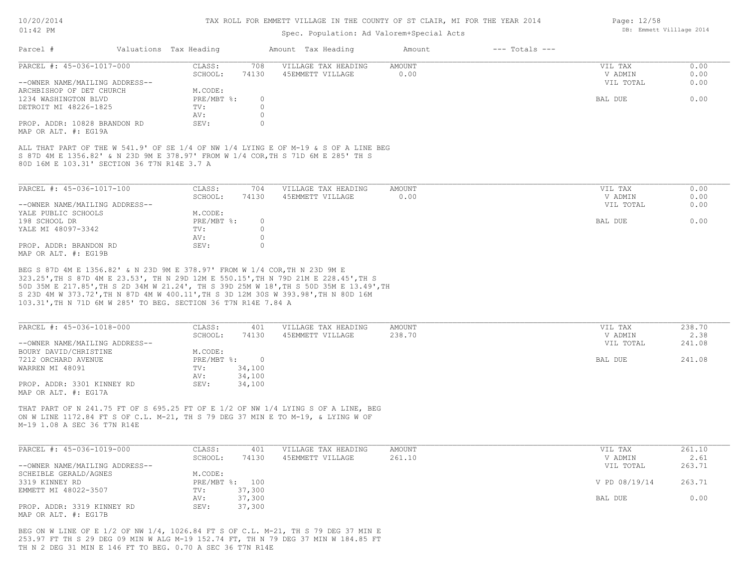# TAX ROLL FOR EMMETT VILLAGE IN THE COUNTY OF ST CLAIR, MI FOR THE YEAR 2014

Spec. Population: Ad Valorem+Special Acts

| Parcel # | Valuations | Tax Heading | Amount | Tax Heading | Amount | --- Totals --- | |
|---|---|---|---|---|---|---|---|

---

**PARCEL #: 45-036-1017-000**

| | | | | | |
|---|---|---|---|---|---|
| CLASS: | 708 | VILLAGE TAX HEADING | AMOUNT | VIL TAX | 0.00 |
| SCHOOL: | 74130 | 45EMMETT VILLAGE | 0.00 | V ADMIN | 0.00 |
| | | | | VIL TOTAL | 0.00 |
| M.CODE: | | | | | |
| PRE/MBT %: | 0 | | | BAL DUE | 0.00 |
| TV: | 0 | | | | |
| AV: | 0 | | | | |
| SEV: | 0 | | | | |

--OWNER NAME/MAILING ADDRESS--
ARCHBISHOP OF DET CHURCH
1234 WASHINGTON BLVD
DETROIT MI 48226-1825

PROP. ADDR: 10828 BRANDON RD
MAP OR ALT. #: EG19A

ALL THAT PART OF THE W 541.9' OF SE 1/4 OF NW 1/4 LYING E OF M-19 & S OF A LINE BEG S 87D 4M E 1356.82' & N 23D 9M E 378.97' FROM W 1/4 COR,TH S 71D 6M E 285' TH S 80D 16M E 103.31' SECTION 36 T7N R14E 3.7 A

---

**PARCEL #: 45-036-1017-100**

| | | | | | |
|---|---|---|---|---|---|
| CLASS: | 704 | VILLAGE TAX HEADING | AMOUNT | VIL TAX | 0.00 |
| SCHOOL: | 74130 | 45EMMETT VILLAGE | 0.00 | V ADMIN | 0.00 |
| | | | | VIL TOTAL | 0.00 |
| M.CODE: | | | | | |
| PRE/MBT %: | 0 | | | BAL DUE | 0.00 |
| TV: | 0 | | | | |
| AV: | 0 | | | | |
| SEV: | 0 | | | | |

--OWNER NAME/MAILING ADDRESS--
YALE PUBLIC SCHOOLS
198 SCHOOL DR
YALE MI 48097-3342

PROP. ADDR: BRANDON RD
MAP OR ALT. #: EG19B

BEG S 87D 4M E 1356.82' & N 23D 9M E 378.97' FROM W 1/4 COR,TH N 23D 9M E 323.25',TH S 87D 4M E 23.53', TH N 29D 12M E 550.15',TH N 79D 21M E 228.45',TH S 50D 35M E 217.85',TH S 2D 34M W 21.24', TH S 39D 25M W 18',TH S 50D 35M E 13.49',TH S 23D 4M W 373.72',TH N 87D 4M W 400.11',TH S 3D 12M 30S W 393.98',TH N 80D 16M 103.31',TH N 71D 6M W 285' TO BEG. SECTION 36 T7N R14E 7.84 A

---

**PARCEL #: 45-036-1018-000**

| | | | | | |
|---|---|---|---|---|---|
| CLASS: | 401 | VILLAGE TAX HEADING | AMOUNT | VIL TAX | 238.70 |
| SCHOOL: | 74130 | 45EMMETT VILLAGE | 238.70 | V ADMIN | 2.38 |
| | | | | VIL TOTAL | 241.08 |
| M.CODE: | | | | | |
| PRE/MBT %: | 0 | | | BAL DUE | 241.08 |
| TV: | 34,100 | | | | |
| AV: | 34,100 | | | | |
| SEV: | 34,100 | | | | |

--OWNER NAME/MAILING ADDRESS--
BOURY DAVID/CHRISTINE
7212 ORCHARD AVENUE
WARREN MI 48091

PROP. ADDR: 3301 KINNEY RD
MAP OR ALT. #: EG17A

THAT PART OF N 241.75 FT OF S 695.25 FT OF E 1/2 OF NW 1/4 LYING S OF A LINE, BEG ON W LINE 1172.84 FT S OF C.L. M-21, TH S 79 DEG 37 MIN E TO M-19, & LYING W OF M-19 1.08 A SEC 36 T7N R14E

---

**PARCEL #: 45-036-1019-000**

| | | | | | |
|---|---|---|---|---|---|
| CLASS: | 401 | VILLAGE TAX HEADING | AMOUNT | VIL TAX | 261.10 |
| SCHOOL: | 74130 | 45EMMETT VILLAGE | 261.10 | V ADMIN | 2.61 |
| | | | | VIL TOTAL | 263.71 |
| M.CODE: | | | | | |
| PRE/MBT %: | 100 | | | V PD 08/19/14 | 263.71 |
| TV: | 37,300 | | | | |
| AV: | 37,300 | | | BAL DUE | 0.00 |
| SEV: | 37,300 | | | | |

--OWNER NAME/MAILING ADDRESS--
SCHEIBLE GERALD/AGNES
3319 KINNEY RD
EMMETT MI 48022-3507

PROP. ADDR: 3319 KINNEY RD
MAP OR ALT. #: EG17B

BEG ON W LINE OF E 1/2 OF NW 1/4, 1026.84 FT S OF C.L. M-21, TH S 79 DEG 37 MIN E 253.97 FT TH S 29 DEG 09 MIN W ALG M-19 152.74 FT, TH N 79 DEG 37 MIN W 184.85 FT TH N 2 DEG 31 MIN E 146 FT TO BEG. 0.70 A SEC 36 T7N R14E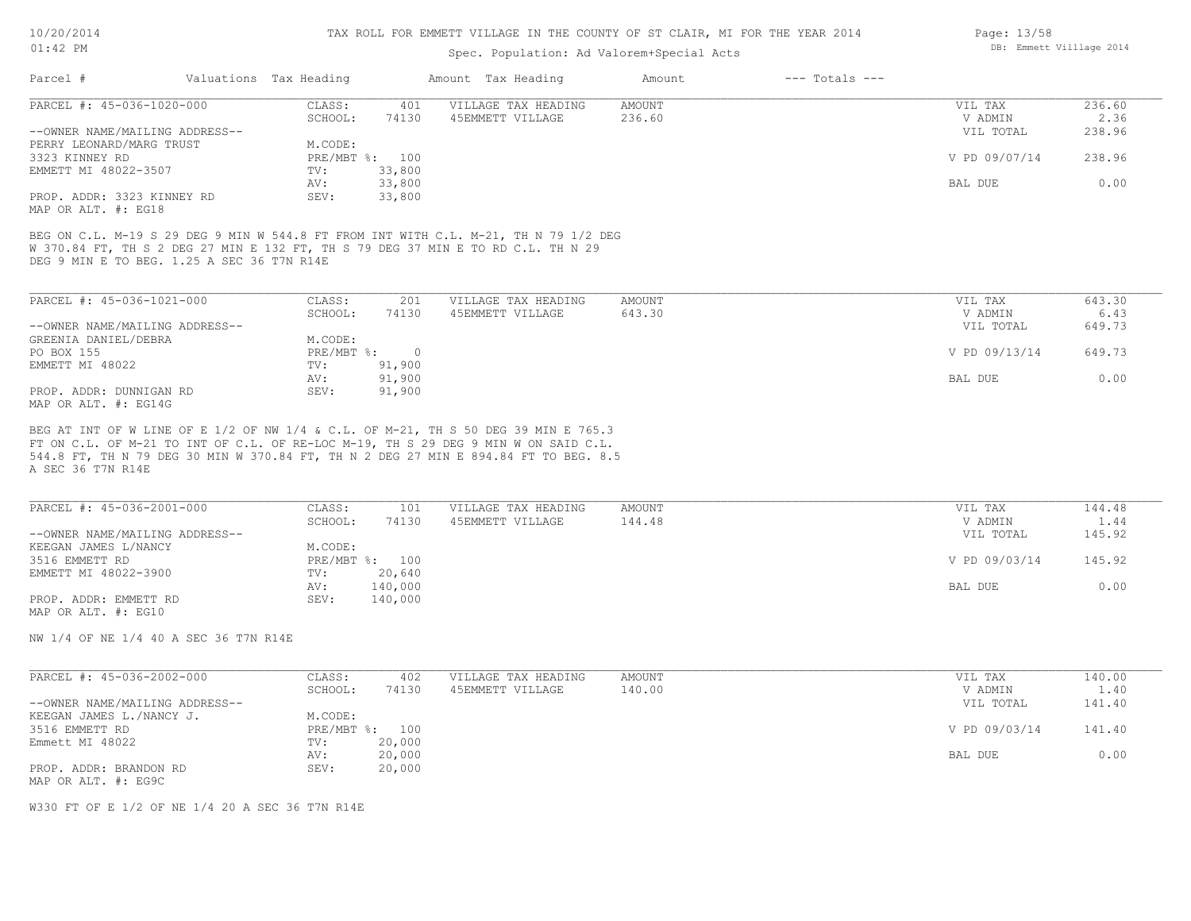TAX ROLL FOR EMMETT VILLAGE IN THE COUNTY OF ST CLAIR, MI FOR THE YEAR 2014

Spec. Population: Ad Valorem+Special Acts

| Parcel # | Valuations | Tax Heading | Amount | Tax Heading | Amount | --- Totals --- | |
|---|---|---|---|---|---|---|---|

**PARCEL #: 45-036-1020-000**

| | | | | | |
|---|---|---|---|---|---|
| CLASS: | 401 | VILLAGE TAX HEADING | AMOUNT | VIL TAX | 236.60 |
| SCHOOL: | 74130 | 45EMMETT VILLAGE | 236.60 | V ADMIN | 2.36 |
| M.CODE: | | | | VIL TOTAL | 238.96 |
| PRE/MBT %: | 100 | | | V PD 09/07/14 | 238.96 |
| TV: | 33,800 | | | | |
| AV: | 33,800 | | | BAL DUE | 0.00 |
| SEV: | 33,800 | | | | |

--OWNER NAME/MAILING ADDRESS--
PERRY LEONARD/MARG TRUST
3323 KINNEY RD
EMMETT MI 48022-3507

PROP. ADDR: 3323 KINNEY RD
MAP OR ALT. #: EG18

BEG ON C.L. M-19 S 29 DEG 9 MIN W 544.8 FT FROM INT WITH C.L. M-21, TH N 79 1/2 DEG W 370.84 FT, TH S 2 DEG 27 MIN E 132 FT, TH S 79 DEG 37 MIN E TO RD C.L. TH N 29 DEG 9 MIN E TO BEG. 1.25 A SEC 36 T7N R14E

**PARCEL #: 45-036-1021-000**

| | | | | | |
|---|---|---|---|---|---|
| CLASS: | 201 | VILLAGE TAX HEADING | AMOUNT | VIL TAX | 643.30 |
| SCHOOL: | 74130 | 45EMMETT VILLAGE | 643.30 | V ADMIN | 6.43 |
| M.CODE: | | | | VIL TOTAL | 649.73 |
| PRE/MBT %: | 0 | | | V PD 09/13/14 | 649.73 |
| TV: | 91,900 | | | | |
| AV: | 91,900 | | | BAL DUE | 0.00 |
| SEV: | 91,900 | | | | |

--OWNER NAME/MAILING ADDRESS--
GREENIA DANIEL/DEBRA
PO BOX 155
EMMETT MI 48022

PROP. ADDR: DUNNIGAN RD
MAP OR ALT. #: EG14G

BEG AT INT OF W LINE OF E 1/2 OF NW 1/4 & C.L. OF M-21, TH S 50 DEG 39 MIN E 765.3 FT ON C.L. OF M-21 TO INT OF C.L. OF RE-LOC M-19, TH S 29 DEG 9 MIN W ON SAID C.L. 544.8 FT, TH N 79 DEG 30 MIN W 370.84 FT, TH N 2 DEG 27 MIN E 894.84 FT TO BEG. 8.5 A SEC 36 T7N R14E

**PARCEL #: 45-036-2001-000**

| | | | | | |
|---|---|---|---|---|---|
| CLASS: | 101 | VILLAGE TAX HEADING | AMOUNT | VIL TAX | 144.48 |
| SCHOOL: | 74130 | 45EMMETT VILLAGE | 144.48 | V ADMIN | 1.44 |
| M.CODE: | | | | VIL TOTAL | 145.92 |
| PRE/MBT %: | 100 | | | V PD 09/03/14 | 145.92 |
| TV: | 20,640 | | | | |
| AV: | 140,000 | | | BAL DUE | 0.00 |
| SEV: | 140,000 | | | | |

--OWNER NAME/MAILING ADDRESS--
KEEGAN JAMES L/NANCY
3516 EMMETT RD
EMMETT MI 48022-3900

PROP. ADDR: EMMETT RD
MAP OR ALT. #: EG10

NW 1/4 OF NE 1/4 40 A SEC 36 T7N R14E

**PARCEL #: 45-036-2002-000**

| | | | | | |
|---|---|---|---|---|---|
| CLASS: | 402 | VILLAGE TAX HEADING | AMOUNT | VIL TAX | 140.00 |
| SCHOOL: | 74130 | 45EMMETT VILLAGE | 140.00 | V ADMIN | 1.40 |
| M.CODE: | | | | VIL TOTAL | 141.40 |
| PRE/MBT %: | 100 | | | V PD 09/03/14 | 141.40 |
| TV: | 20,000 | | | | |
| AV: | 20,000 | | | BAL DUE | 0.00 |
| SEV: | 20,000 | | | | |

--OWNER NAME/MAILING ADDRESS--
KEEGAN JAMES L./NANCY J.
3516 EMMETT RD
Emmett MI 48022

PROP. ADDR: BRANDON RD
MAP OR ALT. #: EG9C

W330 FT OF E 1/2 OF NE 1/4 20 A SEC 36 T7N R14E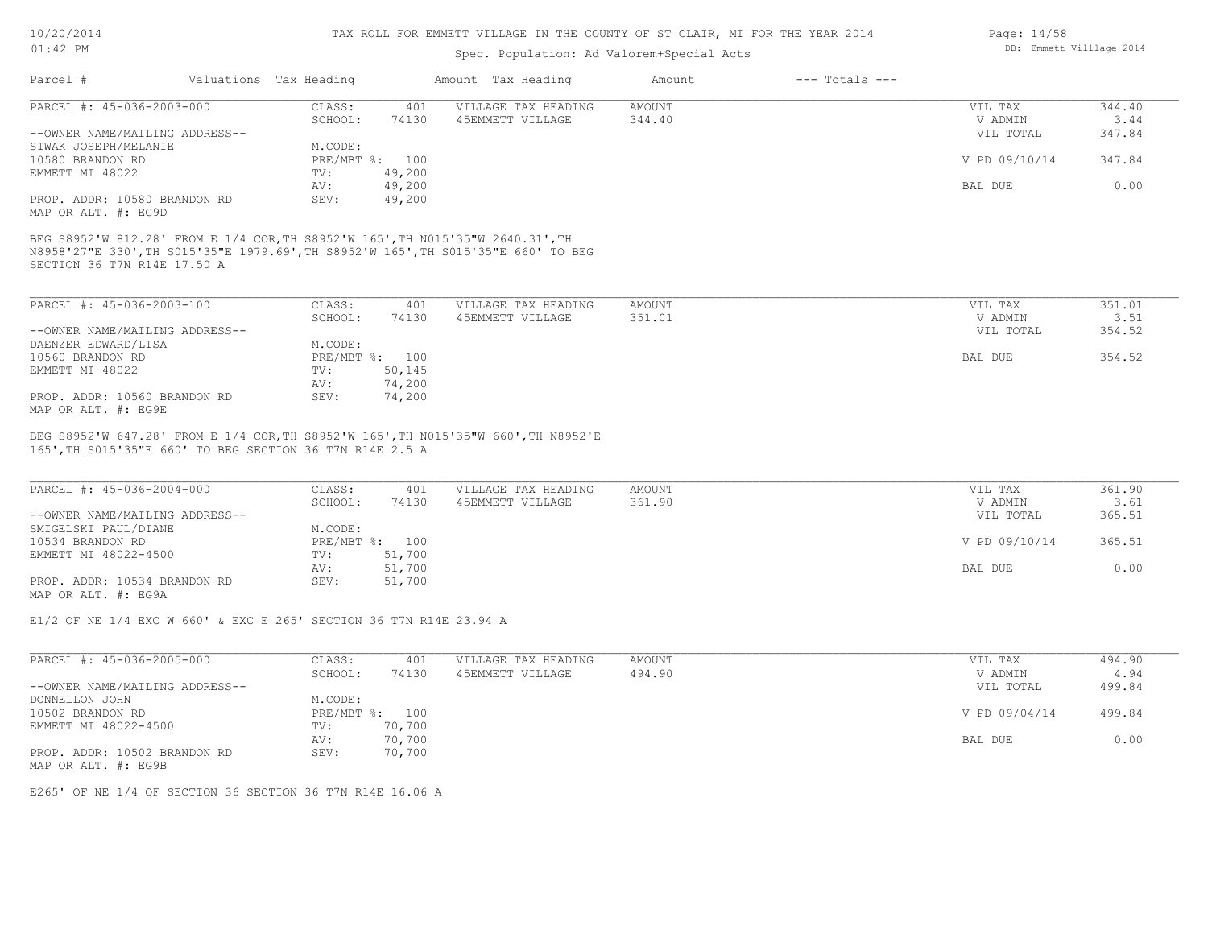# TAX ROLL FOR EMMETT VILLAGE IN THE COUNTY OF ST CLAIR, MI FOR THE YEAR 2014

Spec. Population: Ad Valorem+Special Acts

10/20/2014 01:42 PM — DB: Emmett Villlage 2014

| Parcel # | Valuations | Tax Heading | Amount | Tax Heading | Amount | --- Totals --- | |
|---|---|---|---|---|---|---|---|

---

**PARCEL #: 45-036-2003-000**

| | | | | |
|---|---|---|---|---|
| CLASS: 401 | VILLAGE TAX HEADING | AMOUNT | VIL TAX | 344.40 |
| SCHOOL: 74130 | 45EMMETT VILLAGE | 344.40 | V ADMIN | 3.44 |
| | | | VIL TOTAL | 347.84 |
| M.CODE: | | | | |
| PRE/MBT %: 100 | | | V PD 09/10/14 | 347.84 |
| TV: 49,200 | | | | |
| AV: 49,200 | | | BAL DUE | 0.00 |
| SEV: 49,200 | | | | |

--OWNER NAME/MAILING ADDRESS--
SIWAK JOSEPH/MELANIE
10580 BRANDON RD
EMMETT MI 48022

PROP. ADDR: 10580 BRANDON RD
MAP OR ALT. #: EG9D

BEG S8952'W 812.28' FROM E 1/4 COR,TH S8952'W 165',TH N015'35"W 2640.31',TH N8958'27"E 330',TH S015'35"E 1979.69',TH S8952'W 165',TH S015'35"E 660' TO BEG SECTION 36 T7N R14E 17.50 A

---

**PARCEL #: 45-036-2003-100**

| | | | | |
|---|---|---|---|---|
| CLASS: 401 | VILLAGE TAX HEADING | AMOUNT | VIL TAX | 351.01 |
| SCHOOL: 74130 | 45EMMETT VILLAGE | 351.01 | V ADMIN | 3.51 |
| | | | VIL TOTAL | 354.52 |
| M.CODE: | | | | |
| PRE/MBT %: 100 | | | BAL DUE | 354.52 |
| TV: 50,145 | | | | |
| AV: 74,200 | | | | |
| SEV: 74,200 | | | | |

--OWNER NAME/MAILING ADDRESS--
DAENZER EDWARD/LISA
10560 BRANDON RD
EMMETT MI 48022

PROP. ADDR: 10560 BRANDON RD
MAP OR ALT. #: EG9E

BEG S8952'W 647.28' FROM E 1/4 COR,TH S8952'W 165',TH N015'35"W 660',TH N8952'E 165',TH S015'35"E 660' TO BEG SECTION 36 T7N R14E 2.5 A

---

**PARCEL #: 45-036-2004-000**

| | | | | |
|---|---|---|---|---|
| CLASS: 401 | VILLAGE TAX HEADING | AMOUNT | VIL TAX | 361.90 |
| SCHOOL: 74130 | 45EMMETT VILLAGE | 361.90 | V ADMIN | 3.61 |
| | | | VIL TOTAL | 365.51 |
| M.CODE: | | | | |
| PRE/MBT %: 100 | | | V PD 09/10/14 | 365.51 |
| TV: 51,700 | | | | |
| AV: 51,700 | | | BAL DUE | 0.00 |
| SEV: 51,700 | | | | |

--OWNER NAME/MAILING ADDRESS--
SMIGELSKI PAUL/DIANE
10534 BRANDON RD
EMMETT MI 48022-4500

PROP. ADDR: 10534 BRANDON RD
MAP OR ALT. #: EG9A

E1/2 OF NE 1/4 EXC W 660' & EXC E 265' SECTION 36 T7N R14E 23.94 A

---

**PARCEL #: 45-036-2005-000**

| | | | | |
|---|---|---|---|---|
| CLASS: 401 | VILLAGE TAX HEADING | AMOUNT | VIL TAX | 494.90 |
| SCHOOL: 74130 | 45EMMETT VILLAGE | 494.90 | V ADMIN | 4.94 |
| | | | VIL TOTAL | 499.84 |
| M.CODE: | | | | |
| PRE/MBT %: 100 | | | V PD 09/04/14 | 499.84 |
| TV: 70,700 | | | | |
| AV: 70,700 | | | BAL DUE | 0.00 |
| SEV: 70,700 | | | | |

--OWNER NAME/MAILING ADDRESS--
DONNELLON JOHN
10502 BRANDON RD
EMMETT MI 48022-4500

PROP. ADDR: 10502 BRANDON RD
MAP OR ALT. #: EG9B

E265' OF NE 1/4 OF SECTION 36 SECTION 36 T7N R14E 16.06 A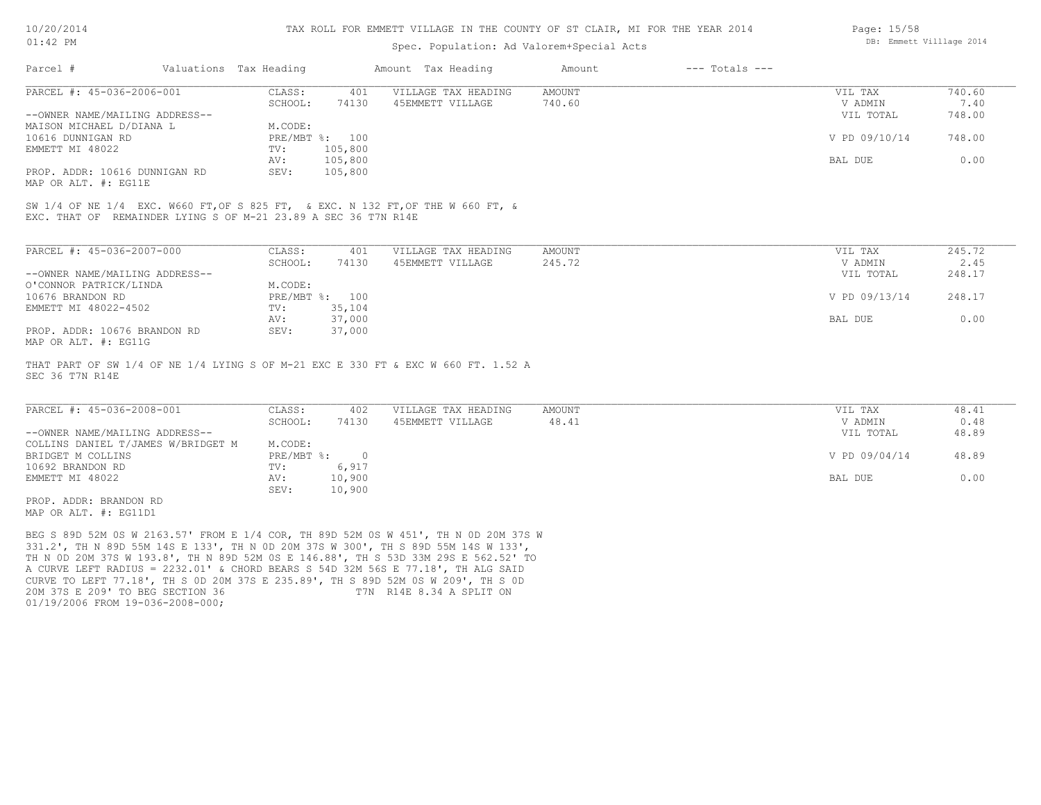TAX ROLL FOR EMMETT VILLAGE IN THE COUNTY OF ST CLAIR, MI FOR THE YEAR 2014

Spec. Population: Ad Valorem+Special Acts

| Parcel # | Valuations | Tax Heading | Amount | Tax Heading | Amount | --- Totals --- | |
|---|---|---|---|---|---|---|---|

---

**PARCEL #: 45-036-2006-001**

| | | | | | |
|---|---|---|---|---|---|
| CLASS: | 401 | VILLAGE TAX HEADING | AMOUNT | VIL TAX | 740.60 |
| SCHOOL: | 74130 | 45EMMETT VILLAGE | 740.60 | V ADMIN | 7.40 |
| | | | | VIL TOTAL | 748.00 |
| M.CODE: | | | | | |
| PRE/MBT %: | 100 | | | V PD 09/10/14 | 748.00 |
| TV: | 105,800 | | | | |
| AV: | 105,800 | | | BAL DUE | 0.00 |
| SEV: | 105,800 | | | | |

--OWNER NAME/MAILING ADDRESS--
MAISON MICHAEL D/DIANA L
10616 DUNNIGAN RD
EMMETT MI 48022

PROP. ADDR: 10616 DUNNIGAN RD
MAP OR ALT. #: EG11E

SW 1/4 OF NE 1/4 EXC. W660 FT,OF S 825 FT, & EXC. N 132 FT,OF THE W 660 FT, & EXC. THAT OF REMAINDER LYING S OF M-21 23.89 A SEC 36 T7N R14E

---

**PARCEL #: 45-036-2007-000**

| | | | | | |
|---|---|---|---|---|---|
| CLASS: | 401 | VILLAGE TAX HEADING | AMOUNT | VIL TAX | 245.72 |
| SCHOOL: | 74130 | 45EMMETT VILLAGE | 245.72 | V ADMIN | 2.45 |
| | | | | VIL TOTAL | 248.17 |
| M.CODE: | | | | | |
| PRE/MBT %: | 100 | | | V PD 09/13/14 | 248.17 |
| TV: | 35,104 | | | | |
| AV: | 37,000 | | | BAL DUE | 0.00 |
| SEV: | 37,000 | | | | |

--OWNER NAME/MAILING ADDRESS--
O'CONNOR PATRICK/LINDA
10676 BRANDON RD
EMMETT MI 48022-4502

PROP. ADDR: 10676 BRANDON RD
MAP OR ALT. #: EG11G

THAT PART OF SW 1/4 OF NE 1/4 LYING S OF M-21 EXC E 330 FT & EXC W 660 FT. 1.52 A SEC 36 T7N R14E

---

**PARCEL #: 45-036-2008-001**

| | | | | | |
|---|---|---|---|---|---|
| CLASS: | 402 | VILLAGE TAX HEADING | AMOUNT | VIL TAX | 48.41 |
| SCHOOL: | 74130 | 45EMMETT VILLAGE | 48.41 | V ADMIN | 0.48 |
| | | | | VIL TOTAL | 48.89 |
| M.CODE: | | | | | |
| PRE/MBT %: | 0 | | | V PD 09/04/14 | 48.89 |
| TV: | 6,917 | | | | |
| AV: | 10,900 | | | BAL DUE | 0.00 |
| SEV: | 10,900 | | | | |

--OWNER NAME/MAILING ADDRESS--
COLLINS DANIEL T/JAMES W/BRIDGET M
BRIDGET M COLLINS
10692 BRANDON RD
EMMETT MI 48022

PROP. ADDR: BRANDON RD
MAP OR ALT. #: EG11D1

BEG S 89D 52M 0S W 2163.57' FROM E 1/4 COR, TH 89D 52M 0S W 451', TH N 0D 20M 37S W 331.2', TH N 89D 55M 14S E 133', TH N 0D 20M 37S W 300', TH S 89D 55M 14S W 133', TH N 0D 20M 37S W 193.8', TH N 89D 52M 0S E 146.88', TH S 53D 33M 29S E 562.52' TO A CURVE LEFT RADIUS = 2232.01' & CHORD BEARS S 54D 32M 56S E 77.18', TH ALG SAID CURVE TO LEFT 77.18', TH S 0D 20M 37S E 235.89', TH S 89D 52M 0S W 209', TH S 0D 20M 37S E 209' TO BEG SECTION 36 T7N R14E 8.34 A SPLIT ON 01/19/2006 FROM 19-036-2008-000;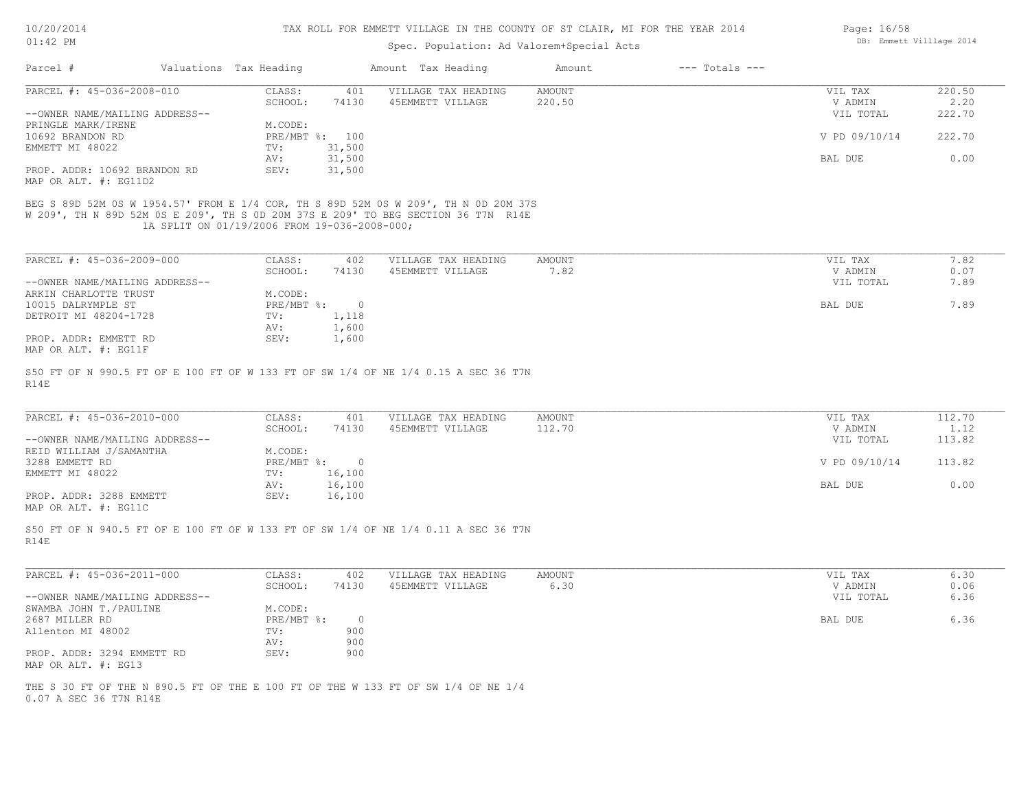TAX ROLL FOR EMMETT VILLAGE IN THE COUNTY OF ST CLAIR, MI FOR THE YEAR 2014

Spec. Population: Ad Valorem+Special Acts

| Parcel # | Valuations | Tax Heading | Amount | Tax Heading | Amount | --- Totals --- | |
|---|---|---|---|---|---|---|---|

---

**PARCEL #: 45-036-2008-010**

| | | | | | |
|---|---|---|---|---|---|
| CLASS: | 401 | VILLAGE TAX HEADING | AMOUNT | VIL TAX | 220.50 |
| SCHOOL: | 74130 | 45EMMETT VILLAGE | 220.50 | V ADMIN | 2.20 |
| | | | | VIL TOTAL | 222.70 |
| M.CODE: | | | | | |
| PRE/MBT %: | 100 | | | V PD 09/10/14 | 222.70 |
| TV: | 31,500 | | | | |
| AV: | 31,500 | | | BAL DUE | 0.00 |
| SEV: | 31,500 | | | | |

--OWNER NAME/MAILING ADDRESS--
PRINGLE MARK/IRENE
10692 BRANDON RD
EMMETT MI 48022

PROP. ADDR: 10692 BRANDON RD
MAP OR ALT. #: EG11D2

BEG S 89D 52M 0S W 1954.57' FROM E 1/4 COR, TH S 89D 52M 0S W 209', TH N 0D 20M 37S W 209', TH N 89D 52M 0S E 209', TH S 0D 20M 37S E 209' TO BEG SECTION 36 T7N R14E
1A SPLIT ON 01/19/2006 FROM 19-036-2008-000;

---

**PARCEL #: 45-036-2009-000**

| | | | | | |
|---|---|---|---|---|---|
| CLASS: | 402 | VILLAGE TAX HEADING | AMOUNT | VIL TAX | 7.82 |
| SCHOOL: | 74130 | 45EMMETT VILLAGE | 7.82 | V ADMIN | 0.07 |
| | | | | VIL TOTAL | 7.89 |
| M.CODE: | | | | | |
| PRE/MBT %: | 0 | | | BAL DUE | 7.89 |
| TV: | 1,118 | | | | |
| AV: | 1,600 | | | | |
| SEV: | 1,600 | | | | |

--OWNER NAME/MAILING ADDRESS--
ARKIN CHARLOTTE TRUST
10015 DALRYMPLE ST
DETROIT MI 48204-1728

PROP. ADDR: EMMETT RD
MAP OR ALT. #: EG11F

S50 FT OF N 990.5 FT OF E 100 FT OF W 133 FT OF SW 1/4 OF NE 1/4 0.15 A SEC 36 T7N R14E

---

**PARCEL #: 45-036-2010-000**

| | | | | | |
|---|---|---|---|---|---|
| CLASS: | 401 | VILLAGE TAX HEADING | AMOUNT | VIL TAX | 112.70 |
| SCHOOL: | 74130 | 45EMMETT VILLAGE | 112.70 | V ADMIN | 1.12 |
| | | | | VIL TOTAL | 113.82 |
| M.CODE: | | | | | |
| PRE/MBT %: | 0 | | | V PD 09/10/14 | 113.82 |
| TV: | 16,100 | | | | |
| AV: | 16,100 | | | BAL DUE | 0.00 |
| SEV: | 16,100 | | | | |

--OWNER NAME/MAILING ADDRESS--
REID WILLIAM J/SAMANTHA
3288 EMMETT RD
EMMETT MI 48022

PROP. ADDR: 3288 EMMETT
MAP OR ALT. #: EG11C

S50 FT OF N 940.5 FT OF E 100 FT OF W 133 FT OF SW 1/4 OF NE 1/4 0.11 A SEC 36 T7N R14E

---

**PARCEL #: 45-036-2011-000**

| | | | | | |
|---|---|---|---|---|---|
| CLASS: | 402 | VILLAGE TAX HEADING | AMOUNT | VIL TAX | 6.30 |
| SCHOOL: | 74130 | 45EMMETT VILLAGE | 6.30 | V ADMIN | 0.06 |
| | | | | VIL TOTAL | 6.36 |
| M.CODE: | | | | | |
| PRE/MBT %: | 0 | | | BAL DUE | 6.36 |
| TV: | 900 | | | | |
| AV: | 900 | | | | |
| SEV: | 900 | | | | |

--OWNER NAME/MAILING ADDRESS--
SWAMBA JOHN T./PAULINE
2687 MILLER RD
Allenton MI 48002

PROP. ADDR: 3294 EMMETT RD
MAP OR ALT. #: EG13

THE S 30 FT OF THE N 890.5 FT OF THE E 100 FT OF THE W 133 FT OF SW 1/4 OF NE 1/4 0.07 A SEC 36 T7N R14E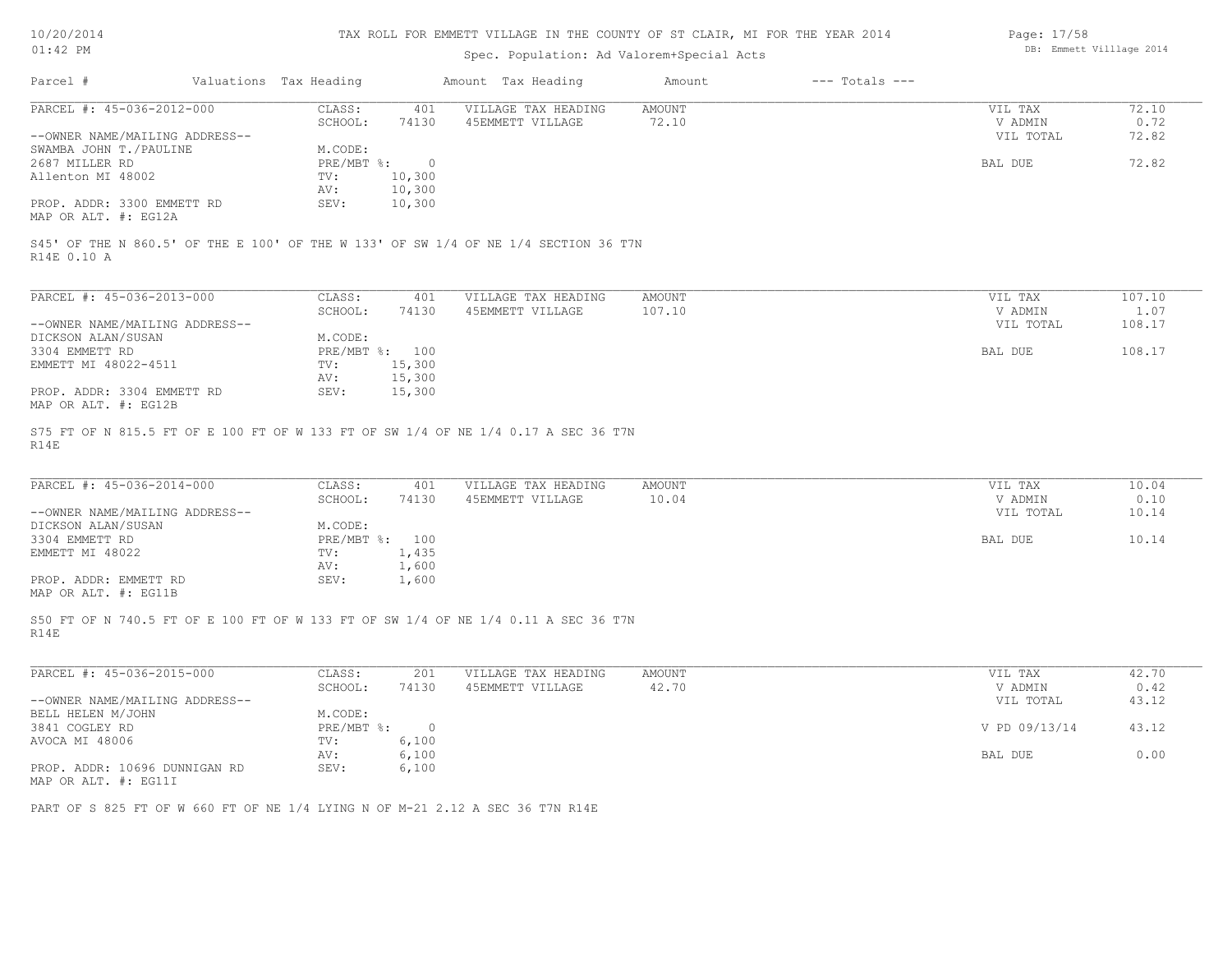TAX ROLL FOR EMMETT VILLAGE IN THE COUNTY OF ST CLAIR, MI FOR THE YEAR 2014

Spec. Population: Ad Valorem+Special Acts

| Parcel # | Valuations | Tax Heading | Amount | Tax Heading | Amount | --- Totals --- | |
|---|---|---|---|---|---|---|---|
| PARCEL #: 45-036-2012-000 | CLASS: | 401 | VILLAGE TAX HEADING | AMOUNT | | VIL TAX | 72.10 |
| | SCHOOL: | 74130 | 45EMMETT VILLAGE | 72.10 | | V ADMIN | 0.72 |
| --OWNER NAME/MAILING ADDRESS-- | | | | | | VIL TOTAL | 72.82 |
| SWAMBA JOHN T./PAULINE | M.CODE: | | | | | | |
| 2687 MILLER RD | PRE/MBT %: | 0 | | | | BAL DUE | 72.82 |
| Allenton MI 48002 | TV: | 10,300 | | | | | |
| | AV: | 10,300 | | | | | |
| PROP. ADDR: 3300 EMMETT RD | SEV: | 10,300 | | | | | |
| MAP OR ALT. #: EG12A | | | | | | | |

S45' OF THE N 860.5' OF THE E 100' OF THE W 133' OF SW 1/4 OF NE 1/4 SECTION 36 T7N R14E 0.10 A

| Parcel # | Valuations | Tax Heading | Amount | Tax Heading | Amount | --- Totals --- | |
|---|---|---|---|---|---|---|---|
| PARCEL #: 45-036-2013-000 | CLASS: | 401 | VILLAGE TAX HEADING | AMOUNT | | VIL TAX | 107.10 |
| | SCHOOL: | 74130 | 45EMMETT VILLAGE | 107.10 | | V ADMIN | 1.07 |
| --OWNER NAME/MAILING ADDRESS-- | | | | | | VIL TOTAL | 108.17 |
| DICKSON ALAN/SUSAN | M.CODE: | | | | | | |
| 3304 EMMETT RD | PRE/MBT %: | 100 | | | | BAL DUE | 108.17 |
| EMMETT MI 48022-4511 | TV: | 15,300 | | | | | |
| | AV: | 15,300 | | | | | |
| PROP. ADDR: 3304 EMMETT RD | SEV: | 15,300 | | | | | |
| MAP OR ALT. #: EG12B | | | | | | | |

S75 FT OF N 815.5 FT OF E 100 FT OF W 133 FT OF SW 1/4 OF NE 1/4 0.17 A SEC 36 T7N R14E

| Parcel # | Valuations | Tax Heading | Amount | Tax Heading | Amount | --- Totals --- | |
|---|---|---|---|---|---|---|---|
| PARCEL #: 45-036-2014-000 | CLASS: | 401 | VILLAGE TAX HEADING | AMOUNT | | VIL TAX | 10.04 |
| | SCHOOL: | 74130 | 45EMMETT VILLAGE | 10.04 | | V ADMIN | 0.10 |
| --OWNER NAME/MAILING ADDRESS-- | | | | | | VIL TOTAL | 10.14 |
| DICKSON ALAN/SUSAN | M.CODE: | | | | | | |
| 3304 EMMETT RD | PRE/MBT %: | 100 | | | | BAL DUE | 10.14 |
| EMMETT MI 48022 | TV: | 1,435 | | | | | |
| | AV: | 1,600 | | | | | |
| PROP. ADDR: EMMETT RD | SEV: | 1,600 | | | | | |
| MAP OR ALT. #: EG11B | | | | | | | |

S50 FT OF N 740.5 FT OF E 100 FT OF W 133 FT OF SW 1/4 OF NE 1/4 0.11 A SEC 36 T7N R14E

| Parcel # | Valuations | Tax Heading | Amount | Tax Heading | Amount | --- Totals --- | |
|---|---|---|---|---|---|---|---|
| PARCEL #: 45-036-2015-000 | CLASS: | 201 | VILLAGE TAX HEADING | AMOUNT | | VIL TAX | 42.70 |
| | SCHOOL: | 74130 | 45EMMETT VILLAGE | 42.70 | | V ADMIN | 0.42 |
| --OWNER NAME/MAILING ADDRESS-- | | | | | | VIL TOTAL | 43.12 |
| BELL HELEN M/JOHN | M.CODE: | | | | | | |
| 3841 COGLEY RD | PRE/MBT %: | 0 | | | | V PD 09/13/14 | 43.12 |
| AVOCA MI 48006 | TV: | 6,100 | | | | | |
| | AV: | 6,100 | | | | BAL DUE | 0.00 |
| PROP. ADDR: 10696 DUNNIGAN RD | SEV: | 6,100 | | | | | |
| MAP OR ALT. #: EG11I | | | | | | | |

PART OF S 825 FT OF W 660 FT OF NE 1/4 LYING N OF M-21 2.12 A SEC 36 T7N R14E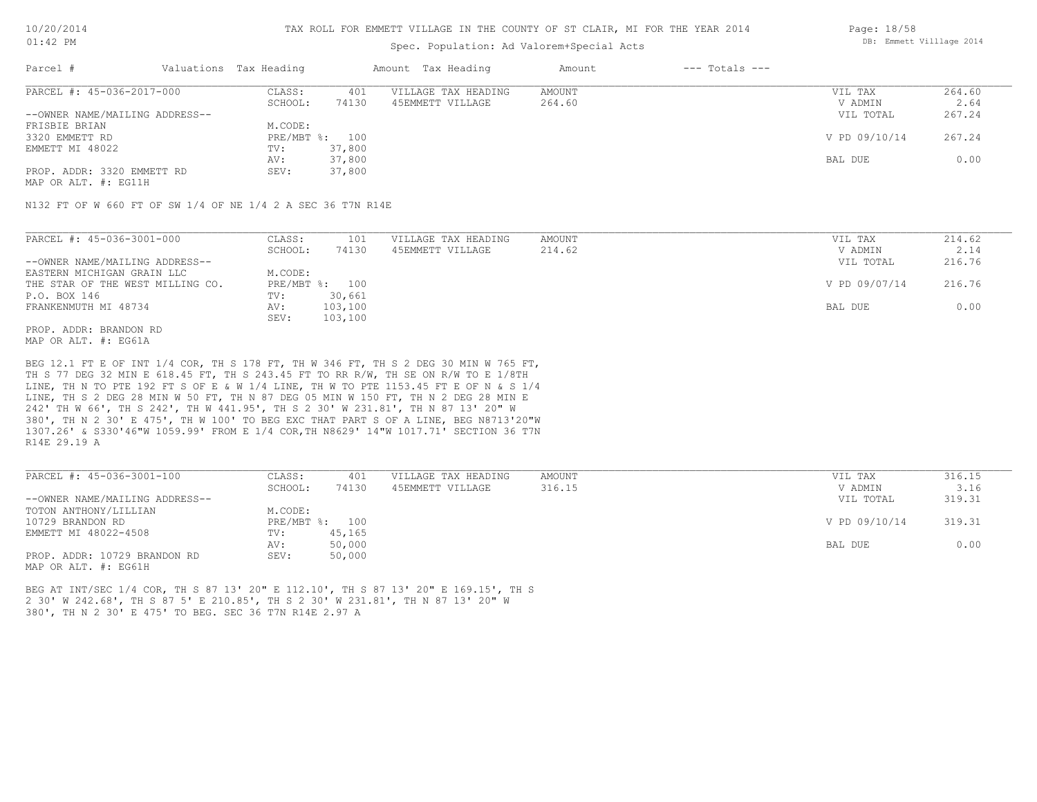TAX ROLL FOR EMMETT VILLAGE IN THE COUNTY OF ST CLAIR, MI FOR THE YEAR 2014

Spec. Population: Ad Valorem+Special Acts

| Parcel # | Valuations | Tax Heading | Amount | Tax Heading | Amount | --- Totals --- | |
|---|---|---|---|---|---|---|---|
| PARCEL #: 45-036-2017-000 | CLASS: | 401 | VILLAGE TAX HEADING | AMOUNT | | VIL TAX | 264.60 |
| | SCHOOL: | 74130 | 45EMMETT VILLAGE | 264.60 | | V ADMIN | 2.64 |
| --OWNER NAME/MAILING ADDRESS-- | | | | | | VIL TOTAL | 267.24 |
| FRISBIE BRIAN | M.CODE: | | | | | | |
| 3320 EMMETT RD | PRE/MBT %: | 100 | | | | V PD 09/10/14 | 267.24 |
| EMMETT MI 48022 | TV: | 37,800 | | | | | |
| | AV: | 37,800 | | | | BAL DUE | 0.00 |
| PROP. ADDR: 3320 EMMETT RD | SEV: | 37,800 | | | | | |
| MAP OR ALT. #: EG11H | | | | | | | |

N132 FT OF W 660 FT OF SW 1/4 OF NE 1/4 2 A SEC 36 T7N R14E

| Parcel # | Valuations | Tax Heading | Amount | Tax Heading | Amount | --- Totals --- | |
|---|---|---|---|---|---|---|---|
| PARCEL #: 45-036-3001-000 | CLASS: | 101 | VILLAGE TAX HEADING | AMOUNT | | VIL TAX | 214.62 |
| | SCHOOL: | 74130 | 45EMMETT VILLAGE | 214.62 | | V ADMIN | 2.14 |
| --OWNER NAME/MAILING ADDRESS-- | | | | | | VIL TOTAL | 216.76 |
| EASTERN MICHIGAN GRAIN LLC | M.CODE: | | | | | | |
| THE STAR OF THE WEST MILLING CO. | PRE/MBT %: | 100 | | | | V PD 09/07/14 | 216.76 |
| P.O. BOX 146 | TV: | 30,661 | | | | | |
| FRANKENMUTH MI 48734 | AV: | 103,100 | | | | BAL DUE | 0.00 |
| | SEV: | 103,100 | | | | | |
| PROP. ADDR: BRANDON RD | | | | | | | |
| MAP OR ALT. #: EG61A | | | | | | | |

BEG 12.1 FT E OF INT 1/4 COR, TH S 178 FT, TH W 346 FT, TH S 2 DEG 30 MIN W 765 FT, TH S 77 DEG 32 MIN E 618.45 FT, TH S 243.45 FT TO RR R/W, TH SE ON R/W TO E 1/8TH LINE, TH N TO PTE 192 FT S OF E & W 1/4 LINE, TH W TO PTE 1153.45 FT E OF N & S 1/4 LINE, TH S 2 DEG 28 MIN W 50 FT, TH N 87 DEG 05 MIN W 150 FT, TH N 2 DEG 28 MIN E 242' TH W 66', TH S 242', TH W 441.95', TH S 2 30' W 231.81', TH N 87 13' 20" W 380', TH N 2 30' E 475', TH W 100' TO BEG EXC THAT PART S OF A LINE, BEG N8713'20"W 1307.26' & S330'46"W 1059.99' FROM E 1/4 COR,TH N8629' 14"W 1017.71' SECTION 36 T7N R14E 29.19 A

| Parcel # | Valuations | Tax Heading | Amount | Tax Heading | Amount | --- Totals --- | |
|---|---|---|---|---|---|---|---|
| PARCEL #: 45-036-3001-100 | CLASS: | 401 | VILLAGE TAX HEADING | AMOUNT | | VIL TAX | 316.15 |
| | SCHOOL: | 74130 | 45EMMETT VILLAGE | 316.15 | | V ADMIN | 3.16 |
| --OWNER NAME/MAILING ADDRESS-- | | | | | | VIL TOTAL | 319.31 |
| TOTON ANTHONY/LILLIAN | M.CODE: | | | | | | |
| 10729 BRANDON RD | PRE/MBT %: | 100 | | | | V PD 09/10/14 | 319.31 |
| EMMETT MI 48022-4508 | TV: | 45,165 | | | | | |
| | AV: | 50,000 | | | | BAL DUE | 0.00 |
| PROP. ADDR: 10729 BRANDON RD | SEV: | 50,000 | | | | | |
| MAP OR ALT. #: EG61H | | | | | | | |

BEG AT INT/SEC 1/4 COR, TH S 87 13' 20" E 112.10', TH S 87 13' 20" E 169.15', TH S 2 30' W 242.68', TH S 87 5' E 210.85', TH S 2 30' W 231.81', TH N 87 13' 20" W 380', TH N 2 30' E 475' TO BEG. SEC 36 T7N R14E 2.97 A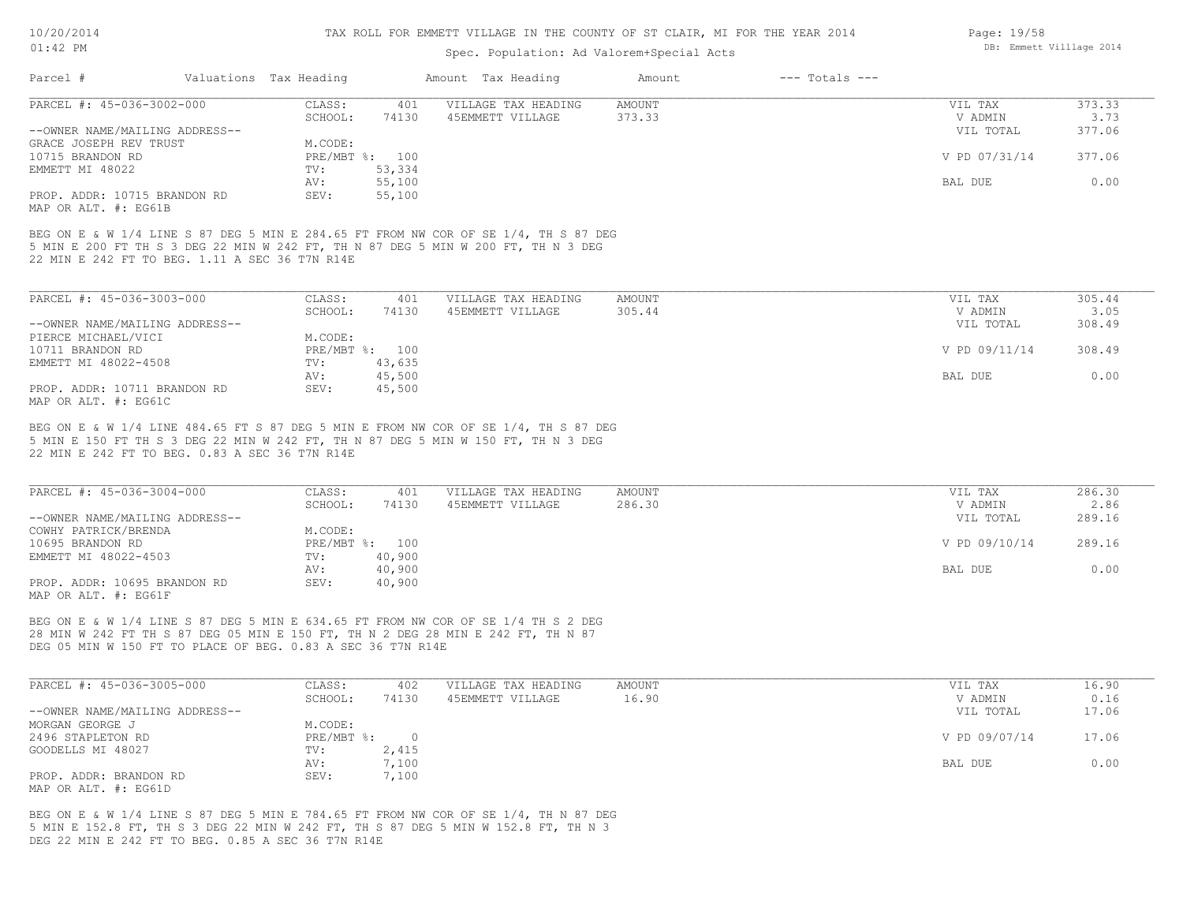# TAX ROLL FOR EMMETT VILLAGE IN THE COUNTY OF ST CLAIR, MI FOR THE YEAR 2014

Spec. Population: Ad Valorem+Special Acts

| Parcel # | Valuations | Tax Heading | Amount | Tax Heading | Amount | --- Totals --- | |
|---|---|---|---|---|---|---|---|

---

**PARCEL #: 45-036-3002-000**

| | | | | | |
|---|---|---|---|---|---|
| CLASS: | 401 | VILLAGE TAX HEADING | AMOUNT | VIL TAX | 373.33 |
| SCHOOL: | 74130 | 45EMMETT VILLAGE | 373.33 | V ADMIN | 3.73 |
| | | | | VIL TOTAL | 377.06 |
| M.CODE: | | | | | |
| PRE/MBT %: | 100 | | | V PD 07/31/14 | 377.06 |
| TV: | 53,334 | | | | |
| AV: | 55,100 | | | BAL DUE | 0.00 |
| SEV: | 55,100 | | | | |

--OWNER NAME/MAILING ADDRESS--
GRACE JOSEPH REV TRUST
10715 BRANDON RD
EMMETT MI 48022

PROP. ADDR: 10715 BRANDON RD
MAP OR ALT. #: EG61B

BEG ON E & W 1/4 LINE S 87 DEG 5 MIN E 284.65 FT FROM NW COR OF SE 1/4, TH S 87 DEG 5 MIN E 200 FT TH S 3 DEG 22 MIN W 242 FT, TH N 87 DEG 5 MIN W 200 FT, TH N 3 DEG 22 MIN E 242 FT TO BEG. 1.11 A SEC 36 T7N R14E

---

**PARCEL #: 45-036-3003-000**

| | | | | | |
|---|---|---|---|---|---|
| CLASS: | 401 | VILLAGE TAX HEADING | AMOUNT | VIL TAX | 305.44 |
| SCHOOL: | 74130 | 45EMMETT VILLAGE | 305.44 | V ADMIN | 3.05 |
| | | | | VIL TOTAL | 308.49 |
| M.CODE: | | | | | |
| PRE/MBT %: | 100 | | | V PD 09/11/14 | 308.49 |
| TV: | 43,635 | | | | |
| AV: | 45,500 | | | BAL DUE | 0.00 |
| SEV: | 45,500 | | | | |

--OWNER NAME/MAILING ADDRESS--
PIERCE MICHAEL/VICI
10711 BRANDON RD
EMMETT MI 48022-4508

PROP. ADDR: 10711 BRANDON RD
MAP OR ALT. #: EG61C

BEG ON E & W 1/4 LINE 484.65 FT S 87 DEG 5 MIN E FROM NW COR OF SE 1/4, TH S 87 DEG 5 MIN E 150 FT TH S 3 DEG 22 MIN W 242 FT, TH N 87 DEG 5 MIN W 150 FT, TH N 3 DEG 22 MIN E 242 FT TO BEG. 0.83 A SEC 36 T7N R14E

---

**PARCEL #: 45-036-3004-000**

| | | | | | |
|---|---|---|---|---|---|
| CLASS: | 401 | VILLAGE TAX HEADING | AMOUNT | VIL TAX | 286.30 |
| SCHOOL: | 74130 | 45EMMETT VILLAGE | 286.30 | V ADMIN | 2.86 |
| | | | | VIL TOTAL | 289.16 |
| M.CODE: | | | | | |
| PRE/MBT %: | 100 | | | V PD 09/10/14 | 289.16 |
| TV: | 40,900 | | | | |
| AV: | 40,900 | | | BAL DUE | 0.00 |
| SEV: | 40,900 | | | | |

--OWNER NAME/MAILING ADDRESS--
COWHY PATRICK/BRENDA
10695 BRANDON RD
EMMETT MI 48022-4503

PROP. ADDR: 10695 BRANDON RD
MAP OR ALT. #: EG61F

BEG ON E & W 1/4 LINE S 87 DEG 5 MIN E 634.65 FT FROM NW COR OF SE 1/4 TH S 2 DEG 28 MIN W 242 FT TH S 87 DEG 05 MIN E 150 FT, TH N 2 DEG 28 MIN E 242 FT, TH N 87 DEG 05 MIN W 150 FT TO PLACE OF BEG. 0.83 A SEC 36 T7N R14E

---

**PARCEL #: 45-036-3005-000**

| | | | | | |
|---|---|---|---|---|---|
| CLASS: | 402 | VILLAGE TAX HEADING | AMOUNT | VIL TAX | 16.90 |
| SCHOOL: | 74130 | 45EMMETT VILLAGE | 16.90 | V ADMIN | 0.16 |
| | | | | VIL TOTAL | 17.06 |
| M.CODE: | | | | | |
| PRE/MBT %: | 0 | | | V PD 09/07/14 | 17.06 |
| TV: | 2,415 | | | | |
| AV: | 7,100 | | | BAL DUE | 0.00 |
| SEV: | 7,100 | | | | |

--OWNER NAME/MAILING ADDRESS--
MORGAN GEORGE J
2496 STAPLETON RD
GOODELLS MI 48027

PROP. ADDR: BRANDON RD
MAP OR ALT. #: EG61D

BEG ON E & W 1/4 LINE S 87 DEG 5 MIN E 784.65 FT FROM NW COR OF SE 1/4, TH N 87 DEG 5 MIN E 152.8 FT, TH S 3 DEG 22 MIN W 242 FT, TH S 87 DEG 5 MIN W 152.8 FT, TH N 3 DEG 22 MIN E 242 FT TO BEG. 0.85 A SEC 36 T7N R14E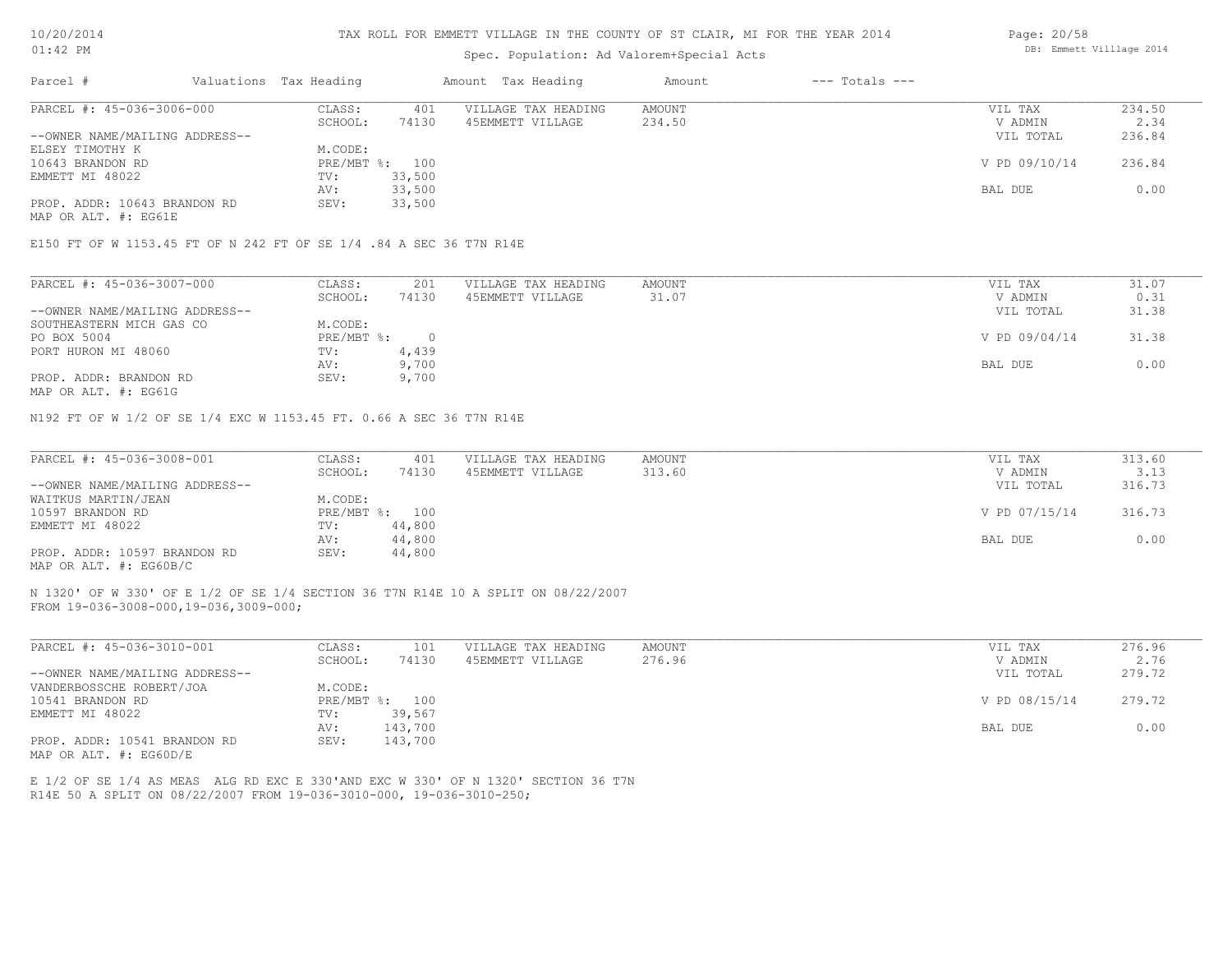TAX ROLL FOR EMMETT VILLAGE IN THE COUNTY OF ST CLAIR, MI FOR THE YEAR 2014

Spec. Population: Ad Valorem+Special Acts

| Parcel # | Valuations | Tax Heading | Amount | Tax Heading | Amount | --- Totals --- | |
|---|---|---|---|---|---|---|---|
| PARCEL #: 45-036-3006-000 | CLASS: | 401 | VILLAGE TAX HEADING | AMOUNT | | VIL TAX | 234.50 |
| | SCHOOL: | 74130 | 45EMMETT VILLAGE | 234.50 | | V ADMIN | 2.34 |
| --OWNER NAME/MAILING ADDRESS-- | | | | | | VIL TOTAL | 236.84 |
| ELSEY TIMOTHY K | M.CODE: | | | | | | |
| 10643 BRANDON RD | PRE/MBT %: | 100 | | | | V PD 09/10/14 | 236.84 |
| EMMETT MI 48022 | TV: | 33,500 | | | | | |
| | AV: | 33,500 | | | | BAL DUE | 0.00 |
| PROP. ADDR: 10643 BRANDON RD | SEV: | 33,500 | | | | | |
| MAP OR ALT. #: EG61E | | | | | | | |

E150 FT OF W 1153.45 FT OF N 242 FT OF SE 1/4 .84 A SEC 36 T7N R14E

| Parcel # | Valuations | Tax Heading | Amount | Tax Heading | Amount | --- Totals --- | |
|---|---|---|---|---|---|---|---|
| PARCEL #: 45-036-3007-000 | CLASS: | 201 | VILLAGE TAX HEADING | AMOUNT | | VIL TAX | 31.07 |
| | SCHOOL: | 74130 | 45EMMETT VILLAGE | 31.07 | | V ADMIN | 0.31 |
| --OWNER NAME/MAILING ADDRESS-- | | | | | | VIL TOTAL | 31.38 |
| SOUTHEASTERN MICH GAS CO | M.CODE: | | | | | | |
| PO BOX 5004 | PRE/MBT %: | 0 | | | | V PD 09/04/14 | 31.38 |
| PORT HURON MI 48060 | TV: | 4,439 | | | | | |
| | AV: | 9,700 | | | | BAL DUE | 0.00 |
| PROP. ADDR: BRANDON RD | SEV: | 9,700 | | | | | |
| MAP OR ALT. #: EG61G | | | | | | | |

N192 FT OF W 1/2 OF SE 1/4 EXC W 1153.45 FT. 0.66 A SEC 36 T7N R14E

| Parcel # | Valuations | Tax Heading | Amount | Tax Heading | Amount | --- Totals --- | |
|---|---|---|---|---|---|---|---|
| PARCEL #: 45-036-3008-001 | CLASS: | 401 | VILLAGE TAX HEADING | AMOUNT | | VIL TAX | 313.60 |
| | SCHOOL: | 74130 | 45EMMETT VILLAGE | 313.60 | | V ADMIN | 3.13 |
| --OWNER NAME/MAILING ADDRESS-- | | | | | | VIL TOTAL | 316.73 |
| WAITKUS MARTIN/JEAN | M.CODE: | | | | | | |
| 10597 BRANDON RD | PRE/MBT %: | 100 | | | | V PD 07/15/14 | 316.73 |
| EMMETT MI 48022 | TV: | 44,800 | | | | | |
| | AV: | 44,800 | | | | BAL DUE | 0.00 |
| PROP. ADDR: 10597 BRANDON RD | SEV: | 44,800 | | | | | |
| MAP OR ALT. #: EG60B/C | | | | | | | |

N 1320' OF W 330' OF E 1/2 OF SE 1/4 SECTION 36 T7N R14E 10 A SPLIT ON 08/22/2007
FROM 19-036-3008-000,19-036,3009-000;

| Parcel # | Valuations | Tax Heading | Amount | Tax Heading | Amount | --- Totals --- | |
|---|---|---|---|---|---|---|---|
| PARCEL #: 45-036-3010-001 | CLASS: | 101 | VILLAGE TAX HEADING | AMOUNT | | VIL TAX | 276.96 |
| | SCHOOL: | 74130 | 45EMMETT VILLAGE | 276.96 | | V ADMIN | 2.76 |
| --OWNER NAME/MAILING ADDRESS-- | | | | | | VIL TOTAL | 279.72 |
| VANDERBOSSCHE ROBERT/JOA | M.CODE: | | | | | | |
| 10541 BRANDON RD | PRE/MBT %: | 100 | | | | V PD 08/15/14 | 279.72 |
| EMMETT MI 48022 | TV: | 39,567 | | | | | |
| | AV: | 143,700 | | | | BAL DUE | 0.00 |
| PROP. ADDR: 10541 BRANDON RD | SEV: | 143,700 | | | | | |
| MAP OR ALT. #: EG60D/E | | | | | | | |

E 1/2 OF SE 1/4 AS MEAS ALG RD EXC E 330'AND EXC W 330' OF N 1320' SECTION 36 T7N
R14E 50 A SPLIT ON 08/22/2007 FROM 19-036-3010-000, 19-036-3010-250;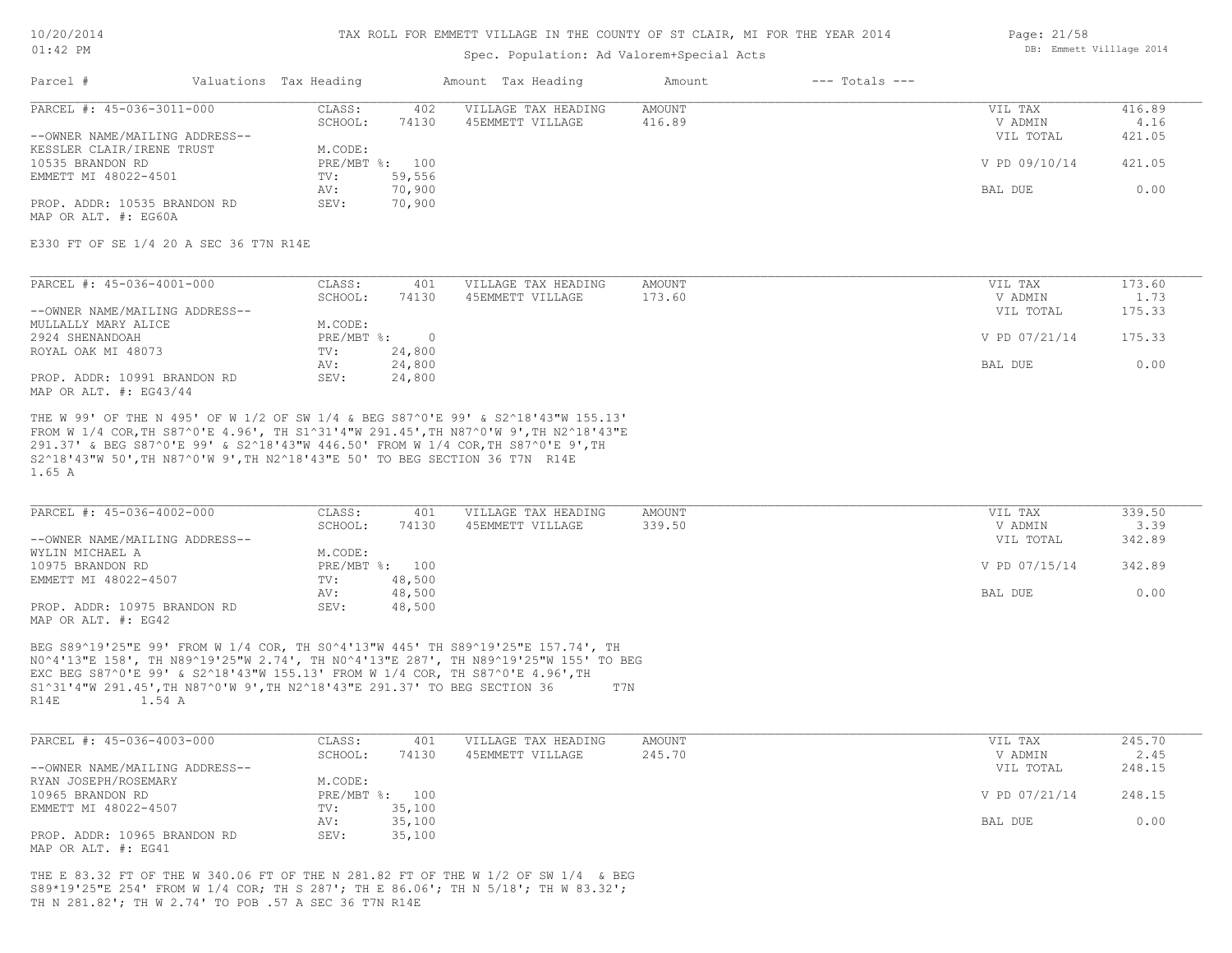TAX ROLL FOR EMMETT VILLAGE IN THE COUNTY OF ST CLAIR, MI FOR THE YEAR 2014

Spec. Population: Ad Valorem+Special Acts

| Parcel # | Valuations | Tax Heading | Amount | Tax Heading | Amount | --- Totals --- | |
|---|---|---|---|---|---|---|---|
| PARCEL #: 45-036-3011-000 | CLASS: | 402 | VILLAGE TAX HEADING | AMOUNT | | VIL TAX | 416.89 |
| | SCHOOL: | 74130 | 45EMMETT VILLAGE | 416.89 | | V ADMIN | 4.16 |
| --OWNER NAME/MAILING ADDRESS-- | | | | | | VIL TOTAL | 421.05 |
| KESSLER CLAIR/IRENE TRUST | M.CODE: | | | | | | |
| 10535 BRANDON RD | PRE/MBT %: | 100 | | | | V PD 09/10/14 | 421.05 |
| EMMETT MI 48022-4501 | TV: | 59,556 | | | | | |
| | AV: | 70,900 | | | | BAL DUE | 0.00 |
| PROP. ADDR: 10535 BRANDON RD | SEV: | 70,900 | | | | | |
| MAP OR ALT. #: EG60A | | | | | | | |

E330 FT OF SE 1/4 20 A SEC 36 T7N R14E

| Parcel # | Valuations | Tax Heading | Amount | Tax Heading | Amount | --- Totals --- | |
|---|---|---|---|---|---|---|---|
| PARCEL #: 45-036-4001-000 | CLASS: | 401 | VILLAGE TAX HEADING | AMOUNT | | VIL TAX | 173.60 |
| | SCHOOL: | 74130 | 45EMMETT VILLAGE | 173.60 | | V ADMIN | 1.73 |
| --OWNER NAME/MAILING ADDRESS-- | | | | | | VIL TOTAL | 175.33 |
| MULLALLY MARY ALICE | M.CODE: | | | | | | |
| 2924 SHENANDOAH | PRE/MBT %: | 0 | | | | V PD 07/21/14 | 175.33 |
| ROYAL OAK MI 48073 | TV: | 24,800 | | | | | |
| | AV: | 24,800 | | | | BAL DUE | 0.00 |
| PROP. ADDR: 10991 BRANDON RD | SEV: | 24,800 | | | | | |
| MAP OR ALT. #: EG43/44 | | | | | | | |

THE W 99' OF THE N 495' OF W 1/2 OF SW 1/4 & BEG S87^0'E 99' & S2^18'43"W 155.13' FROM W 1/4 COR,TH S87^0'E 4.96', TH S1^31'4"W 291.45',TH N87^0'W 9',TH N2^18'43"E 291.37' & BEG S87^0'E 99' & S2^18'43"W 446.50' FROM W 1/4 COR,TH S87^0'E 9',TH S2^18'43"W 50',TH N87^0'W 9',TH N2^18'43"E 50' TO BEG SECTION 36 T7N R14E 1.65 A

| Parcel # | Valuations | Tax Heading | Amount | Tax Heading | Amount | --- Totals --- | |
|---|---|---|---|---|---|---|---|
| PARCEL #: 45-036-4002-000 | CLASS: | 401 | VILLAGE TAX HEADING | AMOUNT | | VIL TAX | 339.50 |
| | SCHOOL: | 74130 | 45EMMETT VILLAGE | 339.50 | | V ADMIN | 3.39 |
| --OWNER NAME/MAILING ADDRESS-- | | | | | | VIL TOTAL | 342.89 |
| WYLIN MICHAEL A | M.CODE: | | | | | | |
| 10975 BRANDON RD | PRE/MBT %: | 100 | | | | V PD 07/15/14 | 342.89 |
| EMMETT MI 48022-4507 | TV: | 48,500 | | | | | |
| | AV: | 48,500 | | | | BAL DUE | 0.00 |
| PROP. ADDR: 10975 BRANDON RD | SEV: | 48,500 | | | | | |
| MAP OR ALT. #: EG42 | | | | | | | |

BEG S89^19'25"E 99' FROM W 1/4 COR, TH S0^4'13"W 445' TH S89^19'25"E 157.74', TH N0^4'13"E 158', TH N89^19'25"W 2.74', TH N0^4'13"E 287', TH N89^19'25"W 155' TO BEG EXC BEG S87^0'E 99' & S2^18'43"W 155.13' FROM W 1/4 COR, TH S87^0'E 4.96',TH S1^31'4"W 291.45',TH N87^0'W 9',TH N2^18'43"E 291.37' TO BEG SECTION 36 T7N R14E 1.54 A

| Parcel # | Valuations | Tax Heading | Amount | Tax Heading | Amount | --- Totals --- | |
|---|---|---|---|---|---|---|---|
| PARCEL #: 45-036-4003-000 | CLASS: | 401 | VILLAGE TAX HEADING | AMOUNT | | VIL TAX | 245.70 |
| | SCHOOL: | 74130 | 45EMMETT VILLAGE | 245.70 | | V ADMIN | 2.45 |
| --OWNER NAME/MAILING ADDRESS-- | | | | | | VIL TOTAL | 248.15 |
| RYAN JOSEPH/ROSEMARY | M.CODE: | | | | | | |
| 10965 BRANDON RD | PRE/MBT %: | 100 | | | | V PD 07/21/14 | 248.15 |
| EMMETT MI 48022-4507 | TV: | 35,100 | | | | | |
| | AV: | 35,100 | | | | BAL DUE | 0.00 |
| PROP. ADDR: 10965 BRANDON RD | SEV: | 35,100 | | | | | |
| MAP OR ALT. #: EG41 | | | | | | | |

THE E 83.32 FT OF THE W 340.06 FT OF THE N 281.82 FT OF THE W 1/2 OF SW 1/4 & BEG S89*19'25"E 254' FROM W 1/4 COR; TH S 287'; TH E 86.06'; TH N 5/18'; TH W 83.32'; TH N 281.82'; TH W 2.74' TO POB .57 A SEC 36 T7N R14E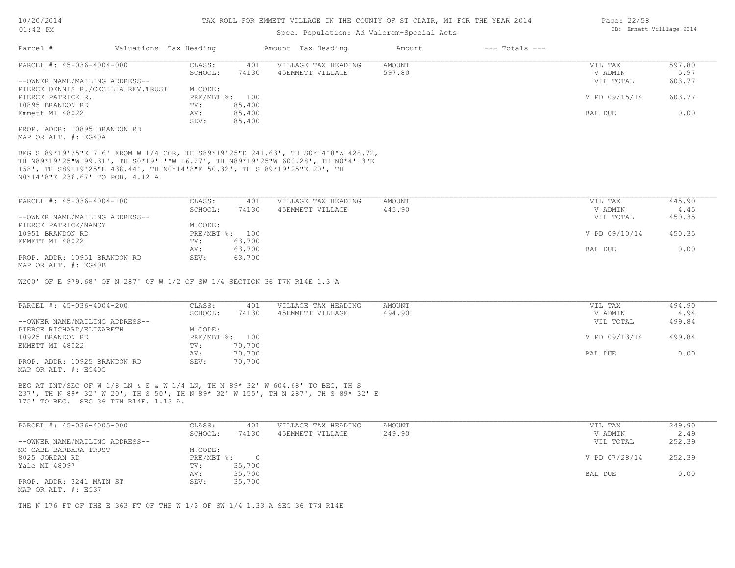TAX ROLL FOR EMMETT VILLAGE IN THE COUNTY OF ST CLAIR, MI FOR THE YEAR 2014

Spec. Population: Ad Valorem+Special Acts

| Parcel # | Valuations | Tax Heading | Amount | Tax Heading | Amount | --- Totals --- | |
|---|---|---|---|---|---|---|---|

---

**PARCEL #: 45-036-4004-000**

| | | | | | |
|---|---|---|---|---|---|
| CLASS: | 401 | VILLAGE TAX HEADING | AMOUNT | VIL TAX | 597.80 |
| SCHOOL: | 74130 | 45EMMETT VILLAGE | 597.80 | V ADMIN | 5.97 |
| | | | | VIL TOTAL | 603.77 |
| M.CODE: | | | | | |
| PRE/MBT %: | 100 | | | V PD 09/15/14 | 603.77 |
| TV: | 85,400 | | | | |
| AV: | 85,400 | | | BAL DUE | 0.00 |
| SEV: | 85,400 | | | | |

--OWNER NAME/MAILING ADDRESS--
PIERCE DENNIS R./CECILIA REV.TRUST
PIERCE PATRICK R.
10895 BRANDON RD
Emmett MI 48022

PROP. ADDR: 10895 BRANDON RD
MAP OR ALT. #: EG40A

BEG S 89*19'25"E 716' FROM W 1/4 COR, TH S89*19'25"E 241.63', TH S0*14'8"W 428.72, TH N89*19'25"W 99.31', TH S0*19'1'"W 16.27', TH N89*19'25"W 600.28', TH N0*4'13"E 158', TH S89*19'25"E 438.44', TH N0*14'8"E 50.32', TH S 89*19'25"E 20', TH N0*14'8"E 236.67' TO POB. 4.12 A

---

**PARCEL #: 45-036-4004-100**

| | | | | | |
|---|---|---|---|---|---|
| CLASS: | 401 | VILLAGE TAX HEADING | AMOUNT | VIL TAX | 445.90 |
| SCHOOL: | 74130 | 45EMMETT VILLAGE | 445.90 | V ADMIN | 4.45 |
| | | | | VIL TOTAL | 450.35 |
| M.CODE: | | | | | |
| PRE/MBT %: | 100 | | | V PD 09/10/14 | 450.35 |
| TV: | 63,700 | | | | |
| AV: | 63,700 | | | BAL DUE | 0.00 |
| SEV: | 63,700 | | | | |

--OWNER NAME/MAILING ADDRESS--
PIERCE PATRICK/NANCY
10951 BRANDON RD
EMMETT MI 48022

PROP. ADDR: 10951 BRANDON RD
MAP OR ALT. #: EG40B

W200' OF E 979.68' OF N 287' OF W 1/2 OF SW 1/4 SECTION 36 T7N R14E 1.3 A

---

**PARCEL #: 45-036-4004-200**

| | | | | | |
|---|---|---|---|---|---|
| CLASS: | 401 | VILLAGE TAX HEADING | AMOUNT | VIL TAX | 494.90 |
| SCHOOL: | 74130 | 45EMMETT VILLAGE | 494.90 | V ADMIN | 4.94 |
| | | | | VIL TOTAL | 499.84 |
| M.CODE: | | | | | |
| PRE/MBT %: | 100 | | | V PD 09/13/14 | 499.84 |
| TV: | 70,700 | | | | |
| AV: | 70,700 | | | BAL DUE | 0.00 |
| SEV: | 70,700 | | | | |

--OWNER NAME/MAILING ADDRESS--
PIERCE RICHARD/ELIZABETH
10925 BRANDON RD
EMMETT MI 48022

PROP. ADDR: 10925 BRANDON RD
MAP OR ALT. #: EG40C

BEG AT INT/SEC OF W 1/8 LN & E & W 1/4 LN, TH N 89* 32' W 604.68' TO BEG, TH S 237', TH N 89* 32' W 20', TH S 50', TH N 89* 32' W 155', TH N 287', TH S 89* 32' E 175' TO BEG. SEC 36 T7N R14E. 1.13 A.

---

**PARCEL #: 45-036-4005-000**

| | | | | | |
|---|---|---|---|---|---|
| CLASS: | 401 | VILLAGE TAX HEADING | AMOUNT | VIL TAX | 249.90 |
| SCHOOL: | 74130 | 45EMMETT VILLAGE | 249.90 | V ADMIN | 2.49 |
| | | | | VIL TOTAL | 252.39 |
| M.CODE: | | | | | |
| PRE/MBT %: | 0 | | | V PD 07/28/14 | 252.39 |
| TV: | 35,700 | | | | |
| AV: | 35,700 | | | BAL DUE | 0.00 |
| SEV: | 35,700 | | | | |

--OWNER NAME/MAILING ADDRESS--
MC CABE BARBARA TRUST
8025 JORDAN RD
Yale MI 48097

PROP. ADDR: 3241 MAIN ST
MAP OR ALT. #: EG37

THE N 176 FT OF THE E 363 FT OF THE W 1/2 OF SW 1/4 1.33 A SEC 36 T7N R14E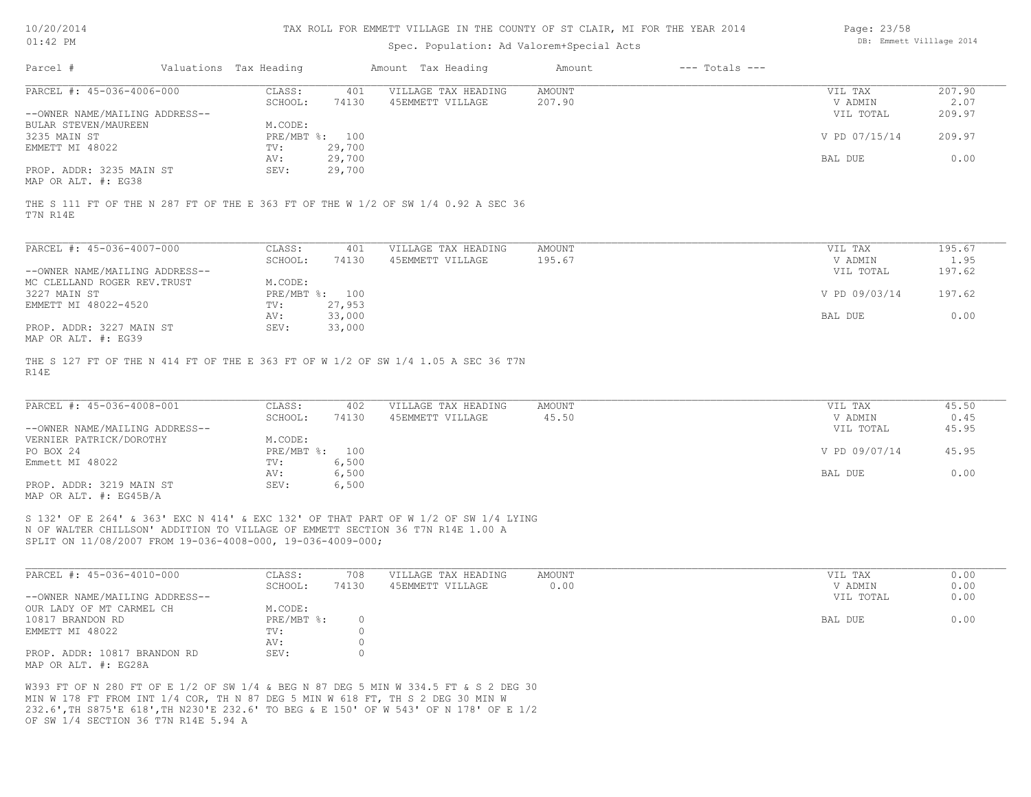# TAX ROLL FOR EMMETT VILLAGE IN THE COUNTY OF ST CLAIR, MI FOR THE YEAR 2014

Spec. Population: Ad Valorem+Special Acts

10/20/2014 01:42 PM — DB: Emmett Villlage 2014

| Parcel # | Valuations | Tax Heading | Amount | Tax Heading | Amount | --- Totals --- | |
|---|---|---|---|---|---|---|---|

---

**PARCEL #: 45-036-4006-000**

| | | | | | | |
|---|---|---|---|---|---|---|
| --OWNER NAME/MAILING ADDRESS-- | CLASS: | 401 | VILLAGE TAX HEADING | AMOUNT | VIL TAX | 207.90 |
| BULAR STEVEN/MAUREEN | SCHOOL: | 74130 | 45EMMETT VILLAGE | 207.90 | V ADMIN | 2.07 |
| 3235 MAIN ST | M.CODE: | | | | VIL TOTAL | 209.97 |
| EMMETT MI 48022 | PRE/MBT %: | 100 | | | V PD 07/15/14 | 209.97 |
| | TV: | 29,700 | | | | |
| PROP. ADDR: 3235 MAIN ST | AV: | 29,700 | | | BAL DUE | 0.00 |
| MAP OR ALT. #: EG38 | SEV: | 29,700 | | | | |

THE S 111 FT OF THE N 287 FT OF THE E 363 FT OF THE W 1/2 OF SW 1/4 0.92 A SEC 36 T7N R14E

---

**PARCEL #: 45-036-4007-000**

| | | | | | | |
|---|---|---|---|---|---|---|
| --OWNER NAME/MAILING ADDRESS-- | CLASS: | 401 | VILLAGE TAX HEADING | AMOUNT | VIL TAX | 195.67 |
| MC CLELLAND ROGER REV.TRUST | SCHOOL: | 74130 | 45EMMETT VILLAGE | 195.67 | V ADMIN | 1.95 |
| 3227 MAIN ST | M.CODE: | | | | VIL TOTAL | 197.62 |
| EMMETT MI 48022-4520 | PRE/MBT %: | 100 | | | V PD 09/03/14 | 197.62 |
| | TV: | 27,953 | | | | |
| PROP. ADDR: 3227 MAIN ST | AV: | 33,000 | | | BAL DUE | 0.00 |
| MAP OR ALT. #: EG39 | SEV: | 33,000 | | | | |

THE S 127 FT OF THE N 414 FT OF THE E 363 FT OF W 1/2 OF SW 1/4 1.05 A SEC 36 T7N R14E

---

**PARCEL #: 45-036-4008-001**

| | | | | | | |
|---|---|---|---|---|---|---|
| --OWNER NAME/MAILING ADDRESS-- | CLASS: | 402 | VILLAGE TAX HEADING | AMOUNT | VIL TAX | 45.50 |
| VERNIER PATRICK/DOROTHY | SCHOOL: | 74130 | 45EMMETT VILLAGE | 45.50 | V ADMIN | 0.45 |
| PO BOX 24 | M.CODE: | | | | VIL TOTAL | 45.95 |
| Emmett MI 48022 | PRE/MBT %: | 100 | | | V PD 09/07/14 | 45.95 |
| | TV: | 6,500 | | | | |
| PROP. ADDR: 3219 MAIN ST | AV: | 6,500 | | | BAL DUE | 0.00 |
| MAP OR ALT. #: EG45B/A | SEV: | 6,500 | | | | |

S 132' OF E 264' & 363' EXC N 414' & EXC 132' OF THAT PART OF W 1/2 OF SW 1/4 LYING N OF WALTER CHILLSON' ADDITION TO VILLAGE OF EMMETT SECTION 36 T7N R14E 1.00 A SPLIT ON 11/08/2007 FROM 19-036-4008-000, 19-036-4009-000;

---

**PARCEL #: 45-036-4010-000**

| | | | | | | |
|---|---|---|---|---|---|---|
| --OWNER NAME/MAILING ADDRESS-- | CLASS: | 708 | VILLAGE TAX HEADING | AMOUNT | VIL TAX | 0.00 |
| OUR LADY OF MT CARMEL CH | SCHOOL: | 74130 | 45EMMETT VILLAGE | 0.00 | V ADMIN | 0.00 |
| 10817 BRANDON RD | M.CODE: | | | | VIL TOTAL | 0.00 |
| EMMETT MI 48022 | PRE/MBT %: | 0 | | | BAL DUE | 0.00 |
| | TV: | 0 | | | | |
| PROP. ADDR: 10817 BRANDON RD | AV: | 0 | | | | |
| MAP OR ALT. #: EG28A | SEV: | 0 | | | | |

W393 FT OF N 280 FT OF E 1/2 OF SW 1/4 & BEG N 87 DEG 5 MIN W 334.5 FT & S 2 DEG 30 MIN W 178 FT FROM INT 1/4 COR, TH N 87 DEG 5 MIN W 618 FT, TH S 2 DEG 30 MIN W 232.6',TH S875'E 618',TH N230'E 232.6' TO BEG & E 150' OF W 543' OF N 178' OF E 1/2 OF SW 1/4 SECTION 36 T7N R14E 5.94 A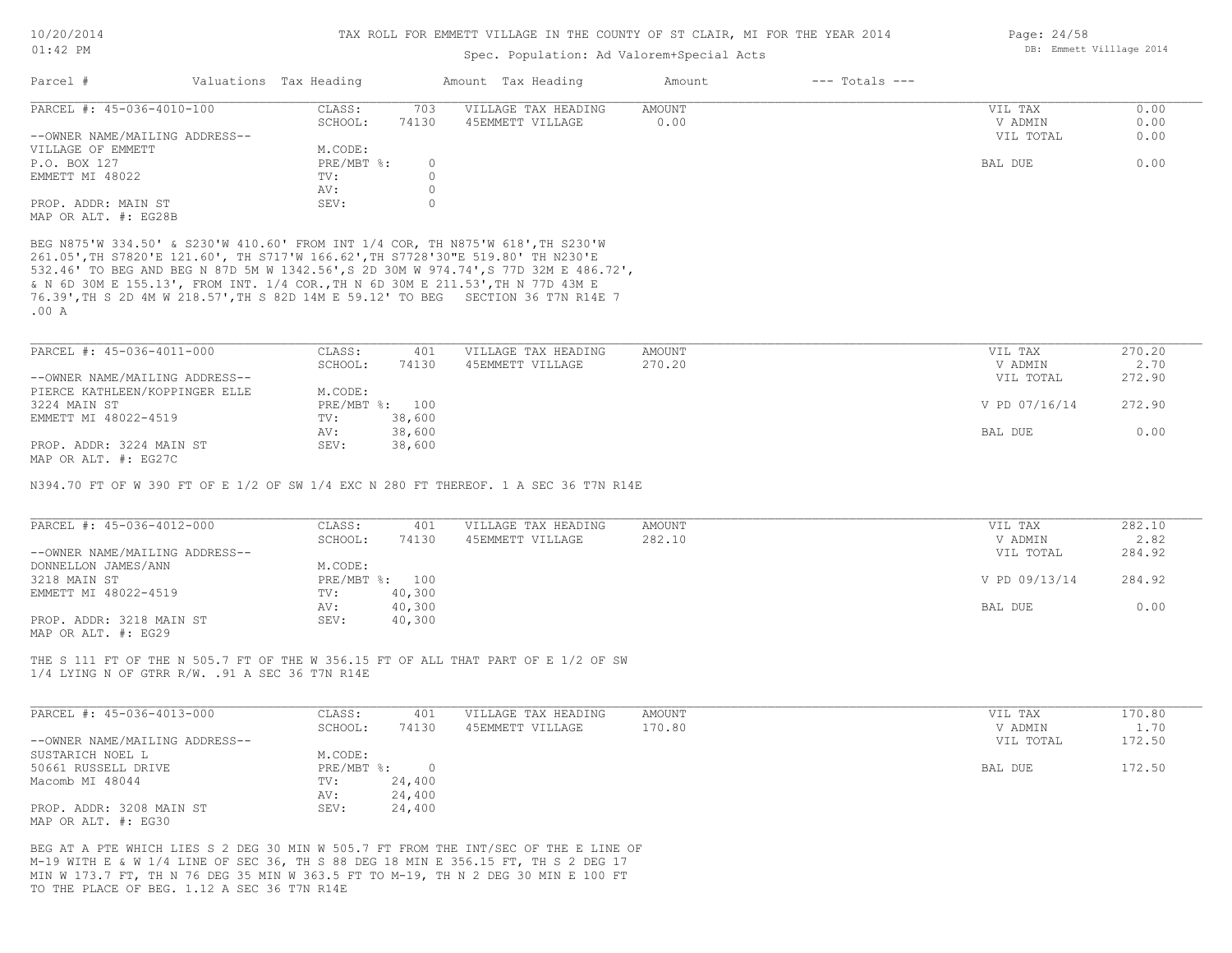# TAX ROLL FOR EMMETT VILLAGE IN THE COUNTY OF ST CLAIR, MI FOR THE YEAR 2014

Spec. Population: Ad Valorem+Special Acts

| Parcel # | Valuations | Tax Heading | Amount | Tax Heading | Amount | --- Totals --- | |
|---|---|---|---|---|---|---|---|

---

**PARCEL #: 45-036-4010-100**

--OWNER NAME/MAILING ADDRESS--
VILLAGE OF EMMETT
P.O. BOX 127
EMMETT MI 48022

PROP. ADDR: MAIN ST
MAP OR ALT. #: EG28B

| | | | | | |
|---|---|---|---|---|---|
| CLASS: | 703 | VILLAGE TAX HEADING | AMOUNT | VIL TAX | 0.00 |
| SCHOOL: | 74130 | 45EMMETT VILLAGE | 0.00 | V ADMIN | 0.00 |
| M.CODE: | | | | VIL TOTAL | 0.00 |
| PRE/MBT %: | 0 | | | BAL DUE | 0.00 |
| TV: | 0 | | | | |
| AV: | 0 | | | | |
| SEV: | 0 | | | | |

BEG N875'W 334.50' & S230'W 410.60' FROM INT 1/4 COR, TH N875'W 618',TH S230'W 261.05',TH S7820'E 121.60', TH S717'W 166.62',TH S7728'30"E 519.80' TH N230'E 532.46' TO BEG AND BEG N 87D 5M W 1342.56',S 2D 30M W 974.74',S 77D 32M E 486.72', & N 6D 30M E 155.13', FROM INT. 1/4 COR.,TH N 6D 30M E 211.53',TH N 77D 43M E 76.39',TH S 2D 4M W 218.57',TH S 82D 14M E 59.12' TO BEG SECTION 36 T7N R14E 7 .00 A

---

**PARCEL #: 45-036-4011-000**

--OWNER NAME/MAILING ADDRESS--
PIERCE KATHLEEN/KOPPINGER ELLE
3224 MAIN ST
EMMETT MI 48022-4519

PROP. ADDR: 3224 MAIN ST
MAP OR ALT. #: EG27C

| | | | | | |
|---|---|---|---|---|---|
| CLASS: | 401 | VILLAGE TAX HEADING | AMOUNT | VIL TAX | 270.20 |
| SCHOOL: | 74130 | 45EMMETT VILLAGE | 270.20 | V ADMIN | 2.70 |
| M.CODE: | | | | VIL TOTAL | 272.90 |
| PRE/MBT %: | 100 | | | V PD 07/16/14 | 272.90 |
| TV: | 38,600 | | | | |
| AV: | 38,600 | | | BAL DUE | 0.00 |
| SEV: | 38,600 | | | | |

N394.70 FT OF W 390 FT OF E 1/2 OF SW 1/4 EXC N 280 FT THEREOF. 1 A SEC 36 T7N R14E

---

**PARCEL #: 45-036-4012-000**

--OWNER NAME/MAILING ADDRESS--
DONNELLON JAMES/ANN
3218 MAIN ST
EMMETT MI 48022-4519

PROP. ADDR: 3218 MAIN ST
MAP OR ALT. #: EG29

| | | | | | |
|---|---|---|---|---|---|
| CLASS: | 401 | VILLAGE TAX HEADING | AMOUNT | VIL TAX | 282.10 |
| SCHOOL: | 74130 | 45EMMETT VILLAGE | 282.10 | V ADMIN | 2.82 |
| M.CODE: | | | | VIL TOTAL | 284.92 |
| PRE/MBT %: | 100 | | | V PD 09/13/14 | 284.92 |
| TV: | 40,300 | | | | |
| AV: | 40,300 | | | BAL DUE | 0.00 |
| SEV: | 40,300 | | | | |

THE S 111 FT OF THE N 505.7 FT OF THE W 356.15 FT OF ALL THAT PART OF E 1/2 OF SW 1/4 LYING N OF GTRR R/W. .91 A SEC 36 T7N R14E

---

**PARCEL #: 45-036-4013-000**

--OWNER NAME/MAILING ADDRESS--
SUSTARICH NOEL L
50661 RUSSELL DRIVE
Macomb MI 48044

PROP. ADDR: 3208 MAIN ST
MAP OR ALT. #: EG30

| | | | | | |
|---|---|---|---|---|---|
| CLASS: | 401 | VILLAGE TAX HEADING | AMOUNT | VIL TAX | 170.80 |
| SCHOOL: | 74130 | 45EMMETT VILLAGE | 170.80 | V ADMIN | 1.70 |
| M.CODE: | | | | VIL TOTAL | 172.50 |
| PRE/MBT %: | 0 | | | BAL DUE | 172.50 |
| TV: | 24,400 | | | | |
| AV: | 24,400 | | | | |
| SEV: | 24,400 | | | | |

BEG AT A PTE WHICH LIES S 2 DEG 30 MIN W 505.7 FT FROM THE INT/SEC OF THE E LINE OF M-19 WITH E & W 1/4 LINE OF SEC 36, TH S 88 DEG 18 MIN E 356.15 FT, TH S 2 DEG 17 MIN W 173.7 FT, TH N 76 DEG 35 MIN W 363.5 FT TO M-19, TH N 2 DEG 30 MIN E 100 FT TO THE PLACE OF BEG. 1.12 A SEC 36 T7N R14E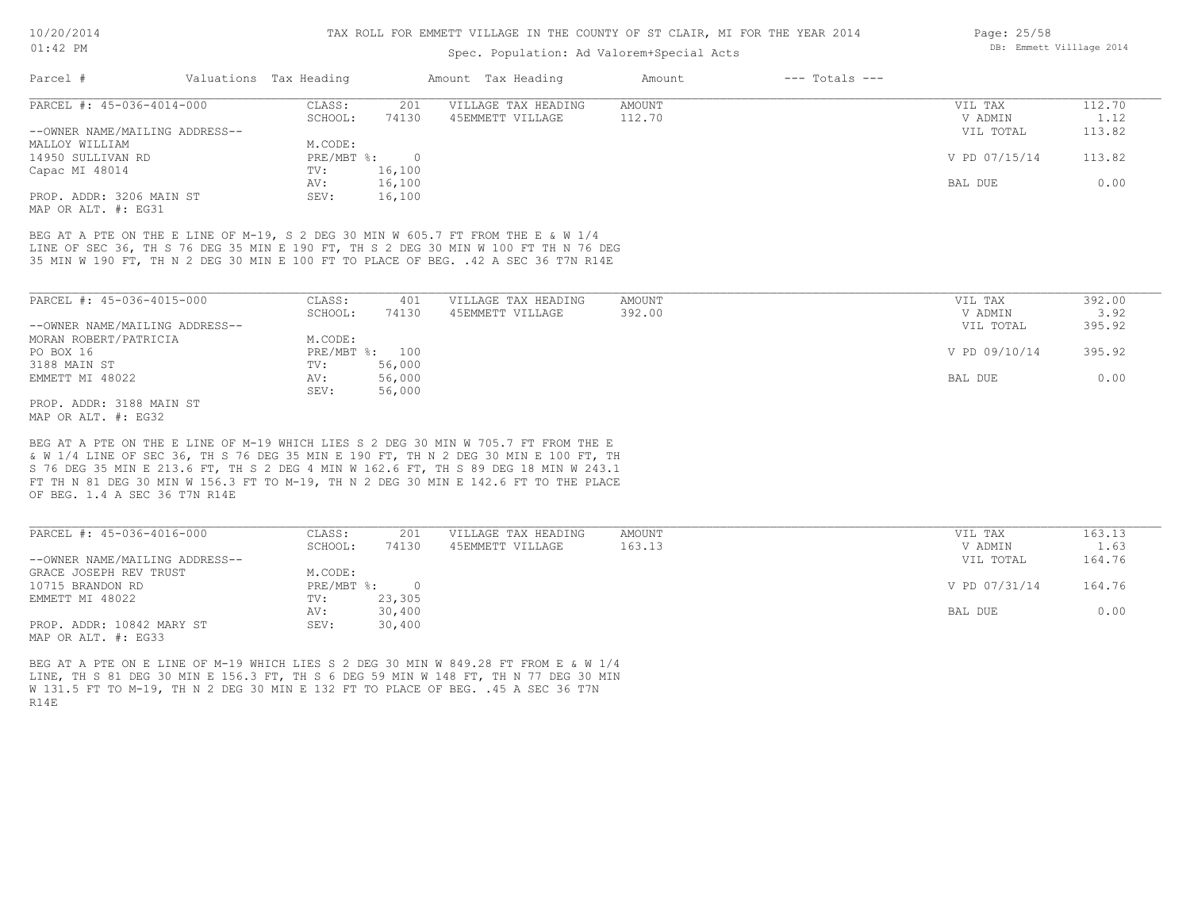# TAX ROLL FOR EMMETT VILLAGE IN THE COUNTY OF ST CLAIR, MI FOR THE YEAR 2014

Spec. Population: Ad Valorem+Special Acts

| Parcel # | Valuations | Tax Heading | Amount | Tax Heading | Amount | --- Totals --- | |
|---|---|---|---|---|---|---|---|

## PARCEL #: 45-036-4014-000

| | | | | |
|---|---|---|---|---|
| CLASS: 201 | VILLAGE TAX HEADING | AMOUNT | VIL TAX | 112.70 |
| SCHOOL: 74130 | 45EMMETT VILLAGE | 112.70 | V ADMIN | 1.12 |
| | | | VIL TOTAL | 113.82 |
| M.CODE: | | | | |
| PRE/MBT %: 0 | | | V PD 07/15/14 | 113.82 |
| TV: 16,100 | | | | |
| AV: 16,100 | | | BAL DUE | 0.00 |
| SEV: 16,100 | | | | |

--OWNER NAME/MAILING ADDRESS--
MALLOY WILLIAM
14950 SULLIVAN RD
Capac MI 48014

PROP. ADDR: 3206 MAIN ST
MAP OR ALT. #: EG31

BEG AT A PTE ON THE E LINE OF M-19, S 2 DEG 30 MIN W 605.7 FT FROM THE E & W 1/4 LINE OF SEC 36, TH S 76 DEG 35 MIN E 190 FT, TH S 2 DEG 30 MIN W 100 FT TH N 76 DEG 35 MIN W 190 FT, TH N 2 DEG 30 MIN E 100 FT TO PLACE OF BEG. .42 A SEC 36 T7N R14E

## PARCEL #: 45-036-4015-000

| | | | | |
|---|---|---|---|---|
| CLASS: 401 | VILLAGE TAX HEADING | AMOUNT | VIL TAX | 392.00 |
| SCHOOL: 74130 | 45EMMETT VILLAGE | 392.00 | V ADMIN | 3.92 |
| | | | VIL TOTAL | 395.92 |
| M.CODE: | | | | |
| PRE/MBT %: 100 | | | V PD 09/10/14 | 395.92 |
| TV: 56,000 | | | | |
| AV: 56,000 | | | BAL DUE | 0.00 |
| SEV: 56,000 | | | | |

--OWNER NAME/MAILING ADDRESS--
MORAN ROBERT/PATRICIA
PO BOX 16
3188 MAIN ST
EMMETT MI 48022

PROP. ADDR: 3188 MAIN ST
MAP OR ALT. #: EG32

BEG AT A PTE ON THE E LINE OF M-19 WHICH LIES S 2 DEG 30 MIN W 705.7 FT FROM THE E & W 1/4 LINE OF SEC 36, TH S 76 DEG 35 MIN E 190 FT, TH N 2 DEG 30 MIN E 100 FT, TH S 76 DEG 35 MIN E 213.6 FT, TH S 2 DEG 4 MIN W 162.6 FT, TH S 89 DEG 18 MIN W 243.1 FT TH N 81 DEG 30 MIN W 156.3 FT TO M-19, TH N 2 DEG 30 MIN E 142.6 FT TO THE PLACE OF BEG. 1.4 A SEC 36 T7N R14E

## PARCEL #: 45-036-4016-000

| | | | | |
|---|---|---|---|---|
| CLASS: 201 | VILLAGE TAX HEADING | AMOUNT | VIL TAX | 163.13 |
| SCHOOL: 74130 | 45EMMETT VILLAGE | 163.13 | V ADMIN | 1.63 |
| | | | VIL TOTAL | 164.76 |
| M.CODE: | | | | |
| PRE/MBT %: 0 | | | V PD 07/31/14 | 164.76 |
| TV: 23,305 | | | | |
| AV: 30,400 | | | BAL DUE | 0.00 |
| SEV: 30,400 | | | | |

--OWNER NAME/MAILING ADDRESS--
GRACE JOSEPH REV TRUST
10715 BRANDON RD
EMMETT MI 48022

PROP. ADDR: 10842 MARY ST
MAP OR ALT. #: EG33

BEG AT A PTE ON E LINE OF M-19 WHICH LIES S 2 DEG 30 MIN W 849.28 FT FROM E & W 1/4 LINE, TH S 81 DEG 30 MIN E 156.3 FT, TH S 6 DEG 59 MIN W 148 FT, TH N 77 DEG 30 MIN W 131.5 FT TO M-19, TH N 2 DEG 30 MIN E 132 FT TO PLACE OF BEG. .45 A SEC 36 T7N R14E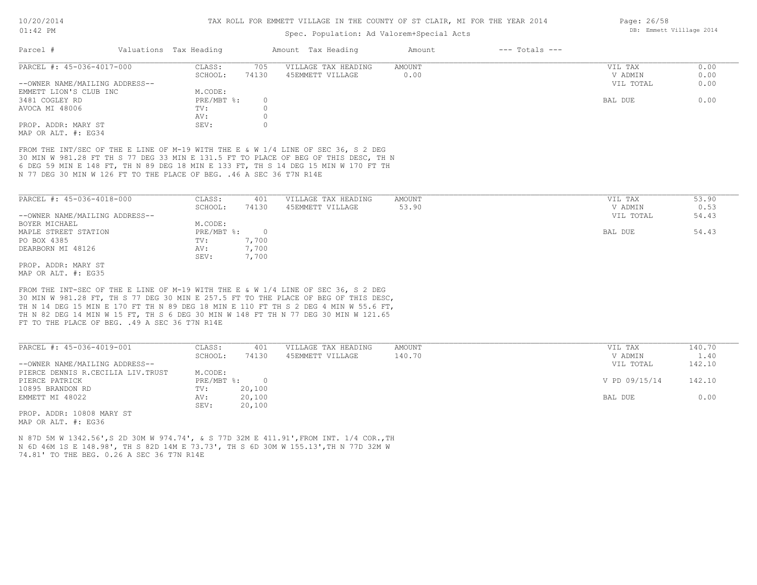# TAX ROLL FOR EMMETT VILLAGE IN THE COUNTY OF ST CLAIR, MI FOR THE YEAR 2014

Spec. Population: Ad Valorem+Special Acts

| Parcel # | Valuations | Tax Heading | Amount | Tax Heading | Amount | --- Totals --- | |
|---|---|---|---|---|---|---|---|

**PARCEL #: 45-036-4017-000**

| | | | | | |
|---|---|---|---|---|---|
| CLASS: | 705 | VILLAGE TAX HEADING | AMOUNT | VIL TAX | 0.00 |
| SCHOOL: | 74130 | 45EMMETT VILLAGE | 0.00 | V ADMIN | 0.00 |
| M.CODE: | | | | VIL TOTAL | 0.00 |
| PRE/MBT %: | 0 | | | BAL DUE | 0.00 |
| TV: | 0 | | | | |
| AV: | 0 | | | | |
| SEV: | 0 | | | | |

--OWNER NAME/MAILING ADDRESS--
EMMETT LION'S CLUB INC
3481 COGLEY RD
AVOCA MI 48006

PROP. ADDR: MARY ST
MAP OR ALT. #: EG34

FROM THE INT/SEC OF THE E LINE OF M-19 WITH THE E & W 1/4 LINE OF SEC 36, S 2 DEG 30 MIN W 981.28 FT TH S 77 DEG 33 MIN E 131.5 FT TO PLACE OF BEG OF THIS DESC, TH N 6 DEG 59 MIN E 148 FT, TH N 89 DEG 18 MIN E 133 FT, TH S 14 DEG 15 MIN W 170 FT TH N 77 DEG 30 MIN W 126 FT TO THE PLACE OF BEG. .46 A SEC 36 T7N R14E

**PARCEL #: 45-036-4018-000**

| | | | | | |
|---|---|---|---|---|---|
| CLASS: | 401 | VILLAGE TAX HEADING | AMOUNT | VIL TAX | 53.90 |
| SCHOOL: | 74130 | 45EMMETT VILLAGE | 53.90 | V ADMIN | 0.53 |
| M.CODE: | | | | VIL TOTAL | 54.43 |
| PRE/MBT %: | 0 | | | BAL DUE | 54.43 |
| TV: | 7,700 | | | | |
| AV: | 7,700 | | | | |
| SEV: | 7,700 | | | | |

--OWNER NAME/MAILING ADDRESS--
BOYER MICHAEL
MAPLE STREET STATION
PO BOX 4385
DEARBORN MI 48126

PROP. ADDR: MARY ST
MAP OR ALT. #: EG35

FROM THE INT-SEC OF THE E LINE OF M-19 WITH THE E & W 1/4 LINE OF SEC 36, S 2 DEG 30 MIN W 981.28 FT, TH S 77 DEG 30 MIN E 257.5 FT TO THE PLACE OF BEG OF THIS DESC, TH N 14 DEG 15 MIN E 170 FT TH N 89 DEG 18 MIN E 110 FT TH S 2 DEG 4 MIN W 55.6 FT, TH N 82 DEG 14 MIN W 15 FT, TH S 6 DEG 30 MIN W 148 FT TH N 77 DEG 30 MIN W 121.65 FT TO THE PLACE OF BEG. .49 A SEC 36 T7N R14E

**PARCEL #: 45-036-4019-001**

| | | | | | |
|---|---|---|---|---|---|
| CLASS: | 401 | VILLAGE TAX HEADING | AMOUNT | VIL TAX | 140.70 |
| SCHOOL: | 74130 | 45EMMETT VILLAGE | 140.70 | V ADMIN | 1.40 |
| M.CODE: | | | | VIL TOTAL | 142.10 |
| PRE/MBT %: | 0 | | | V PD 09/15/14 | 142.10 |
| TV: | 20,100 | | | | |
| AV: | 20,100 | | | BAL DUE | 0.00 |
| SEV: | 20,100 | | | | |

--OWNER NAME/MAILING ADDRESS--
PIERCE DENNIS R.CECILIA LIV.TRUST
PIERCE PATRICK
10895 BRANDON RD
EMMETT MI 48022

PROP. ADDR: 10808 MARY ST
MAP OR ALT. #: EG36

N 87D 5M W 1342.56',S 2D 30M W 974.74', & S 77D 32M E 411.91',FROM INT. 1/4 COR.,TH N 6D 46M 1S E 148.98', TH S 82D 14M E 73.73', TH S 6D 30M W 155.13',TH N 77D 32M W 74.81' TO THE BEG. 0.26 A SEC 36 T7N R14E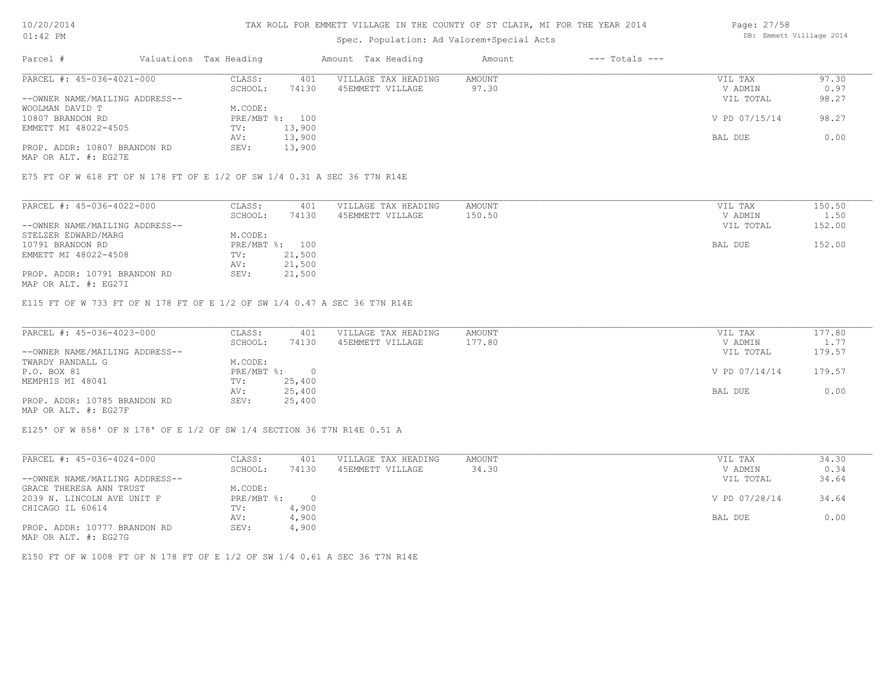# TAX ROLL FOR EMMETT VILLAGE IN THE COUNTY OF ST CLAIR, MI FOR THE YEAR 2014

Spec. Population: Ad Valorem+Special Acts

| Parcel # | Valuations | Tax Heading | Amount | Tax Heading | Amount | --- Totals --- | |
|---|---|---|---|---|---|---|---|
| PARCEL #: 45-036-4021-000 | CLASS: | 401 | VILLAGE TAX HEADING | AMOUNT | | VIL TAX | 97.30 |
| | SCHOOL: | 74130 | 45EMMETT VILLAGE | 97.30 | | V ADMIN | 0.97 |
| --OWNER NAME/MAILING ADDRESS-- | | | | | | VIL TOTAL | 98.27 |
| WOOLMAN DAVID T | M.CODE: | | | | | | |
| 10807 BRANDON RD | PRE/MBT %: | 100 | | | | V PD 07/15/14 | 98.27 |
| EMMETT MI 48022-4505 | TV: | 13,900 | | | | | |
| | AV: | 13,900 | | | | BAL DUE | 0.00 |
| PROP. ADDR: 10807 BRANDON RD | SEV: | 13,900 | | | | | |
| MAP OR ALT. #: EG27E | | | | | | | |

E75 FT OF W 618 FT OF N 178 FT OF E 1/2 OF SW 1/4 0.31 A SEC 36 T7N R14E

| Parcel # | Valuations | Tax Heading | Amount | Tax Heading | Amount | --- Totals --- | |
|---|---|---|---|---|---|---|---|
| PARCEL #: 45-036-4022-000 | CLASS: | 401 | VILLAGE TAX HEADING | AMOUNT | | VIL TAX | 150.50 |
| | SCHOOL: | 74130 | 45EMMETT VILLAGE | 150.50 | | V ADMIN | 1.50 |
| --OWNER NAME/MAILING ADDRESS-- | | | | | | VIL TOTAL | 152.00 |
| STELZER EDWARD/MARG | M.CODE: | | | | | | |
| 10791 BRANDON RD | PRE/MBT %: | 100 | | | | BAL DUE | 152.00 |
| EMMETT MI 48022-4508 | TV: | 21,500 | | | | | |
| | AV: | 21,500 | | | | | |
| PROP. ADDR: 10791 BRANDON RD | SEV: | 21,500 | | | | | |
| MAP OR ALT. #: EG27I | | | | | | | |

E115 FT OF W 733 FT OF N 178 FT OF E 1/2 OF SW 1/4 0.47 A SEC 36 T7N R14E

| Parcel # | Valuations | Tax Heading | Amount | Tax Heading | Amount | --- Totals --- | |
|---|---|---|---|---|---|---|---|
| PARCEL #: 45-036-4023-000 | CLASS: | 401 | VILLAGE TAX HEADING | AMOUNT | | VIL TAX | 177.80 |
| | SCHOOL: | 74130 | 45EMMETT VILLAGE | 177.80 | | V ADMIN | 1.77 |
| --OWNER NAME/MAILING ADDRESS-- | | | | | | VIL TOTAL | 179.57 |
| TWARDY RANDALL G | M.CODE: | | | | | | |
| P.O. BOX 81 | PRE/MBT %: | 0 | | | | V PD 07/14/14 | 179.57 |
| MEMPHIS MI 48041 | TV: | 25,400 | | | | | |
| | AV: | 25,400 | | | | BAL DUE | 0.00 |
| PROP. ADDR: 10785 BRANDON RD | SEV: | 25,400 | | | | | |
| MAP OR ALT. #: EG27F | | | | | | | |

E125' OF W 858' OF N 178' OF E 1/2 OF SW 1/4 SECTION 36 T7N R14E 0.51 A

| Parcel # | Valuations | Tax Heading | Amount | Tax Heading | Amount | --- Totals --- | |
|---|---|---|---|---|---|---|---|
| PARCEL #: 45-036-4024-000 | CLASS: | 401 | VILLAGE TAX HEADING | AMOUNT | | VIL TAX | 34.30 |
| | SCHOOL: | 74130 | 45EMMETT VILLAGE | 34.30 | | V ADMIN | 0.34 |
| --OWNER NAME/MAILING ADDRESS-- | | | | | | VIL TOTAL | 34.64 |
| GRACE THERESA ANN TRUST | M.CODE: | | | | | | |
| 2039 N. LINCOLN AVE UNIT F | PRE/MBT %: | 0 | | | | V PD 07/28/14 | 34.64 |
| CHICAGO IL 60614 | TV: | 4,900 | | | | | |
| | AV: | 4,900 | | | | BAL DUE | 0.00 |
| PROP. ADDR: 10777 BRANDON RD | SEV: | 4,900 | | | | | |
| MAP OR ALT. #: EG27G | | | | | | | |

E150 FT OF W 1008 FT OF N 178 FT OF E 1/2 OF SW 1/4 0.61 A SEC 36 T7N R14E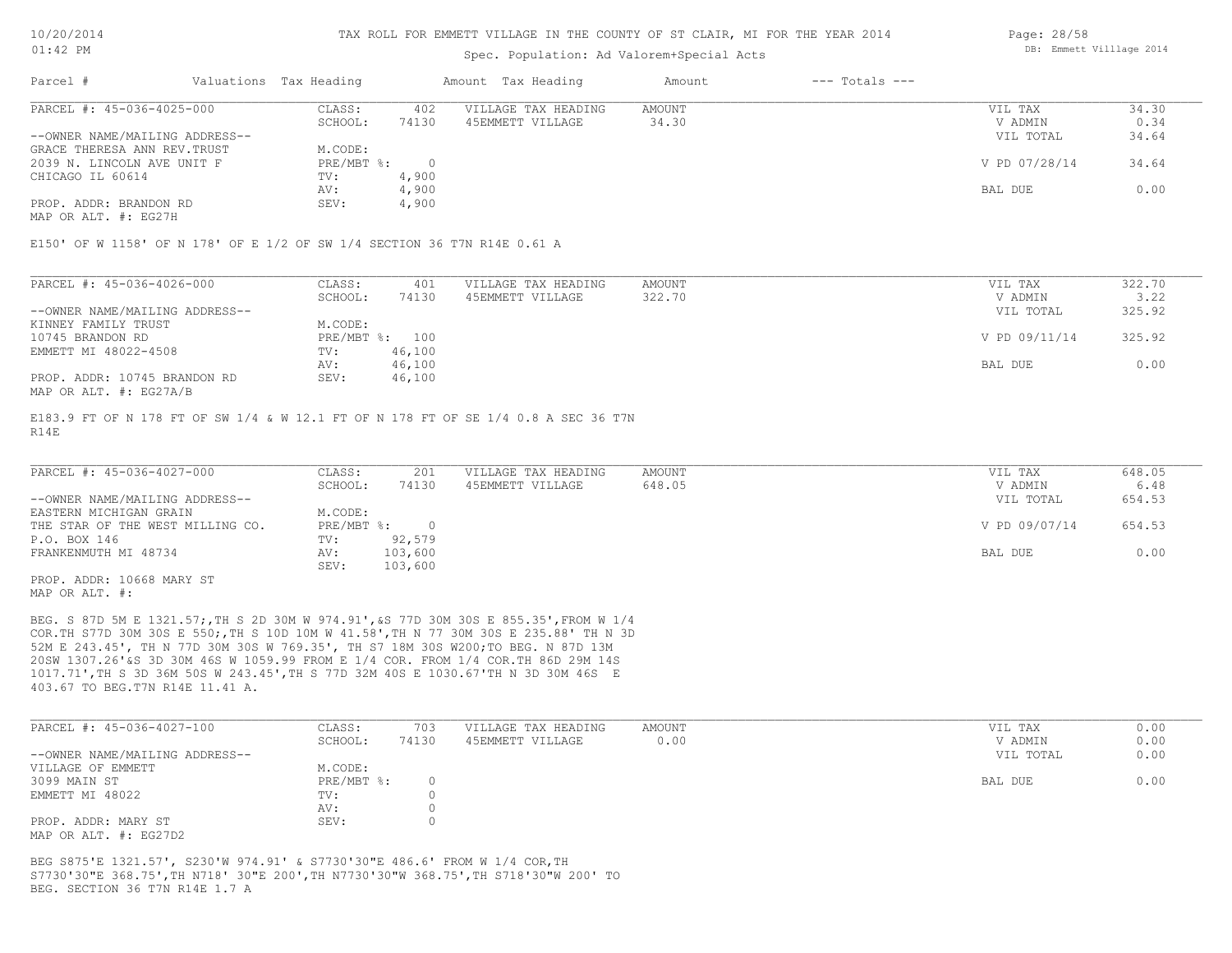TAX ROLL FOR EMMETT VILLAGE IN THE COUNTY OF ST CLAIR, MI FOR THE YEAR 2014

Spec. Population: Ad Valorem+Special Acts

| Parcel # | Valuations | Tax Heading | Amount | Tax Heading | Amount | --- Totals --- | |
|---|---|---|---|---|---|---|---|

**PARCEL #: 45-036-4025-000**

| | | | | | |
|---|---|---|---|---|---|
| CLASS: | 402 | VILLAGE TAX HEADING | AMOUNT | VIL TAX | 34.30 |
| SCHOOL: | 74130 | 45EMMETT VILLAGE | 34.30 | V ADMIN | 0.34 |
| | | | | VIL TOTAL | 34.64 |
| M.CODE: | | | | | |
| PRE/MBT %: | 0 | | | V PD 07/28/14 | 34.64 |
| TV: | 4,900 | | | | |
| AV: | 4,900 | | | BAL DUE | 0.00 |
| SEV: | 4,900 | | | | |

--OWNER NAME/MAILING ADDRESS--
GRACE THERESA ANN REV.TRUST
2039 N. LINCOLN AVE UNIT F
CHICAGO IL 60614

PROP. ADDR: BRANDON RD
MAP OR ALT. #: EG27H

E150' OF W 1158' OF N 178' OF E 1/2 OF SW 1/4 SECTION 36 T7N R14E 0.61 A

**PARCEL #: 45-036-4026-000**

| | | | | | |
|---|---|---|---|---|---|
| CLASS: | 401 | VILLAGE TAX HEADING | AMOUNT | VIL TAX | 322.70 |
| SCHOOL: | 74130 | 45EMMETT VILLAGE | 322.70 | V ADMIN | 3.22 |
| | | | | VIL TOTAL | 325.92 |
| M.CODE: | | | | | |
| PRE/MBT %: | 100 | | | V PD 09/11/14 | 325.92 |
| TV: | 46,100 | | | | |
| AV: | 46,100 | | | BAL DUE | 0.00 |
| SEV: | 46,100 | | | | |

--OWNER NAME/MAILING ADDRESS--
KINNEY FAMILY TRUST
10745 BRANDON RD
EMMETT MI 48022-4508

PROP. ADDR: 10745 BRANDON RD
MAP OR ALT. #: EG27A/B

E183.9 FT OF N 178 FT OF SW 1/4 & W 12.1 FT OF N 178 FT OF SE 1/4 0.8 A SEC 36 T7N R14E

**PARCEL #: 45-036-4027-000**

| | | | | | |
|---|---|---|---|---|---|
| CLASS: | 201 | VILLAGE TAX HEADING | AMOUNT | VIL TAX | 648.05 |
| SCHOOL: | 74130 | 45EMMETT VILLAGE | 648.05 | V ADMIN | 6.48 |
| | | | | VIL TOTAL | 654.53 |
| M.CODE: | | | | | |
| PRE/MBT %: | 0 | | | V PD 09/07/14 | 654.53 |
| TV: | 92,579 | | | | |
| AV: | 103,600 | | | BAL DUE | 0.00 |
| SEV: | 103,600 | | | | |

--OWNER NAME/MAILING ADDRESS--
EASTERN MICHIGAN GRAIN
THE STAR OF THE WEST MILLING CO.
P.O. BOX 146
FRANKENMUTH MI 48734

PROP. ADDR: 10668 MARY ST
MAP OR ALT. #:

BEG. S 87D 5M E 1321.57;,TH S 2D 30M W 974.91',&S 77D 30M 30S E 855.35',FROM W 1/4 COR.TH S77D 30M 30S E 550;,TH S 10D 10M W 41.58',TH N 77 30M 30S E 235.88' TH N 3D 52M E 243.45', TH N 77D 30M 30S W 769.35', TH S7 18M 30S W200;TO BEG. N 87D 13M 20SW 1307.26'&S 3D 30M 46S W 1059.99 FROM E 1/4 COR. FROM 1/4 COR.TH 86D 29M 14S 1017.71',TH S 3D 36M 50S W 243.45',TH S 77D 32M 40S E 1030.67'TH N 3D 30M 46S E 403.67 TO BEG.T7N R14E 11.41 A.

**PARCEL #: 45-036-4027-100**

| | | | | | |
|---|---|---|---|---|---|
| CLASS: | 703 | VILLAGE TAX HEADING | AMOUNT | VIL TAX | 0.00 |
| SCHOOL: | 74130 | 45EMMETT VILLAGE | 0.00 | V ADMIN | 0.00 |
| | | | | VIL TOTAL | 0.00 |
| M.CODE: | | | | | |
| PRE/MBT %: | 0 | | | BAL DUE | 0.00 |
| TV: | 0 | | | | |
| AV: | 0 | | | | |
| SEV: | 0 | | | | |

--OWNER NAME/MAILING ADDRESS--
VILLAGE OF EMMETT
3099 MAIN ST
EMMETT MI 48022

PROP. ADDR: MARY ST
MAP OR ALT. #: EG27D2

BEG S875'E 1321.57', S230'W 974.91' & S7730'30"E 486.6' FROM W 1/4 COR,TH S7730'30"E 368.75',TH N718' 30"E 200',TH N7730'30"W 368.75',TH S718'30"W 200' TO BEG. SECTION 36 T7N R14E 1.7 A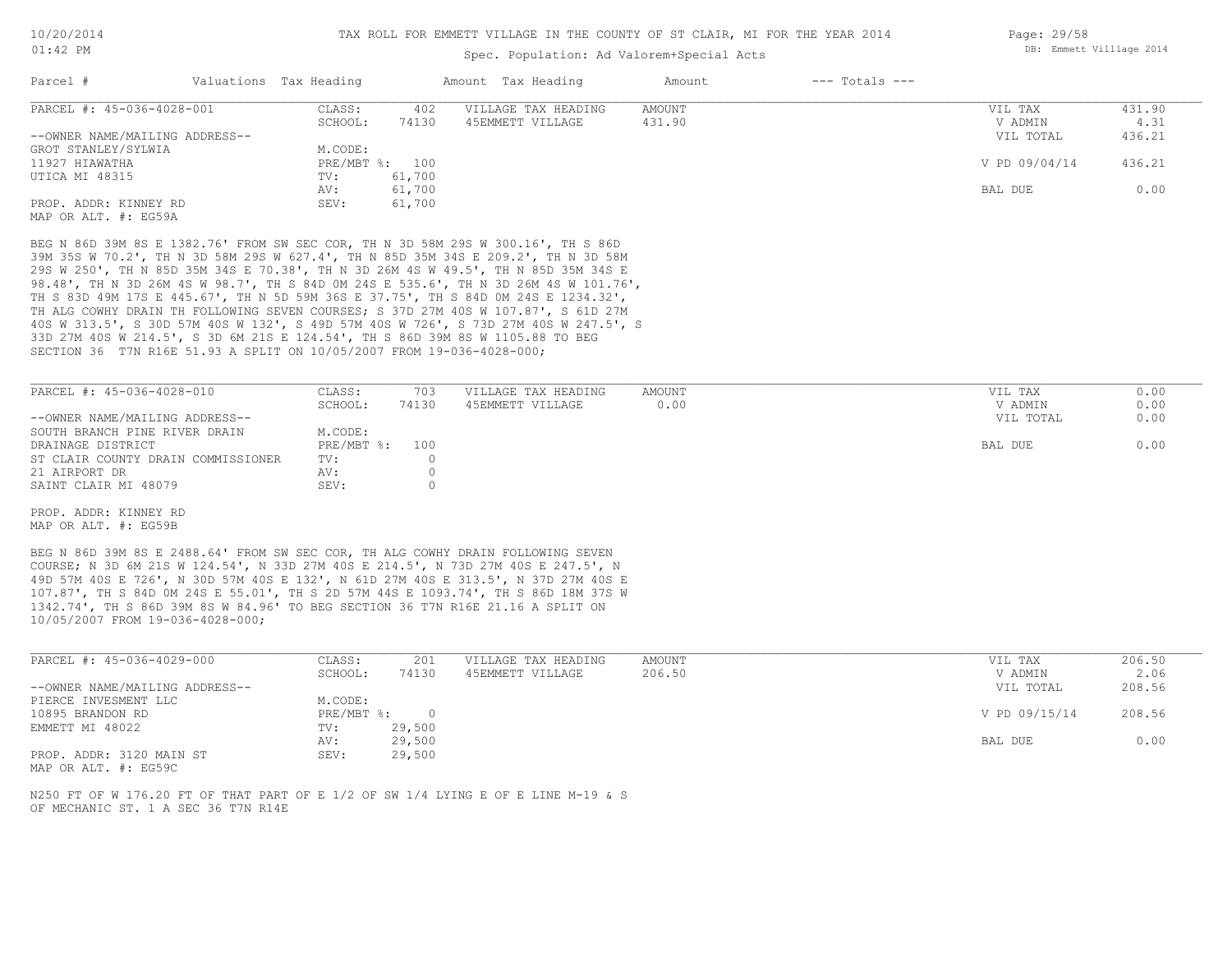TAX ROLL FOR EMMETT VILLAGE IN THE COUNTY OF ST CLAIR, MI FOR THE YEAR 2014

Spec. Population: Ad Valorem+Special Acts

| Parcel # | Valuations | Tax Heading | Amount | Tax Heading | Amount | --- Totals --- | |
|---|---|---|---|---|---|---|---|

**PARCEL #: 45-036-4028-001**

| | | | | | |
|---|---|---|---|---|---|
| CLASS: | 402 | VILLAGE TAX HEADING | AMOUNT | VIL TAX | 431.90 |
| SCHOOL: | 74130 | 45EMMETT VILLAGE | 431.90 | V ADMIN | 4.31 |
| M.CODE: | | | | VIL TOTAL | 436.21 |
| PRE/MBT %: | 100 | | | V PD 09/04/14 | 436.21 |
| TV: | 61,700 | | | | |
| AV: | 61,700 | | | BAL DUE | 0.00 |
| SEV: | 61,700 | | | | |

--OWNER NAME/MAILING ADDRESS--
GROT STANLEY/SYLWIA
11927 HIAWATHA
UTICA MI 48315

PROP. ADDR: KINNEY RD
MAP OR ALT. #: EG59A

BEG N 86D 39M 8S E 1382.76' FROM SW SEC COR, TH N 3D 58M 29S W 300.16', TH S 86D 39M 35S W 70.2', TH N 3D 58M 29S W 627.4', TH N 85D 35M 34S E 209.2', TH N 3D 58M 29S W 250', TH N 85D 35M 34S E 70.38', TH N 3D 26M 4S W 49.5', TH N 85D 35M 34S E 98.48', TH N 3D 26M 4S W 98.7', TH S 84D 0M 24S E 535.6', TH N 3D 26M 4S W 101.76', TH S 83D 49M 17S E 445.67', TH N 5D 59M 36S E 37.75', TH S 84D 0M 24S E 1234.32', TH ALG COWHY DRAIN TH FOLLOWING SEVEN COURSES; S 37D 27M 40S W 107.87', S 61D 27M 40S W 313.5', S 30D 57M 40S W 132', S 49D 57M 40S W 726', S 73D 27M 40S W 247.5', S 33D 27M 40S W 214.5', S 3D 6M 21S E 124.54', TH S 86D 39M 8S W 1105.88 TO BEG SECTION 36 T7N R16E 51.93 A SPLIT ON 10/05/2007 FROM 19-036-4028-000;

**PARCEL #: 45-036-4028-010**

| | | | | | |
|---|---|---|---|---|---|
| CLASS: | 703 | VILLAGE TAX HEADING | AMOUNT | VIL TAX | 0.00 |
| SCHOOL: | 74130 | 45EMMETT VILLAGE | 0.00 | V ADMIN | 0.00 |
| M.CODE: | | | | VIL TOTAL | 0.00 |
| PRE/MBT %: | 100 | | | BAL DUE | 0.00 |
| TV: | 0 | | | | |
| AV: | 0 | | | | |
| SEV: | 0 | | | | |

--OWNER NAME/MAILING ADDRESS--
SOUTH BRANCH PINE RIVER DRAIN
DRAINAGE DISTRICT
ST CLAIR COUNTY DRAIN COMMISSIONER
21 AIRPORT DR
SAINT CLAIR MI 48079

PROP. ADDR: KINNEY RD
MAP OR ALT. #: EG59B

BEG N 86D 39M 8S E 2488.64' FROM SW SEC COR, TH ALG COWHY DRAIN FOLLOWING SEVEN COURSE; N 3D 6M 21S W 124.54', N 33D 27M 40S E 214.5', N 73D 27M 40S E 247.5', N 49D 57M 40S E 726', N 30D 57M 40S E 132', N 61D 27M 40S E 313.5', N 37D 27M 40S E 107.87', TH S 84D 0M 24S E 55.01', TH S 2D 57M 44S E 1093.74', TH S 86D 18M 37S W 1342.74', TH S 86D 39M 8S W 84.96' TO BEG SECTION 36 T7N R16E 21.16 A SPLIT ON 10/05/2007 FROM 19-036-4028-000;

**PARCEL #: 45-036-4029-000**

| | | | | | |
|---|---|---|---|---|---|
| CLASS: | 201 | VILLAGE TAX HEADING | AMOUNT | VIL TAX | 206.50 |
| SCHOOL: | 74130 | 45EMMETT VILLAGE | 206.50 | V ADMIN | 2.06 |
| M.CODE: | | | | VIL TOTAL | 208.56 |
| PRE/MBT %: | 0 | | | V PD 09/15/14 | 208.56 |
| TV: | 29,500 | | | | |
| AV: | 29,500 | | | BAL DUE | 0.00 |
| SEV: | 29,500 | | | | |

--OWNER NAME/MAILING ADDRESS--
PIERCE INVESMENT LLC
10895 BRANDON RD
EMMETT MI 48022

PROP. ADDR: 3120 MAIN ST
MAP OR ALT. #: EG59C

N250 FT OF W 176.20 FT OF THAT PART OF E 1/2 OF SW 1/4 LYING E OF E LINE M-19 & S OF MECHANIC ST. 1 A SEC 36 T7N R14E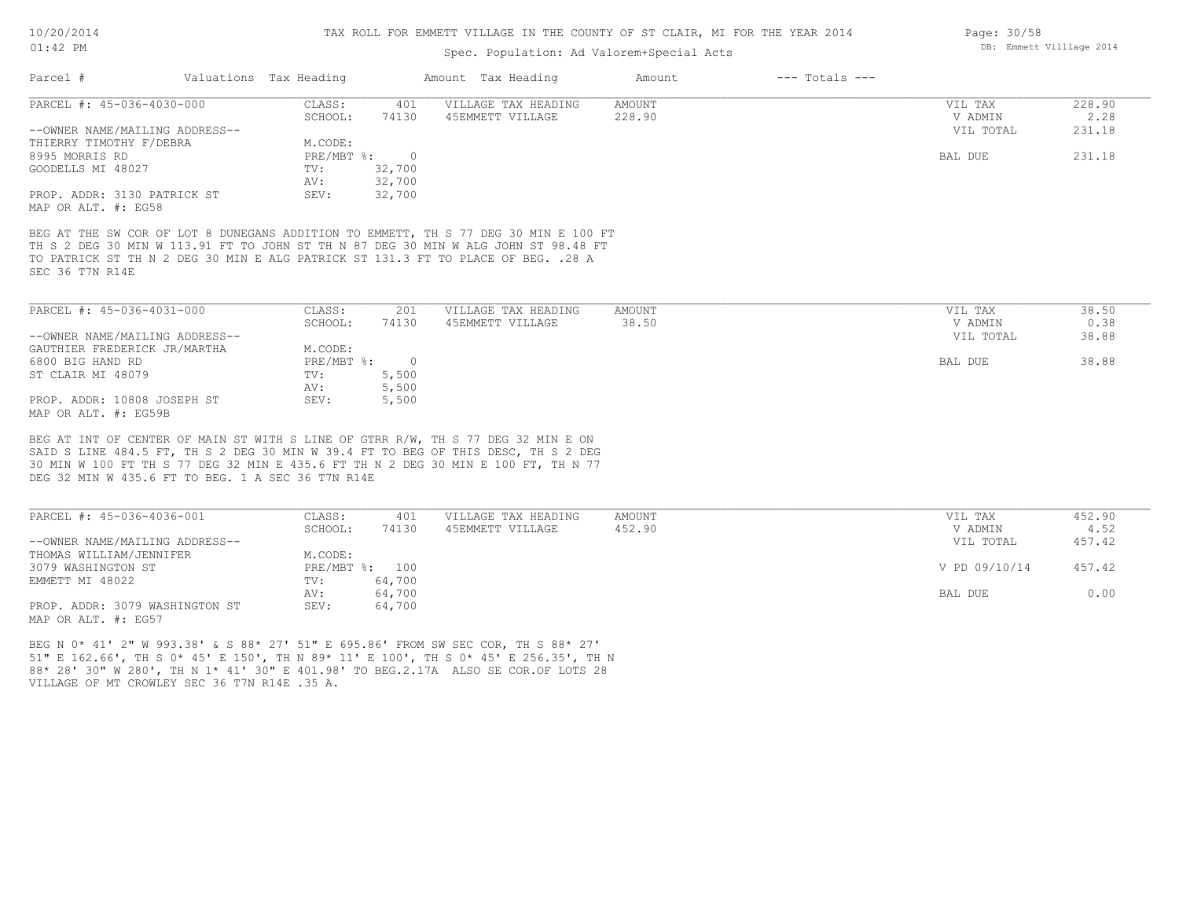TAX ROLL FOR EMMETT VILLAGE IN THE COUNTY OF ST CLAIR, MI FOR THE YEAR 2014

Spec. Population: Ad Valorem+Special Acts

| Parcel # | Valuations | Tax Heading | Amount | Tax Heading | Amount | --- Totals --- | |
|---|---|---|---|---|---|---|---|
| PARCEL #: 45-036-4030-000 | CLASS: | 401 | VILLAGE TAX HEADING | AMOUNT | | VIL TAX | 228.90 |
| | SCHOOL: | 74130 | 45EMMETT VILLAGE | 228.90 | | V ADMIN | 2.28 |
| --OWNER NAME/MAILING ADDRESS-- | | | | | | VIL TOTAL | 231.18 |
| THIERRY TIMOTHY F/DEBRA | M.CODE: | | | | | | |
| 8995 MORRIS RD | PRE/MBT %: | 0 | | | | BAL DUE | 231.18 |
| GOODELLS MI 48027 | TV: | 32,700 | | | | | |
| | AV: | 32,700 | | | | | |
| PROP. ADDR: 3130 PATRICK ST | SEV: | 32,700 | | | | | |
| MAP OR ALT. #: EG58 | | | | | | | |

BEG AT THE SW COR OF LOT 8 DUNEGANS ADDITION TO EMMETT, TH S 77 DEG 30 MIN E 100 FT TH S 2 DEG 30 MIN W 113.91 FT TO JOHN ST TH N 87 DEG 30 MIN W ALG JOHN ST 98.48 FT TO PATRICK ST TH N 2 DEG 30 MIN E ALG PATRICK ST 131.3 FT TO PLACE OF BEG. .28 A SEC 36 T7N R14E

| Parcel # | Valuations | Tax Heading | Amount | Tax Heading | Amount | --- Totals --- | |
|---|---|---|---|---|---|---|---|
| PARCEL #: 45-036-4031-000 | CLASS: | 201 | VILLAGE TAX HEADING | AMOUNT | | VIL TAX | 38.50 |
| | SCHOOL: | 74130 | 45EMMETT VILLAGE | 38.50 | | V ADMIN | 0.38 |
| --OWNER NAME/MAILING ADDRESS-- | | | | | | VIL TOTAL | 38.88 |
| GAUTHIER FREDERICK JR/MARTHA | M.CODE: | | | | | | |
| 6800 BIG HAND RD | PRE/MBT %: | 0 | | | | BAL DUE | 38.88 |
| ST CLAIR MI 48079 | TV: | 5,500 | | | | | |
| | AV: | 5,500 | | | | | |
| PROP. ADDR: 10808 JOSEPH ST | SEV: | 5,500 | | | | | |
| MAP OR ALT. #: EG59B | | | | | | | |

BEG AT INT OF CENTER OF MAIN ST WITH S LINE OF GTRR R/W, TH S 77 DEG 32 MIN E ON SAID S LINE 484.5 FT, TH S 2 DEG 30 MIN W 39.4 FT TO BEG OF THIS DESC, TH S 2 DEG 30 MIN W 100 FT TH S 77 DEG 32 MIN E 435.6 FT TH N 2 DEG 30 MIN E 100 FT, TH N 77 DEG 32 MIN W 435.6 FT TO BEG. 1 A SEC 36 T7N R14E

| Parcel # | Valuations | Tax Heading | Amount | Tax Heading | Amount | --- Totals --- | |
|---|---|---|---|---|---|---|---|
| PARCEL #: 45-036-4036-001 | CLASS: | 401 | VILLAGE TAX HEADING | AMOUNT | | VIL TAX | 452.90 |
| | SCHOOL: | 74130 | 45EMMETT VILLAGE | 452.90 | | V ADMIN | 4.52 |
| --OWNER NAME/MAILING ADDRESS-- | | | | | | VIL TOTAL | 457.42 |
| THOMAS WILLIAM/JENNIFER | M.CODE: | | | | | | |
| 3079 WASHINGTON ST | PRE/MBT %: | 100 | | | | V PD 09/10/14 | 457.42 |
| EMMETT MI 48022 | TV: | 64,700 | | | | | |
| | AV: | 64,700 | | | | BAL DUE | 0.00 |
| PROP. ADDR: 3079 WASHINGTON ST | SEV: | 64,700 | | | | | |
| MAP OR ALT. #: EG57 | | | | | | | |

BEG N 0* 41' 2" W 993.38' & S 88* 27' 51" E 695.86' FROM SW SEC COR, TH S 88* 27' 51" E 162.66', TH S 0* 45' E 150', TH N 89* 11' E 100', TH S 0* 45' E 256.35', TH N 88* 28' 30" W 280', TH N 1* 41' 30" E 401.98' TO BEG.2.17A ALSO SE COR.OF LOTS 28 VILLAGE OF MT CROWLEY SEC 36 T7N R14E .35 A.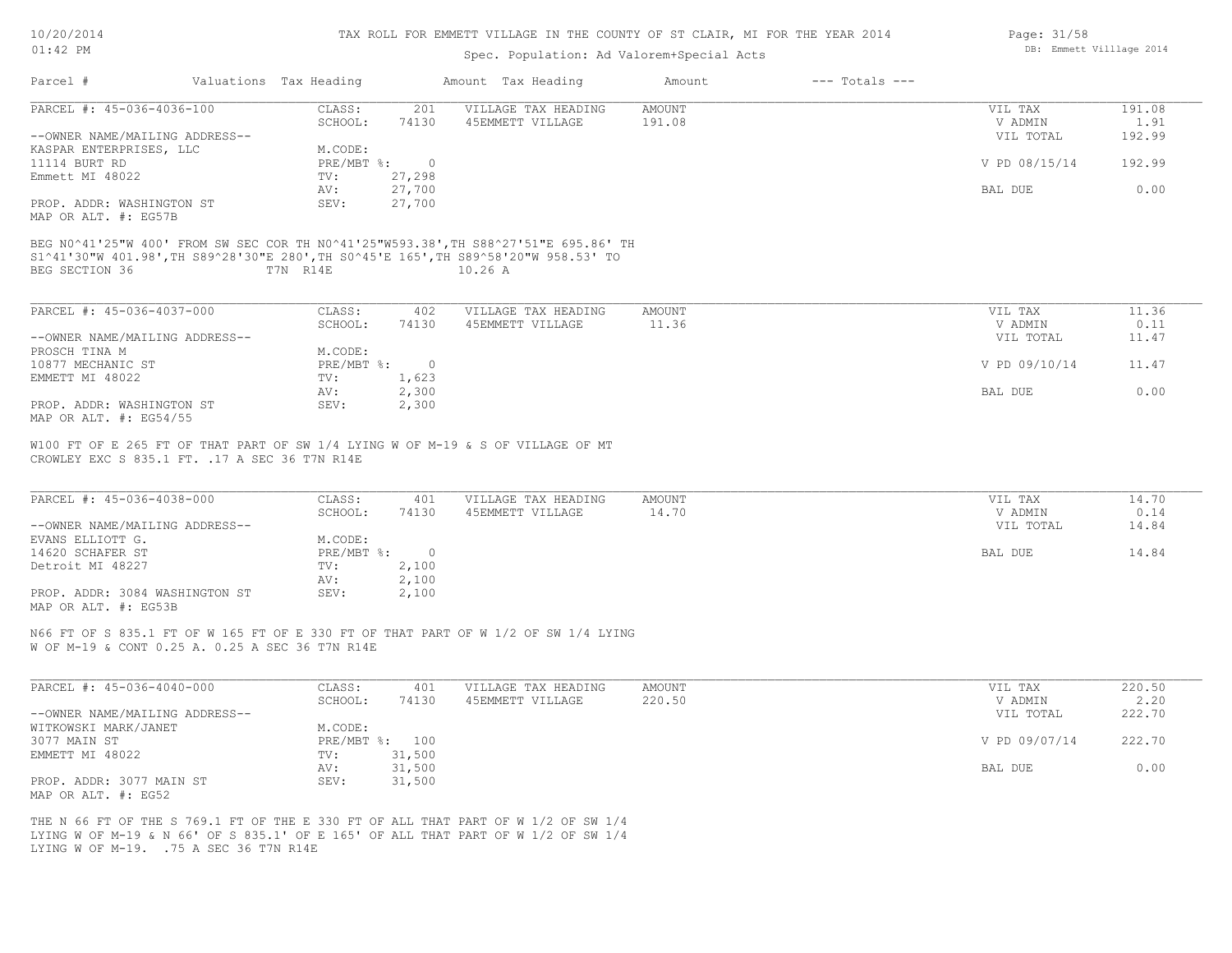# TAX ROLL FOR EMMETT VILLAGE IN THE COUNTY OF ST CLAIR, MI FOR THE YEAR 2014

10/20/2014
01:42 PM

Spec. Population: Ad Valorem+Special Acts

DB: Emmett Villlage 2014

| Parcel # | Valuations | Tax Heading | Amount | Tax Heading | Amount | --- Totals --- | |
|---|---|---|---|---|---|---|---|

---

**PARCEL #: 45-036-4036-100**

| | | | | | | |
|---|---|---|---|---|---|---|
| | CLASS: | 201 | VILLAGE TAX HEADING | AMOUNT | VIL TAX | 191.08 |
| | SCHOOL: | 74130 | 45EMMETT VILLAGE | 191.08 | V ADMIN | 1.91 |
| --OWNER NAME/MAILING ADDRESS-- | | | | | VIL TOTAL | 192.99 |
| KASPAR ENTERPRISES, LLC | M.CODE: | | | | | |
| 11114 BURT RD | PRE/MBT %: | 0 | | | V PD 08/15/14 | 192.99 |
| Emmett MI 48022 | TV: | 27,298 | | | | |
| | AV: | 27,700 | | | BAL DUE | 0.00 |
| PROP. ADDR: WASHINGTON ST | SEV: | 27,700 | | | | |
| MAP OR ALT. #: EG57B | | | | | | |

BEG N0^41'25"W 400' FROM SW SEC COR TH N0^41'25"W593.38', TH S88^27'51"E 695.86' TH S1^41'30"W 401.98', TH S89^28'30"E 280', TH S0^45'E 165', TH S89^58'20"W 958.53' TO BEG SECTION 36 T7N R14E 10.26 A

---

**PARCEL #: 45-036-4037-000**

| | | | | | | |
|---|---|---|---|---|---|---|
| | CLASS: | 402 | VILLAGE TAX HEADING | AMOUNT | VIL TAX | 11.36 |
| | SCHOOL: | 74130 | 45EMMETT VILLAGE | 11.36 | V ADMIN | 0.11 |
| --OWNER NAME/MAILING ADDRESS-- | | | | | VIL TOTAL | 11.47 |
| PROSCH TINA M | M.CODE: | | | | | |
| 10877 MECHANIC ST | PRE/MBT %: | 0 | | | V PD 09/10/14 | 11.47 |
| EMMETT MI 48022 | TV: | 1,623 | | | | |
| | AV: | 2,300 | | | BAL DUE | 0.00 |
| PROP. ADDR: WASHINGTON ST | SEV: | 2,300 | | | | |
| MAP OR ALT. #: EG54/55 | | | | | | |

W100 FT OF E 265 FT OF THAT PART OF SW 1/4 LYING W OF M-19 & S OF VILLAGE OF MT CROWLEY EXC S 835.1 FT. .17 A SEC 36 T7N R14E

---

**PARCEL #: 45-036-4038-000**

| | | | | | | |
|---|---|---|---|---|---|---|
| | CLASS: | 401 | VILLAGE TAX HEADING | AMOUNT | VIL TAX | 14.70 |
| | SCHOOL: | 74130 | 45EMMETT VILLAGE | 14.70 | V ADMIN | 0.14 |
| --OWNER NAME/MAILING ADDRESS-- | | | | | VIL TOTAL | 14.84 |
| EVANS ELLIOTT G. | M.CODE: | | | | | |
| 14620 SCHAFER ST | PRE/MBT %: | 0 | | | BAL DUE | 14.84 |
| Detroit MI 48227 | TV: | 2,100 | | | | |
| | AV: | 2,100 | | | | |
| PROP. ADDR: 3084 WASHINGTON ST | SEV: | 2,100 | | | | |
| MAP OR ALT. #: EG53B | | | | | | |

N66 FT OF S 835.1 FT OF W 165 FT OF E 330 FT OF THAT PART OF W 1/2 OF SW 1/4 LYING W OF M-19 & CONT 0.25 A. 0.25 A SEC 36 T7N R14E

---

**PARCEL #: 45-036-4040-000**

| | | | | | | |
|---|---|---|---|---|---|---|
| | CLASS: | 401 | VILLAGE TAX HEADING | AMOUNT | VIL TAX | 220.50 |
| | SCHOOL: | 74130 | 45EMMETT VILLAGE | 220.50 | V ADMIN | 2.20 |
| --OWNER NAME/MAILING ADDRESS-- | | | | | VIL TOTAL | 222.70 |
| WITKOWSKI MARK/JANET | M.CODE: | | | | | |
| 3077 MAIN ST | PRE/MBT %: | 100 | | | V PD 09/07/14 | 222.70 |
| EMMETT MI 48022 | TV: | 31,500 | | | | |
| | AV: | 31,500 | | | BAL DUE | 0.00 |
| PROP. ADDR: 3077 MAIN ST | SEV: | 31,500 | | | | |
| MAP OR ALT. #: EG52 | | | | | | |

THE N 66 FT OF THE S 769.1 FT OF THE E 330 FT OF ALL THAT PART OF W 1/2 OF SW 1/4 LYING W OF M-19 & N 66' OF S 835.1' OF E 165' OF ALL THAT PART OF W 1/2 OF SW 1/4 LYING W OF M-19. .75 A SEC 36 T7N R14E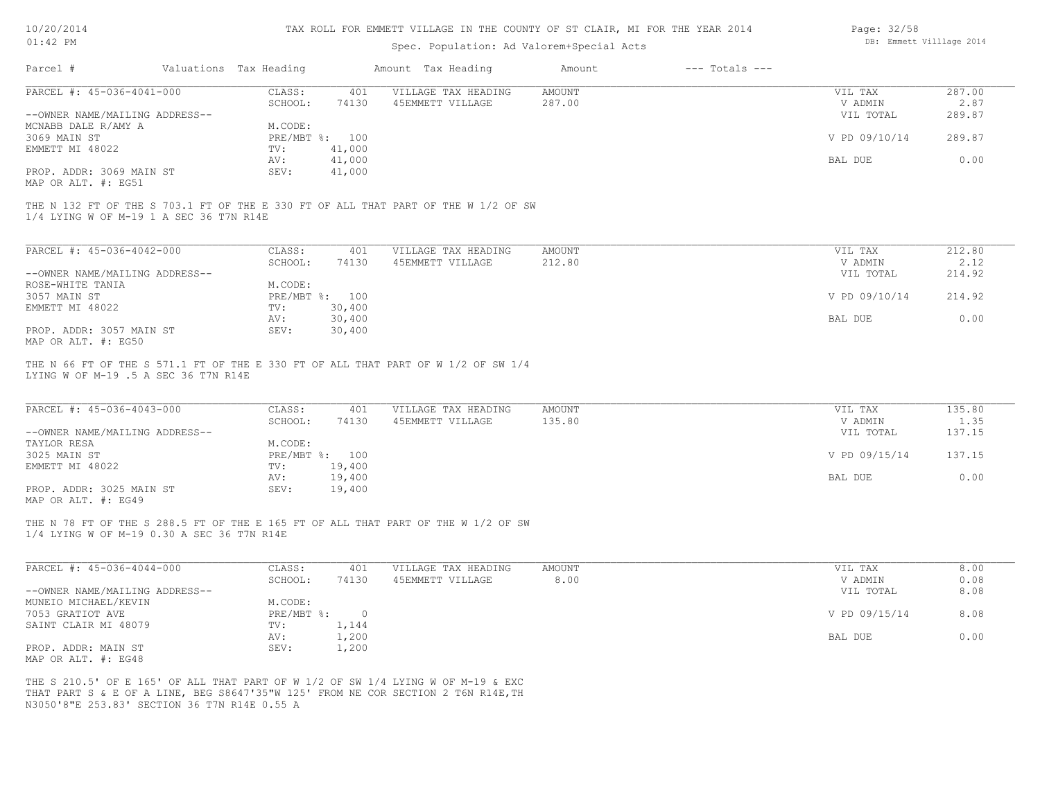# TAX ROLL FOR EMMETT VILLAGE IN THE COUNTY OF ST CLAIR, MI FOR THE YEAR 2014

Spec. Population: Ad Valorem+Special Acts

10/20/2014
01:42 PM

DB: Emmett Villlage 2014

| Parcel # | Valuations | Tax Heading | Amount | Tax Heading | Amount | --- Totals --- | |
|---|---|---|---|---|---|---|---|
| PARCEL #: 45-036-4041-000 | CLASS: | 401 | VILLAGE TAX HEADING | AMOUNT | | VIL TAX | 287.00 |
| | SCHOOL: | 74130 | 45EMMETT VILLAGE | 287.00 | | V ADMIN | 2.87 |
| --OWNER NAME/MAILING ADDRESS-- | | | | | | VIL TOTAL | 289.87 |
| MCNABB DALE R/AMY A | M.CODE: | | | | | | |
| 3069 MAIN ST | PRE/MBT %: | 100 | | | | V PD 09/10/14 | 289.87 |
| EMMETT MI 48022 | TV: | 41,000 | | | | | |
| | AV: | 41,000 | | | | BAL DUE | 0.00 |
| PROP. ADDR: 3069 MAIN ST | SEV: | 41,000 | | | | | |
| MAP OR ALT. #: EG51 | | | | | | | |

THE N 132 FT OF THE S 703.1 FT OF THE E 330 FT OF ALL THAT PART OF THE W 1/2 OF SW 1/4 LYING W OF M-19 1 A SEC 36 T7N R14E

| Parcel # | Valuations | Tax Heading | Amount | Tax Heading | Amount | --- Totals --- | |
|---|---|---|---|---|---|---|---|
| PARCEL #: 45-036-4042-000 | CLASS: | 401 | VILLAGE TAX HEADING | AMOUNT | | VIL TAX | 212.80 |
| | SCHOOL: | 74130 | 45EMMETT VILLAGE | 212.80 | | V ADMIN | 2.12 |
| --OWNER NAME/MAILING ADDRESS-- | | | | | | VIL TOTAL | 214.92 |
| ROSE-WHITE TANIA | M.CODE: | | | | | | |
| 3057 MAIN ST | PRE/MBT %: | 100 | | | | V PD 09/10/14 | 214.92 |
| EMMETT MI 48022 | TV: | 30,400 | | | | | |
| | AV: | 30,400 | | | | BAL DUE | 0.00 |
| PROP. ADDR: 3057 MAIN ST | SEV: | 30,400 | | | | | |
| MAP OR ALT. #: EG50 | | | | | | | |

THE N 66 FT OF THE S 571.1 FT OF THE E 330 FT OF ALL THAT PART OF W 1/2 OF SW 1/4 LYING W OF M-19 .5 A SEC 36 T7N R14E

| Parcel # | Valuations | Tax Heading | Amount | Tax Heading | Amount | --- Totals --- | |
|---|---|---|---|---|---|---|---|
| PARCEL #: 45-036-4043-000 | CLASS: | 401 | VILLAGE TAX HEADING | AMOUNT | | VIL TAX | 135.80 |
| | SCHOOL: | 74130 | 45EMMETT VILLAGE | 135.80 | | V ADMIN | 1.35 |
| --OWNER NAME/MAILING ADDRESS-- | | | | | | VIL TOTAL | 137.15 |
| TAYLOR RESA | M.CODE: | | | | | | |
| 3025 MAIN ST | PRE/MBT %: | 100 | | | | V PD 09/15/14 | 137.15 |
| EMMETT MI 48022 | TV: | 19,400 | | | | | |
| | AV: | 19,400 | | | | BAL DUE | 0.00 |
| PROP. ADDR: 3025 MAIN ST | SEV: | 19,400 | | | | | |
| MAP OR ALT. #: EG49 | | | | | | | |

THE N 78 FT OF THE S 288.5 FT OF THE E 165 FT OF ALL THAT PART OF THE W 1/2 OF SW 1/4 LYING W OF M-19 0.30 A SEC 36 T7N R14E

| Parcel # | Valuations | Tax Heading | Amount | Tax Heading | Amount | --- Totals --- | |
|---|---|---|---|---|---|---|---|
| PARCEL #: 45-036-4044-000 | CLASS: | 401 | VILLAGE TAX HEADING | AMOUNT | | VIL TAX | 8.00 |
| | SCHOOL: | 74130 | 45EMMETT VILLAGE | 8.00 | | V ADMIN | 0.08 |
| --OWNER NAME/MAILING ADDRESS-- | | | | | | VIL TOTAL | 8.08 |
| MUNEIO MICHAEL/KEVIN | M.CODE: | | | | | | |
| 7053 GRATIOT AVE | PRE/MBT %: | 0 | | | | V PD 09/15/14 | 8.08 |
| SAINT CLAIR MI 48079 | TV: | 1,144 | | | | | |
| | AV: | 1,200 | | | | BAL DUE | 0.00 |
| PROP. ADDR: MAIN ST | SEV: | 1,200 | | | | | |
| MAP OR ALT. #: EG48 | | | | | | | |

THE S 210.5' OF E 165' OF ALL THAT PART OF W 1/2 OF SW 1/4 LYING W OF M-19 & EXC THAT PART S & E OF A LINE, BEG S8647'35"W 125' FROM NE COR SECTION 2 T6N R14E,TH N3050'8"E 253.83' SECTION 36 T7N R14E 0.55 A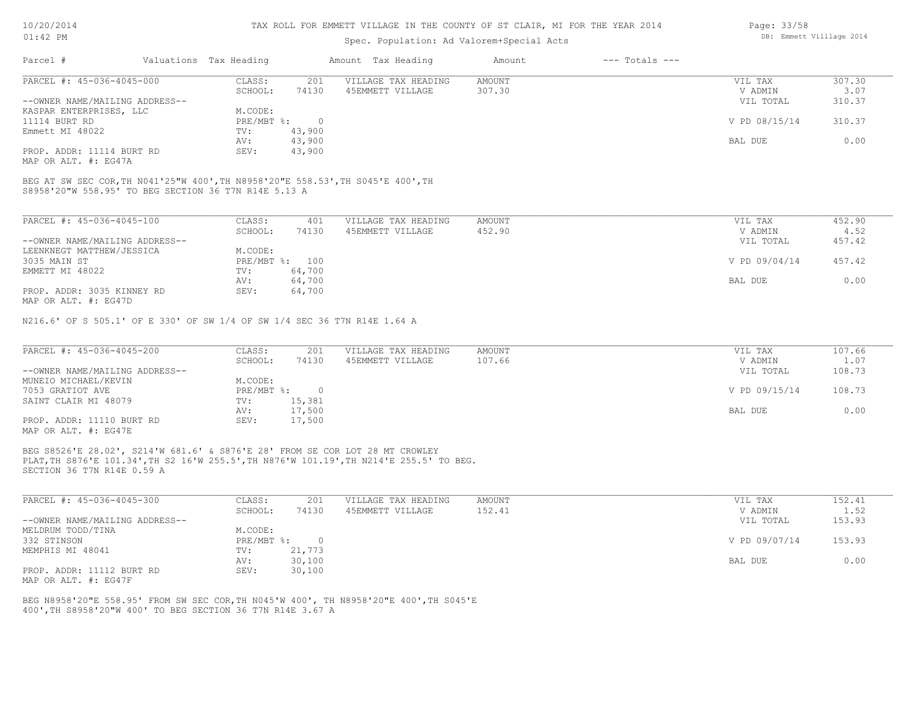TAX ROLL FOR EMMETT VILLAGE IN THE COUNTY OF ST CLAIR, MI FOR THE YEAR 2014

Spec. Population: Ad Valorem+Special Acts

| Parcel # | Valuations | Tax Heading | Amount | Tax Heading | Amount | --- Totals --- | |
|---|---|---|---|---|---|---|---|
| PARCEL #: 45-036-4045-000 | CLASS: | 201 | VILLAGE TAX HEADING | AMOUNT | | VIL TAX | 307.30 |
| | SCHOOL: | 74130 | 45EMMETT VILLAGE | 307.30 | | V ADMIN | 3.07 |
| --OWNER NAME/MAILING ADDRESS-- | | | | | | VIL TOTAL | 310.37 |
| KASPAR ENTERPRISES, LLC | M.CODE: | | | | | | |
| 11114 BURT RD | PRE/MBT %: | 0 | | | | V PD 08/15/14 | 310.37 |
| Emmett MI 48022 | TV: | 43,900 | | | | | |
| | AV: | 43,900 | | | | BAL DUE | 0.00 |
| PROP. ADDR: 11114 BURT RD | SEV: | 43,900 | | | | | |
| MAP OR ALT. #: EG47A | | | | | | | |

BEG AT SW SEC COR,TH N041'25"W 400',TH N8958'20"E 558.53',TH S045'E 400',TH S8958'20"W 558.95' TO BEG SECTION 36 T7N R14E 5.13 A

| Parcel # | Valuations | Tax Heading | Amount | Tax Heading | Amount | --- Totals --- | |
|---|---|---|---|---|---|---|---|
| PARCEL #: 45-036-4045-100 | CLASS: | 401 | VILLAGE TAX HEADING | AMOUNT | | VIL TAX | 452.90 |
| | SCHOOL: | 74130 | 45EMMETT VILLAGE | 452.90 | | V ADMIN | 4.52 |
| --OWNER NAME/MAILING ADDRESS-- | | | | | | VIL TOTAL | 457.42 |
| LEENKNEGT MATTHEW/JESSICA | M.CODE: | | | | | | |
| 3035 MAIN ST | PRE/MBT %: | 100 | | | | V PD 09/04/14 | 457.42 |
| EMMETT MI 48022 | TV: | 64,700 | | | | | |
| | AV: | 64,700 | | | | BAL DUE | 0.00 |
| PROP. ADDR: 3035 KINNEY RD | SEV: | 64,700 | | | | | |
| MAP OR ALT. #: EG47D | | | | | | | |

N216.6' OF S 505.1' OF E 330' OF SW 1/4 OF SW 1/4 SEC 36 T7N R14E 1.64 A

| Parcel # | Valuations | Tax Heading | Amount | Tax Heading | Amount | --- Totals --- | |
|---|---|---|---|---|---|---|---|
| PARCEL #: 45-036-4045-200 | CLASS: | 201 | VILLAGE TAX HEADING | AMOUNT | | VIL TAX | 107.66 |
| | SCHOOL: | 74130 | 45EMMETT VILLAGE | 107.66 | | V ADMIN | 1.07 |
| --OWNER NAME/MAILING ADDRESS-- | | | | | | VIL TOTAL | 108.73 |
| MUNEIO MICHAEL/KEVIN | M.CODE: | | | | | | |
| 7053 GRATIOT AVE | PRE/MBT %: | 0 | | | | V PD 09/15/14 | 108.73 |
| SAINT CLAIR MI 48079 | TV: | 15,381 | | | | | |
| | AV: | 17,500 | | | | BAL DUE | 0.00 |
| PROP. ADDR: 11110 BURT RD | SEV: | 17,500 | | | | | |
| MAP OR ALT. #: EG47E | | | | | | | |

BEG S8526'E 28.02', S214'W 681.6' & S876'E 28' FROM SE COR LOT 28 MT CROWLEY PLAT,TH S876'E 101.34',TH S2 16'W 255.5',TH N876'W 101.19',TH N214'E 255.5' TO BEG. SECTION 36 T7N R14E 0.59 A

| Parcel # | Valuations | Tax Heading | Amount | Tax Heading | Amount | --- Totals --- | |
|---|---|---|---|---|---|---|---|
| PARCEL #: 45-036-4045-300 | CLASS: | 201 | VILLAGE TAX HEADING | AMOUNT | | VIL TAX | 152.41 |
| | SCHOOL: | 74130 | 45EMMETT VILLAGE | 152.41 | | V ADMIN | 1.52 |
| --OWNER NAME/MAILING ADDRESS-- | | | | | | VIL TOTAL | 153.93 |
| MELDRUM TODD/TINA | M.CODE: | | | | | | |
| 332 STINSON | PRE/MBT %: | 0 | | | | V PD 09/07/14 | 153.93 |
| MEMPHIS MI 48041 | TV: | 21,773 | | | | | |
| | AV: | 30,100 | | | | BAL DUE | 0.00 |
| PROP. ADDR: 11112 BURT RD | SEV: | 30,100 | | | | | |
| MAP OR ALT. #: EG47F | | | | | | | |

BEG N8958'20"E 558.95' FROM SW SEC COR,TH N045'W 400', TH N8958'20"E 400',TH S045'E 400',TH S8958'20"W 400' TO BEG SECTION 36 T7N R14E 3.67 A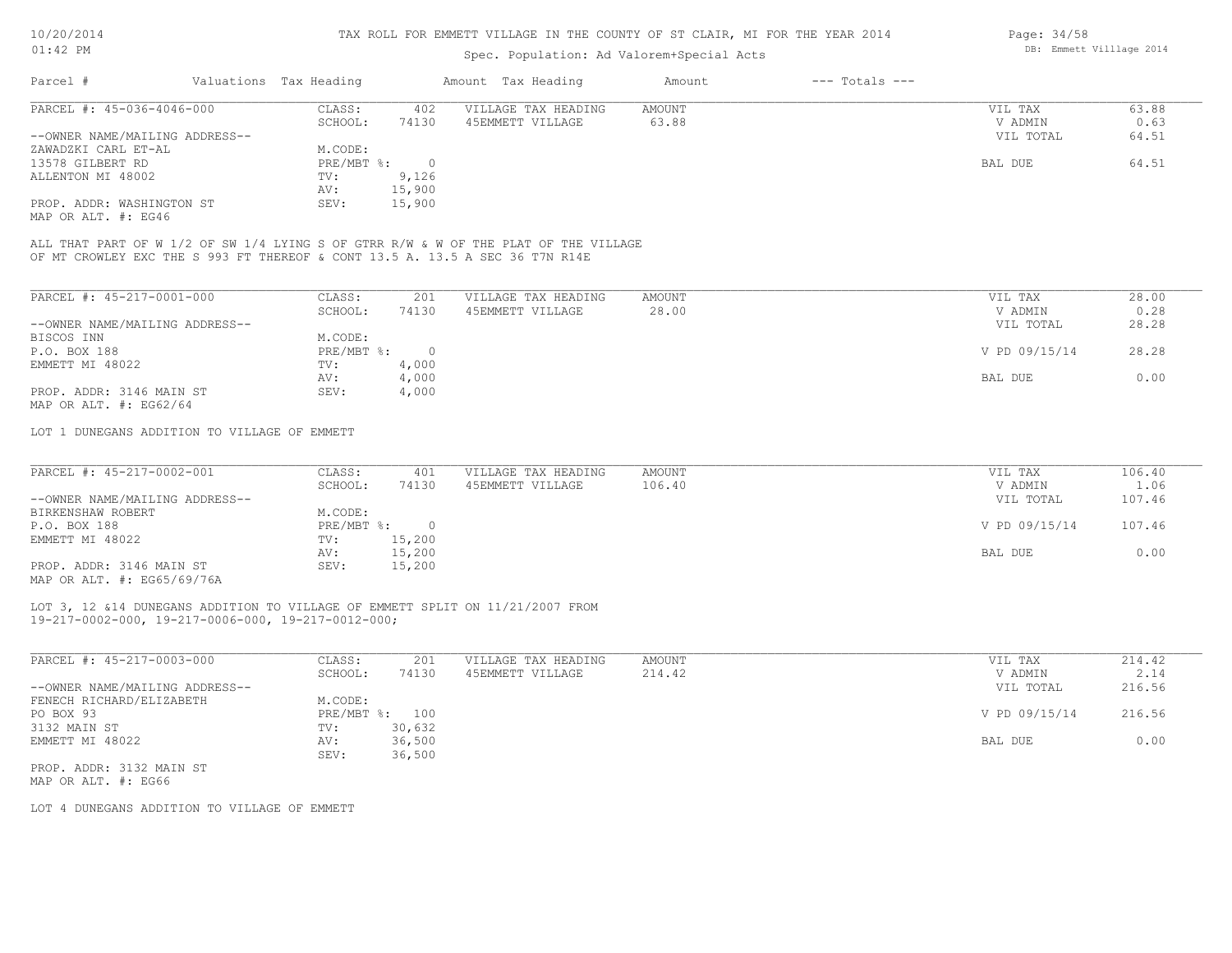TAX ROLL FOR EMMETT VILLAGE IN THE COUNTY OF ST CLAIR, MI FOR THE YEAR 2014

Spec. Population: Ad Valorem+Special Acts

| Parcel # | Valuations | Tax Heading | Amount | Tax Heading | Amount | --- Totals --- | |
|---|---|---|---|---|---|---|---|

---

| PARCEL #: 45-036-4046-000 | CLASS: | 402 | VILLAGE TAX HEADING | AMOUNT | VIL TAX | 63.88 |
|---|---|---|---|---|---|---|
| | SCHOOL: | 74130 | 45EMMETT VILLAGE | 63.88 | V ADMIN | 0.63 |
| --OWNER NAME/MAILING ADDRESS-- | | | | | VIL TOTAL | 64.51 |
| ZAWADZKI CARL ET-AL | M.CODE: | | | | | |
| 13578 GILBERT RD | PRE/MBT %: | 0 | | | BAL DUE | 64.51 |
| ALLENTON MI 48002 | TV: | 9,126 | | | | |
| | AV: | 15,900 | | | | |
| PROP. ADDR: WASHINGTON ST | SEV: | 15,900 | | | | |
| MAP OR ALT. #: EG46 | | | | | | |

ALL THAT PART OF W 1/2 OF SW 1/4 LYING S OF GTRR R/W & W OF THE PLAT OF THE VILLAGE OF MT CROWLEY EXC THE S 993 FT THEREOF & CONT 13.5 A. 13.5 A SEC 36 T7N R14E

---

| PARCEL #: 45-217-0001-000 | CLASS: | 201 | VILLAGE TAX HEADING | AMOUNT | VIL TAX | 28.00 |
|---|---|---|---|---|---|---|
| | SCHOOL: | 74130 | 45EMMETT VILLAGE | 28.00 | V ADMIN | 0.28 |
| --OWNER NAME/MAILING ADDRESS-- | | | | | VIL TOTAL | 28.28 |
| BISCOS INN | M.CODE: | | | | | |
| P.O. BOX 188 | PRE/MBT %: | 0 | | | V PD 09/15/14 | 28.28 |
| EMMETT MI 48022 | TV: | 4,000 | | | | |
| | AV: | 4,000 | | | BAL DUE | 0.00 |
| PROP. ADDR: 3146 MAIN ST | SEV: | 4,000 | | | | |
| MAP OR ALT. #: EG62/64 | | | | | | |

LOT 1 DUNEGANS ADDITION TO VILLAGE OF EMMETT

---

| PARCEL #: 45-217-0002-001 | CLASS: | 401 | VILLAGE TAX HEADING | AMOUNT | VIL TAX | 106.40 |
|---|---|---|---|---|---|---|
| | SCHOOL: | 74130 | 45EMMETT VILLAGE | 106.40 | V ADMIN | 1.06 |
| --OWNER NAME/MAILING ADDRESS-- | | | | | VIL TOTAL | 107.46 |
| BIRKENSHAW ROBERT | M.CODE: | | | | | |
| P.O. BOX 188 | PRE/MBT %: | 0 | | | V PD 09/15/14 | 107.46 |
| EMMETT MI 48022 | TV: | 15,200 | | | | |
| | AV: | 15,200 | | | BAL DUE | 0.00 |
| PROP. ADDR: 3146 MAIN ST | SEV: | 15,200 | | | | |
| MAP OR ALT. #: EG65/69/76A | | | | | | |

LOT 3, 12 &14 DUNEGANS ADDITION TO VILLAGE OF EMMETT SPLIT ON 11/21/2007 FROM 19-217-0002-000, 19-217-0006-000, 19-217-0012-000;

---

| PARCEL #: 45-217-0003-000 | CLASS: | 201 | VILLAGE TAX HEADING | AMOUNT | VIL TAX | 214.42 |
|---|---|---|---|---|---|---|
| | SCHOOL: | 74130 | 45EMMETT VILLAGE | 214.42 | V ADMIN | 2.14 |
| --OWNER NAME/MAILING ADDRESS-- | | | | | VIL TOTAL | 216.56 |
| FENECH RICHARD/ELIZABETH | M.CODE: | | | | | |
| PO BOX 93 | PRE/MBT %: | 100 | | | V PD 09/15/14 | 216.56 |
| 3132 MAIN ST | TV: | 30,632 | | | | |
| EMMETT MI 48022 | AV: | 36,500 | | | BAL DUE | 0.00 |
| | SEV: | 36,500 | | | | |
| PROP. ADDR: 3132 MAIN ST | | | | | | |
| MAP OR ALT. #: EG66 | | | | | | |

LOT 4 DUNEGANS ADDITION TO VILLAGE OF EMMETT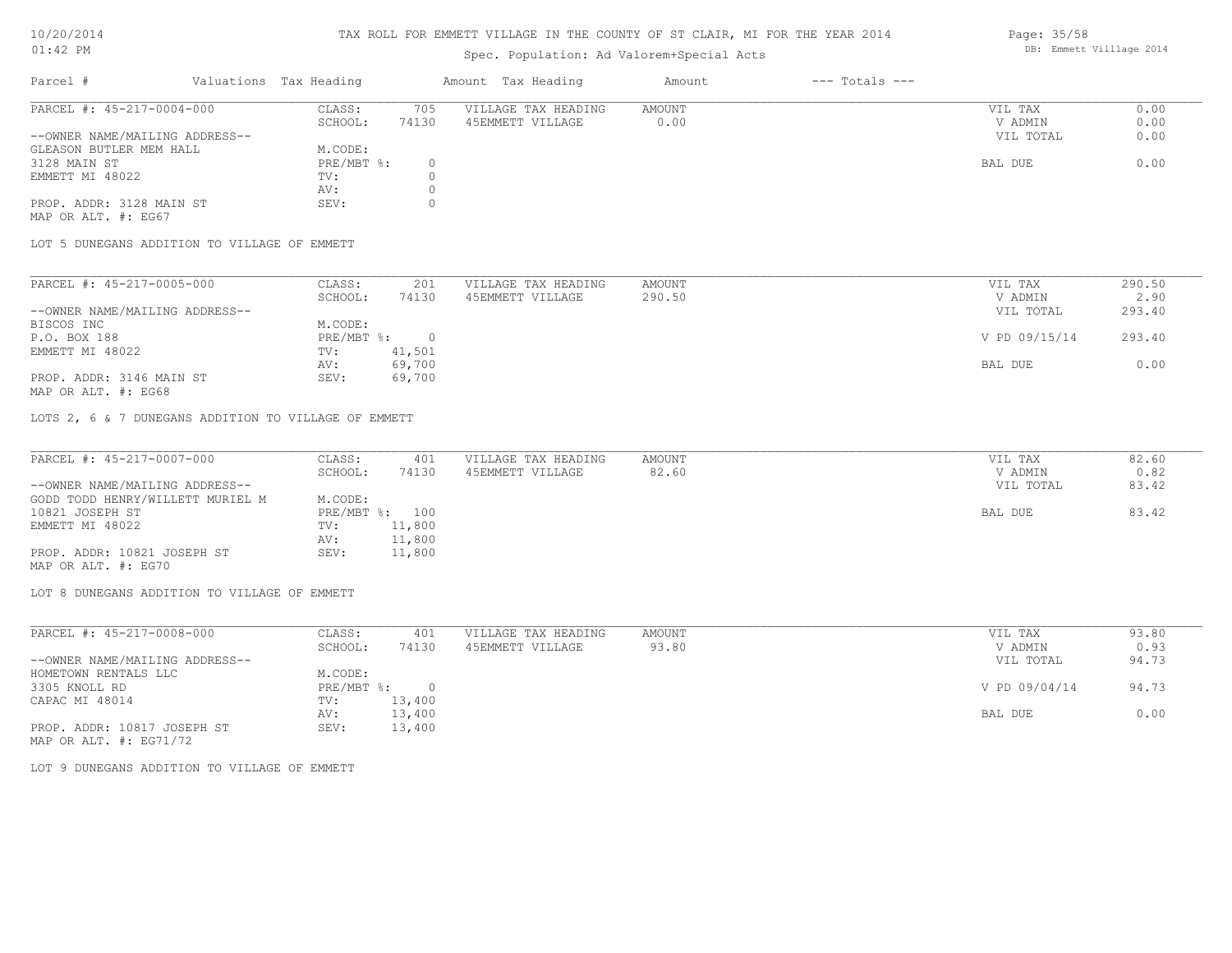# TAX ROLL FOR EMMETT VILLAGE IN THE COUNTY OF ST CLAIR, MI FOR THE YEAR 2014

Spec. Population: Ad Valorem+Special Acts

| Parcel # | Valuations | Tax Heading | Amount | Tax Heading | Amount | --- Totals --- | |
|---|---|---|---|---|---|---|---|

---

**PARCEL #: 45-217-0004-000**

| | | | | |
|---|---|---|---|---|
| CLASS: | 705 | VILLAGE TAX HEADING | AMOUNT | VIL TAX 0.00 |
| SCHOOL: | 74130 | 45EMMETT VILLAGE | 0.00 | V ADMIN 0.00 |
| M.CODE: | | | | VIL TOTAL 0.00 |
| PRE/MBT %: | 0 | | | BAL DUE 0.00 |
| TV: | 0 | | | |
| AV: | 0 | | | |
| SEV: | 0 | | | |

--OWNER NAME/MAILING ADDRESS--
GLEASON BUTLER MEM HALL
3128 MAIN ST
EMMETT MI 48022

PROP. ADDR: 3128 MAIN ST
MAP OR ALT. #: EG67

LOT 5 DUNEGANS ADDITION TO VILLAGE OF EMMETT

---

**PARCEL #: 45-217-0005-000**

| | | | | |
|---|---|---|---|---|
| CLASS: | 201 | VILLAGE TAX HEADING | AMOUNT | VIL TAX 290.50 |
| SCHOOL: | 74130 | 45EMMETT VILLAGE | 290.50 | V ADMIN 2.90 |
| M.CODE: | | | | VIL TOTAL 293.40 |
| PRE/MBT %: | 0 | | | V PD 09/15/14 293.40 |
| TV: | 41,501 | | | |
| AV: | 69,700 | | | BAL DUE 0.00 |
| SEV: | 69,700 | | | |

--OWNER NAME/MAILING ADDRESS--
BISCOS INC
P.O. BOX 188
EMMETT MI 48022

PROP. ADDR: 3146 MAIN ST
MAP OR ALT. #: EG68

LOTS 2, 6 & 7 DUNEGANS ADDITION TO VILLAGE OF EMMETT

---

**PARCEL #: 45-217-0007-000**

| | | | | |
|---|---|---|---|---|
| CLASS: | 401 | VILLAGE TAX HEADING | AMOUNT | VIL TAX 82.60 |
| SCHOOL: | 74130 | 45EMMETT VILLAGE | 82.60 | V ADMIN 0.82 |
| M.CODE: | | | | VIL TOTAL 83.42 |
| PRE/MBT %: | 100 | | | BAL DUE 83.42 |
| TV: | 11,800 | | | |
| AV: | 11,800 | | | |
| SEV: | 11,800 | | | |

--OWNER NAME/MAILING ADDRESS--
GODD TODD HENRY/WILLETT MURIEL M
10821 JOSEPH ST
EMMETT MI 48022

PROP. ADDR: 10821 JOSEPH ST
MAP OR ALT. #: EG70

LOT 8 DUNEGANS ADDITION TO VILLAGE OF EMMETT

---

**PARCEL #: 45-217-0008-000**

| | | | | |
|---|---|---|---|---|
| CLASS: | 401 | VILLAGE TAX HEADING | AMOUNT | VIL TAX 93.80 |
| SCHOOL: | 74130 | 45EMMETT VILLAGE | 93.80 | V ADMIN 0.93 |
| M.CODE: | | | | VIL TOTAL 94.73 |
| PRE/MBT %: | 0 | | | V PD 09/04/14 94.73 |
| TV: | 13,400 | | | |
| AV: | 13,400 | | | BAL DUE 0.00 |
| SEV: | 13,400 | | | |

--OWNER NAME/MAILING ADDRESS--
HOMETOWN RENTALS LLC
3305 KNOLL RD
CAPAC MI 48014

PROP. ADDR: 10817 JOSEPH ST
MAP OR ALT. #: EG71/72

LOT 9 DUNEGANS ADDITION TO VILLAGE OF EMMETT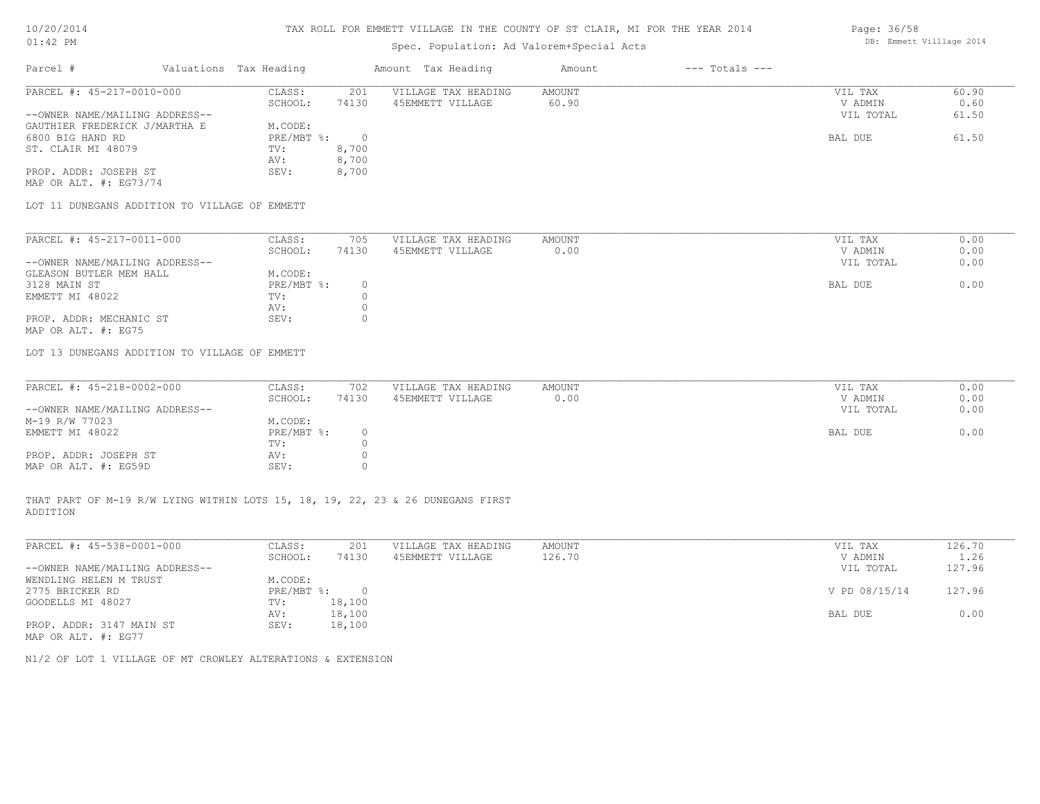TAX ROLL FOR EMMETT VILLAGE IN THE COUNTY OF ST CLAIR, MI FOR THE YEAR 2014

Spec. Population: Ad Valorem+Special Acts

| Parcel # | Valuations | Tax Heading | Amount | Tax Heading | Amount | --- Totals --- | |
|---|---|---|---|---|---|---|---|
| PARCEL #: 45-217-0010-000 | CLASS: | 201 | VILLAGE TAX HEADING | AMOUNT | | VIL TAX | 60.90 |
| | SCHOOL: | 74130 | 45EMMETT VILLAGE | 60.90 | | V ADMIN | 0.60 |
| --OWNER NAME/MAILING ADDRESS-- | | | | | | VIL TOTAL | 61.50 |
| GAUTHIER FREDERICK J/MARTHA E | M.CODE: | | | | | | |
| 6800 BIG HAND RD | PRE/MBT %: | 0 | | | | BAL DUE | 61.50 |
| ST. CLAIR MI 48079 | TV: | 8,700 | | | | | |
| | AV: | 8,700 | | | | | |
| PROP. ADDR: JOSEPH ST | SEV: | 8,700 | | | | | |
| MAP OR ALT. #: EG73/74 | | | | | | | |

LOT 11 DUNEGANS ADDITION TO VILLAGE OF EMMETT

| Parcel # | Valuations | Tax Heading | Amount | Tax Heading | Amount | --- Totals --- | |
|---|---|---|---|---|---|---|---|
| PARCEL #: 45-217-0011-000 | CLASS: | 705 | VILLAGE TAX HEADING | AMOUNT | | VIL TAX | 0.00 |
| | SCHOOL: | 74130 | 45EMMETT VILLAGE | 0.00 | | V ADMIN | 0.00 |
| --OWNER NAME/MAILING ADDRESS-- | | | | | | VIL TOTAL | 0.00 |
| GLEASON BUTLER MEM HALL | M.CODE: | | | | | | |
| 3128 MAIN ST | PRE/MBT %: | 0 | | | | BAL DUE | 0.00 |
| EMMETT MI 48022 | TV: | 0 | | | | | |
| | AV: | 0 | | | | | |
| PROP. ADDR: MECHANIC ST | SEV: | 0 | | | | | |
| MAP OR ALT. #: EG75 | | | | | | | |

LOT 13 DUNEGANS ADDITION TO VILLAGE OF EMMETT

| Parcel # | Valuations | Tax Heading | Amount | Tax Heading | Amount | --- Totals --- | |
|---|---|---|---|---|---|---|---|
| PARCEL #: 45-218-0002-000 | CLASS: | 702 | VILLAGE TAX HEADING | AMOUNT | | VIL TAX | 0.00 |
| | SCHOOL: | 74130 | 45EMMETT VILLAGE | 0.00 | | V ADMIN | 0.00 |
| --OWNER NAME/MAILING ADDRESS-- | | | | | | VIL TOTAL | 0.00 |
| M-19 R/W 77023 | M.CODE: | | | | | | |
| EMMETT MI 48022 | PRE/MBT %: | 0 | | | | BAL DUE | 0.00 |
| | TV: | 0 | | | | | |
| PROP. ADDR: JOSEPH ST | AV: | 0 | | | | | |
| MAP OR ALT. #: EG59D | SEV: | 0 | | | | | |

THAT PART OF M-19 R/W LYING WITHIN LOTS 15, 18, 19, 22, 23 & 26 DUNEGANS FIRST ADDITION

| Parcel # | Valuations | Tax Heading | Amount | Tax Heading | Amount | --- Totals --- | |
|---|---|---|---|---|---|---|---|
| PARCEL #: 45-538-0001-000 | CLASS: | 201 | VILLAGE TAX HEADING | AMOUNT | | VIL TAX | 126.70 |
| | SCHOOL: | 74130 | 45EMMETT VILLAGE | 126.70 | | V ADMIN | 1.26 |
| --OWNER NAME/MAILING ADDRESS-- | | | | | | VIL TOTAL | 127.96 |
| WENDLING HELEN M TRUST | M.CODE: | | | | | | |
| 2775 BRICKER RD | PRE/MBT %: | 0 | | | | V PD 08/15/14 | 127.96 |
| GOODELLS MI 48027 | TV: | 18,100 | | | | | |
| | AV: | 18,100 | | | | BAL DUE | 0.00 |
| PROP. ADDR: 3147 MAIN ST | SEV: | 18,100 | | | | | |
| MAP OR ALT. #: EG77 | | | | | | | |

N1/2 OF LOT 1 VILLAGE OF MT CROWLEY ALTERATIONS & EXTENSION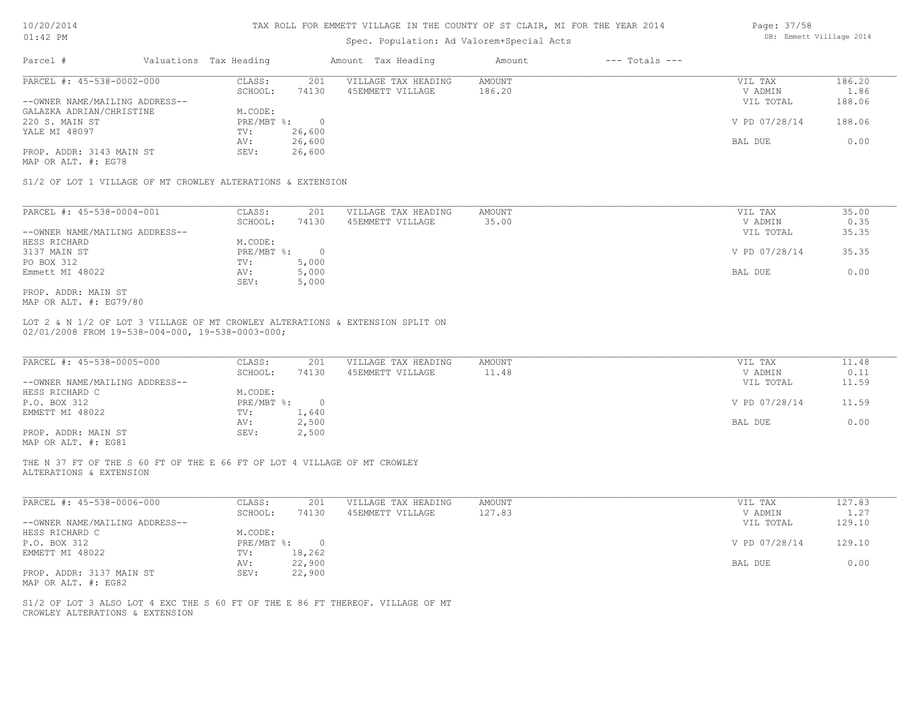# TAX ROLL FOR EMMETT VILLAGE IN THE COUNTY OF ST CLAIR, MI FOR THE YEAR 2014

Spec. Population: Ad Valorem+Special Acts

| Parcel # | Valuations | Tax Heading | Amount | Tax Heading | Amount | --- Totals --- | |
|---|---|---|---|---|---|---|---|
| PARCEL #: 45-538-0002-000 | CLASS: | 201 | VILLAGE TAX HEADING | AMOUNT | | VIL TAX | 186.20 |
| | SCHOOL: | 74130 | 45EMMETT VILLAGE | 186.20 | | V ADMIN | 1.86 |
| --OWNER NAME/MAILING ADDRESS-- | | | | | | VIL TOTAL | 188.06 |
| GALAZKA ADRIAN/CHRISTINE | M.CODE: | | | | | | |
| 220 S. MAIN ST | PRE/MBT %: | 0 | | | | V PD 07/28/14 | 188.06 |
| YALE MI 48097 | TV: | 26,600 | | | | | |
| | AV: | 26,600 | | | | BAL DUE | 0.00 |
| PROP. ADDR: 3143 MAIN ST | SEV: | 26,600 | | | | | |
| MAP OR ALT. #: EG78 | | | | | | | |

S1/2 OF LOT 1 VILLAGE OF MT CROWLEY ALTERATIONS & EXTENSION

| Parcel # | Valuations | Tax Heading | Amount | Tax Heading | Amount | --- Totals --- | |
|---|---|---|---|---|---|---|---|
| PARCEL #: 45-538-0004-001 | CLASS: | 201 | VILLAGE TAX HEADING | AMOUNT | | VIL TAX | 35.00 |
| | SCHOOL: | 74130 | 45EMMETT VILLAGE | 35.00 | | V ADMIN | 0.35 |
| --OWNER NAME/MAILING ADDRESS-- | | | | | | VIL TOTAL | 35.35 |
| HESS RICHARD | M.CODE: | | | | | | |
| 3137 MAIN ST | PRE/MBT %: | 0 | | | | V PD 07/28/14 | 35.35 |
| PO BOX 312 | TV: | 5,000 | | | | | |
| Emmett MI 48022 | AV: | 5,000 | | | | BAL DUE | 0.00 |
| | SEV: | 5,000 | | | | | |
| PROP. ADDR: MAIN ST | | | | | | | |
| MAP OR ALT. #: EG79/80 | | | | | | | |

LOT 2 & N 1/2 OF LOT 3 VILLAGE OF MT CROWLEY ALTERATIONS & EXTENSION SPLIT ON 02/01/2008 FROM 19-538-004-000, 19-538-0003-000;

| Parcel # | Valuations | Tax Heading | Amount | Tax Heading | Amount | --- Totals --- | |
|---|---|---|---|---|---|---|---|
| PARCEL #: 45-538-0005-000 | CLASS: | 201 | VILLAGE TAX HEADING | AMOUNT | | VIL TAX | 11.48 |
| | SCHOOL: | 74130 | 45EMMETT VILLAGE | 11.48 | | V ADMIN | 0.11 |
| --OWNER NAME/MAILING ADDRESS-- | | | | | | VIL TOTAL | 11.59 |
| HESS RICHARD C | M.CODE: | | | | | | |
| P.O. BOX 312 | PRE/MBT %: | 0 | | | | V PD 07/28/14 | 11.59 |
| EMMETT MI 48022 | TV: | 1,640 | | | | | |
| | AV: | 2,500 | | | | BAL DUE | 0.00 |
| PROP. ADDR: MAIN ST | SEV: | 2,500 | | | | | |
| MAP OR ALT. #: EG81 | | | | | | | |

THE N 37 FT OF THE S 60 FT OF THE E 66 FT OF LOT 4 VILLAGE OF MT CROWLEY ALTERATIONS & EXTENSION

| Parcel # | Valuations | Tax Heading | Amount | Tax Heading | Amount | --- Totals --- | |
|---|---|---|---|---|---|---|---|
| PARCEL #: 45-538-0006-000 | CLASS: | 201 | VILLAGE TAX HEADING | AMOUNT | | VIL TAX | 127.83 |
| | SCHOOL: | 74130 | 45EMMETT VILLAGE | 127.83 | | V ADMIN | 1.27 |
| --OWNER NAME/MAILING ADDRESS-- | | | | | | VIL TOTAL | 129.10 |
| HESS RICHARD C | M.CODE: | | | | | | |
| P.O. BOX 312 | PRE/MBT %: | 0 | | | | V PD 07/28/14 | 129.10 |
| EMMETT MI 48022 | TV: | 18,262 | | | | | |
| | AV: | 22,900 | | | | BAL DUE | 0.00 |
| PROP. ADDR: 3137 MAIN ST | SEV: | 22,900 | | | | | |
| MAP OR ALT. #: EG82 | | | | | | | |

S1/2 OF LOT 3 ALSO LOT 4 EXC THE S 60 FT OF THE E 86 FT THEREOF. VILLAGE OF MT CROWLEY ALTERATIONS & EXTENSION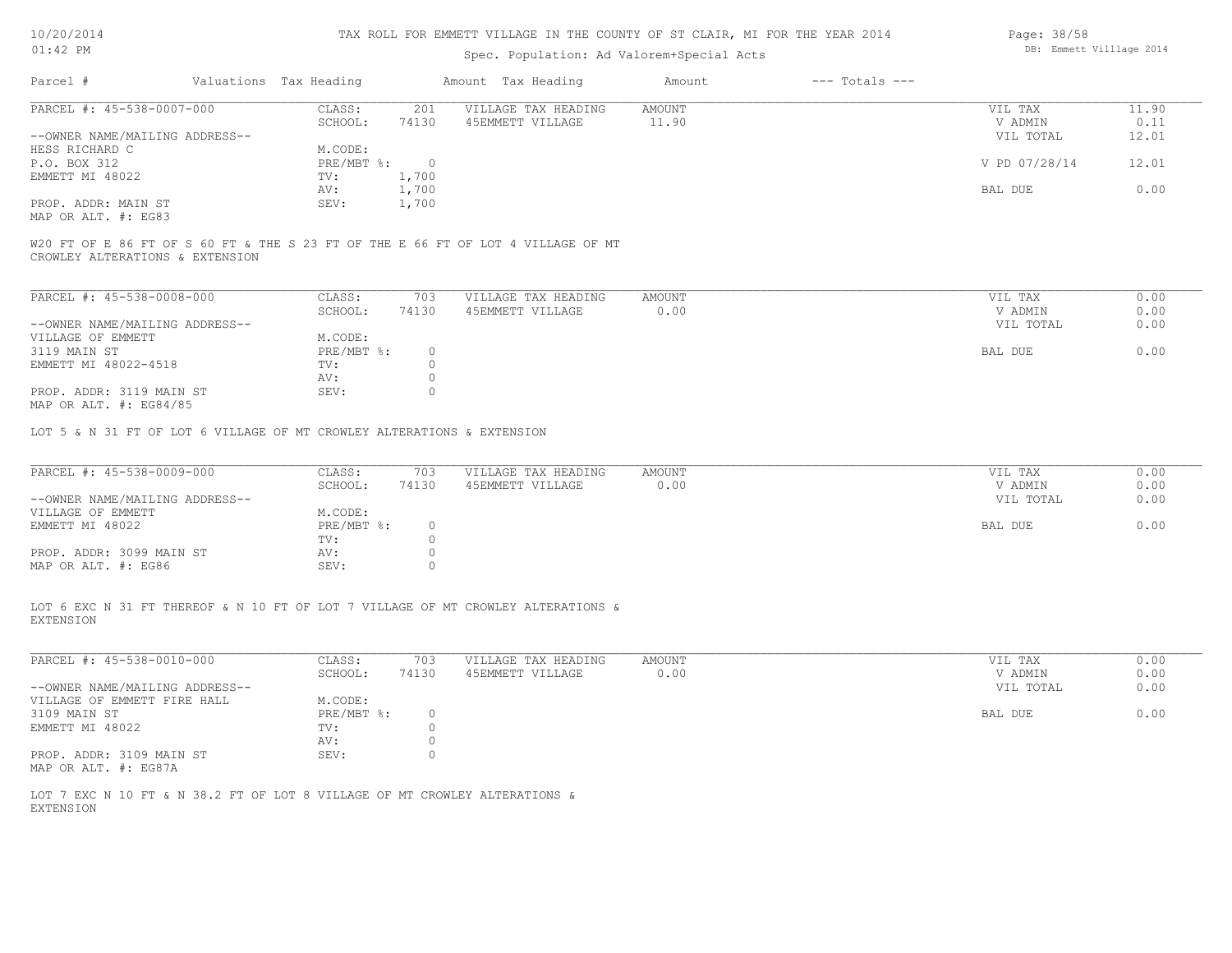# TAX ROLL FOR EMMETT VILLAGE IN THE COUNTY OF ST CLAIR, MI FOR THE YEAR 2014

Spec. Population: Ad Valorem+Special Acts

| Parcel # | Valuations | Tax Heading | Amount | Tax Heading | Amount | --- Totals --- | |
|---|---|---|---|---|---|---|---|
| PARCEL #: 45-538-0007-000 | CLASS: | 201 | VILLAGE TAX HEADING | AMOUNT | | VIL TAX | 11.90 |
| | SCHOOL: | 74130 | 45EMMETT VILLAGE | 11.90 | | V ADMIN | 0.11 |
| --OWNER NAME/MAILING ADDRESS-- | | | | | | VIL TOTAL | 12.01 |
| HESS RICHARD C | M.CODE: | | | | | | |
| P.O. BOX 312 | PRE/MBT %: | 0 | | | | V PD 07/28/14 | 12.01 |
| EMMETT MI 48022 | TV: | 1,700 | | | | | |
| | AV: | 1,700 | | | | BAL DUE | 0.00 |
| PROP. ADDR: MAIN ST | SEV: | 1,700 | | | | | |
| MAP OR ALT. #: EG83 | | | | | | | |

W20 FT OF E 86 FT OF S 60 FT & THE S 23 FT OF THE E 66 FT OF LOT 4 VILLAGE OF MT CROWLEY ALTERATIONS & EXTENSION

| Parcel # | Valuations | Tax Heading | Amount | Tax Heading | Amount | --- Totals --- | |
|---|---|---|---|---|---|---|---|
| PARCEL #: 45-538-0008-000 | CLASS: | 703 | VILLAGE TAX HEADING | AMOUNT | | VIL TAX | 0.00 |
| | SCHOOL: | 74130 | 45EMMETT VILLAGE | 0.00 | | V ADMIN | 0.00 |
| --OWNER NAME/MAILING ADDRESS-- | | | | | | VIL TOTAL | 0.00 |
| VILLAGE OF EMMETT | M.CODE: | | | | | | |
| 3119 MAIN ST | PRE/MBT %: | 0 | | | | BAL DUE | 0.00 |
| EMMETT MI 48022-4518 | TV: | 0 | | | | | |
| | AV: | 0 | | | | | |
| PROP. ADDR: 3119 MAIN ST | SEV: | 0 | | | | | |
| MAP OR ALT. #: EG84/85 | | | | | | | |

LOT 5 & N 31 FT OF LOT 6 VILLAGE OF MT CROWLEY ALTERATIONS & EXTENSION

| Parcel # | Valuations | Tax Heading | Amount | Tax Heading | Amount | --- Totals --- | |
|---|---|---|---|---|---|---|---|
| PARCEL #: 45-538-0009-000 | CLASS: | 703 | VILLAGE TAX HEADING | AMOUNT | | VIL TAX | 0.00 |
| | SCHOOL: | 74130 | 45EMMETT VILLAGE | 0.00 | | V ADMIN | 0.00 |
| --OWNER NAME/MAILING ADDRESS-- | | | | | | VIL TOTAL | 0.00 |
| VILLAGE OF EMMETT | M.CODE: | | | | | | |
| EMMETT MI 48022 | PRE/MBT %: | 0 | | | | BAL DUE | 0.00 |
| | TV: | 0 | | | | | |
| PROP. ADDR: 3099 MAIN ST | AV: | 0 | | | | | |
| MAP OR ALT. #: EG86 | SEV: | 0 | | | | | |

LOT 6 EXC N 31 FT THEREOF & N 10 FT OF LOT 7 VILLAGE OF MT CROWLEY ALTERATIONS & EXTENSION

| Parcel # | Valuations | Tax Heading | Amount | Tax Heading | Amount | --- Totals --- | |
|---|---|---|---|---|---|---|---|
| PARCEL #: 45-538-0010-000 | CLASS: | 703 | VILLAGE TAX HEADING | AMOUNT | | VIL TAX | 0.00 |
| | SCHOOL: | 74130 | 45EMMETT VILLAGE | 0.00 | | V ADMIN | 0.00 |
| --OWNER NAME/MAILING ADDRESS-- | | | | | | VIL TOTAL | 0.00 |
| VILLAGE OF EMMETT FIRE HALL | M.CODE: | | | | | | |
| 3109 MAIN ST | PRE/MBT %: | 0 | | | | BAL DUE | 0.00 |
| EMMETT MI 48022 | TV: | 0 | | | | | |
| | AV: | 0 | | | | | |
| PROP. ADDR: 3109 MAIN ST | SEV: | 0 | | | | | |
| MAP OR ALT. #: EG87A | | | | | | | |

LOT 7 EXC N 10 FT & N 38.2 FT OF LOT 8 VILLAGE OF MT CROWLEY ALTERATIONS & EXTENSION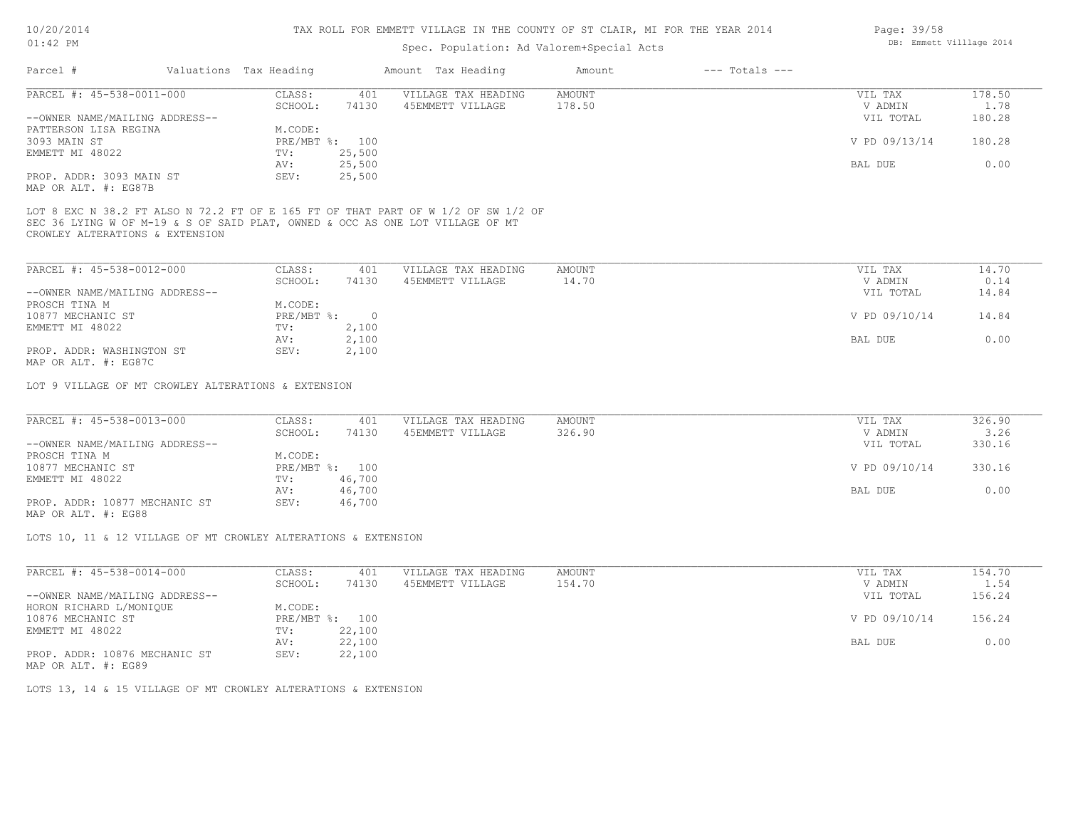# TAX ROLL FOR EMMETT VILLAGE IN THE COUNTY OF ST CLAIR, MI FOR THE YEAR 2014

Spec. Population: Ad Valorem+Special Acts

| Parcel # | Valuations | Tax Heading | Amount | Tax Heading | Amount | --- Totals --- | |
|---|---|---|---|---|---|---|---|

---

**PARCEL #: 45-538-0011-000**

| | | | | | |
|---|---|---|---|---|---|
| CLASS: | 401 | VILLAGE TAX HEADING | AMOUNT | VIL TAX | 178.50 |
| SCHOOL: | 74130 | 45EMMETT VILLAGE | 178.50 | V ADMIN | 1.78 |
| | | | | VIL TOTAL | 180.28 |
| M.CODE: | | | | | |
| PRE/MBT %: | 100 | | | V PD 09/13/14 | 180.28 |
| TV: | 25,500 | | | | |
| AV: | 25,500 | | | BAL DUE | 0.00 |
| SEV: | 25,500 | | | | |

--OWNER NAME/MAILING ADDRESS--
PATTERSON LISA REGINA
3093 MAIN ST
EMMETT MI 48022

PROP. ADDR: 3093 MAIN ST
MAP OR ALT. #: EG87B

LOT 8 EXC N 38.2 FT ALSO N 72.2 FT OF E 165 FT OF THAT PART OF W 1/2 OF SW 1/2 OF SEC 36 LYING W OF M-19 & S OF SAID PLAT, OWNED & OCC AS ONE LOT VILLAGE OF MT CROWLEY ALTERATIONS & EXTENSION

---

**PARCEL #: 45-538-0012-000**

| | | | | | |
|---|---|---|---|---|---|
| CLASS: | 401 | VILLAGE TAX HEADING | AMOUNT | VIL TAX | 14.70 |
| SCHOOL: | 74130 | 45EMMETT VILLAGE | 14.70 | V ADMIN | 0.14 |
| | | | | VIL TOTAL | 14.84 |
| M.CODE: | | | | | |
| PRE/MBT %: | 0 | | | V PD 09/10/14 | 14.84 |
| TV: | 2,100 | | | | |
| AV: | 2,100 | | | BAL DUE | 0.00 |
| SEV: | 2,100 | | | | |

--OWNER NAME/MAILING ADDRESS--
PROSCH TINA M
10877 MECHANIC ST
EMMETT MI 48022

PROP. ADDR: WASHINGTON ST
MAP OR ALT. #: EG87C

LOT 9 VILLAGE OF MT CROWLEY ALTERATIONS & EXTENSION

---

**PARCEL #: 45-538-0013-000**

| | | | | | |
|---|---|---|---|---|---|
| CLASS: | 401 | VILLAGE TAX HEADING | AMOUNT | VIL TAX | 326.90 |
| SCHOOL: | 74130 | 45EMMETT VILLAGE | 326.90 | V ADMIN | 3.26 |
| | | | | VIL TOTAL | 330.16 |
| M.CODE: | | | | | |
| PRE/MBT %: | 100 | | | V PD 09/10/14 | 330.16 |
| TV: | 46,700 | | | | |
| AV: | 46,700 | | | BAL DUE | 0.00 |
| SEV: | 46,700 | | | | |

--OWNER NAME/MAILING ADDRESS--
PROSCH TINA M
10877 MECHANIC ST
EMMETT MI 48022

PROP. ADDR: 10877 MECHANIC ST
MAP OR ALT. #: EG88

LOTS 10, 11 & 12 VILLAGE OF MT CROWLEY ALTERATIONS & EXTENSION

---

**PARCEL #: 45-538-0014-000**

| | | | | | |
|---|---|---|---|---|---|
| CLASS: | 401 | VILLAGE TAX HEADING | AMOUNT | VIL TAX | 154.70 |
| SCHOOL: | 74130 | 45EMMETT VILLAGE | 154.70 | V ADMIN | 1.54 |
| | | | | VIL TOTAL | 156.24 |
| M.CODE: | | | | | |
| PRE/MBT %: | 100 | | | V PD 09/10/14 | 156.24 |
| TV: | 22,100 | | | | |
| AV: | 22,100 | | | BAL DUE | 0.00 |
| SEV: | 22,100 | | | | |

--OWNER NAME/MAILING ADDRESS--
HORON RICHARD L/MONIQUE
10876 MECHANIC ST
EMMETT MI 48022

PROP. ADDR: 10876 MECHANIC ST
MAP OR ALT. #: EG89

LOTS 13, 14 & 15 VILLAGE OF MT CROWLEY ALTERATIONS & EXTENSION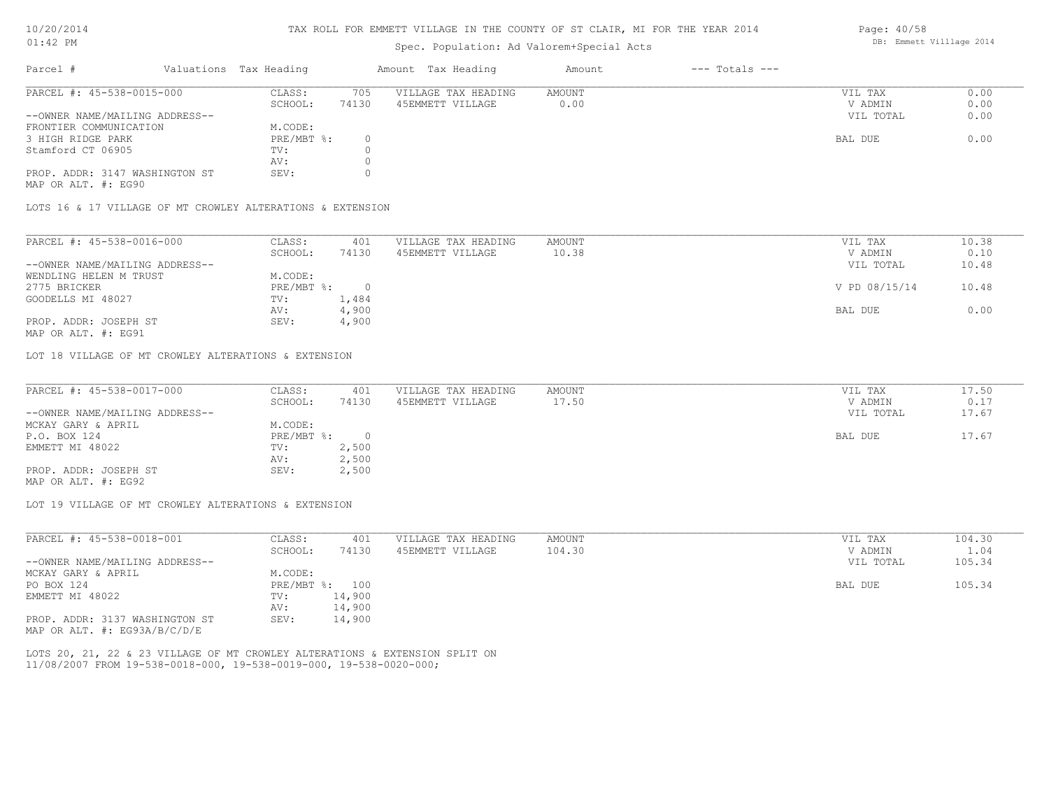# TAX ROLL FOR EMMETT VILLAGE IN THE COUNTY OF ST CLAIR, MI FOR THE YEAR 2014

10/20/2014
01:42 PM

Spec. Population: Ad Valorem+Special Acts

DB: Emmett Villlage 2014

| Parcel # | Valuations | Tax Heading | Amount | Tax Heading | Amount | --- Totals --- |
|---|---|---|---|---|---|---|

---

PARCEL #: 45-538-0015-000

| | | | | | |
|---|---|---|---|---|---|
| CLASS: | 705 | VILLAGE TAX HEADING | AMOUNT | VIL TAX | 0.00 |
| SCHOOL: | 74130 | 45EMMETT VILLAGE | 0.00 | V ADMIN | 0.00 |
| | | | | VIL TOTAL | 0.00 |
| M.CODE: | | | | | |
| PRE/MBT %: | 0 | | | BAL DUE | 0.00 |
| TV: | 0 | | | | |
| AV: | 0 | | | | |
| SEV: | 0 | | | | |

--OWNER NAME/MAILING ADDRESS--
FRONTIER COMMUNICATION
3 HIGH RIDGE PARK
Stamford CT 06905

PROP. ADDR: 3147 WASHINGTON ST
MAP OR ALT. #: EG90

LOTS 16 & 17 VILLAGE OF MT CROWLEY ALTERATIONS & EXTENSION

---

PARCEL #: 45-538-0016-000

| | | | | | |
|---|---|---|---|---|---|
| CLASS: | 401 | VILLAGE TAX HEADING | AMOUNT | VIL TAX | 10.38 |
| SCHOOL: | 74130 | 45EMMETT VILLAGE | 10.38 | V ADMIN | 0.10 |
| | | | | VIL TOTAL | 10.48 |
| M.CODE: | | | | | |
| PRE/MBT %: | 0 | | | V PD 08/15/14 | 10.48 |
| TV: | 1,484 | | | | |
| AV: | 4,900 | | | BAL DUE | 0.00 |
| SEV: | 4,900 | | | | |

--OWNER NAME/MAILING ADDRESS--
WENDLING HELEN M TRUST
2775 BRICKER
GOODELLS MI 48027

PROP. ADDR: JOSEPH ST
MAP OR ALT. #: EG91

LOT 18 VILLAGE OF MT CROWLEY ALTERATIONS & EXTENSION

---

PARCEL #: 45-538-0017-000

| | | | | | |
|---|---|---|---|---|---|
| CLASS: | 401 | VILLAGE TAX HEADING | AMOUNT | VIL TAX | 17.50 |
| SCHOOL: | 74130 | 45EMMETT VILLAGE | 17.50 | V ADMIN | 0.17 |
| | | | | VIL TOTAL | 17.67 |
| M.CODE: | | | | | |
| PRE/MBT %: | 0 | | | BAL DUE | 17.67 |
| TV: | 2,500 | | | | |
| AV: | 2,500 | | | | |
| SEV: | 2,500 | | | | |

--OWNER NAME/MAILING ADDRESS--
MCKAY GARY & APRIL
P.O. BOX 124
EMMETT MI 48022

PROP. ADDR: JOSEPH ST
MAP OR ALT. #: EG92

LOT 19 VILLAGE OF MT CROWLEY ALTERATIONS & EXTENSION

---

PARCEL #: 45-538-0018-001

| | | | | | |
|---|---|---|---|---|---|
| CLASS: | 401 | VILLAGE TAX HEADING | AMOUNT | VIL TAX | 104.30 |
| SCHOOL: | 74130 | 45EMMETT VILLAGE | 104.30 | V ADMIN | 1.04 |
| | | | | VIL TOTAL | 105.34 |
| M.CODE: | | | | | |
| PRE/MBT %: | 100 | | | BAL DUE | 105.34 |
| TV: | 14,900 | | | | |
| AV: | 14,900 | | | | |
| SEV: | 14,900 | | | | |

--OWNER NAME/MAILING ADDRESS--
MCKAY GARY & APRIL
PO BOX 124
EMMETT MI 48022

PROP. ADDR: 3137 WASHINGTON ST
MAP OR ALT. #: EG93A/B/C/D/E

LOTS 20, 21, 22 & 23 VILLAGE OF MT CROWLEY ALTERATIONS & EXTENSION SPLIT ON 11/08/2007 FROM 19-538-0018-000, 19-538-0019-000, 19-538-0020-000;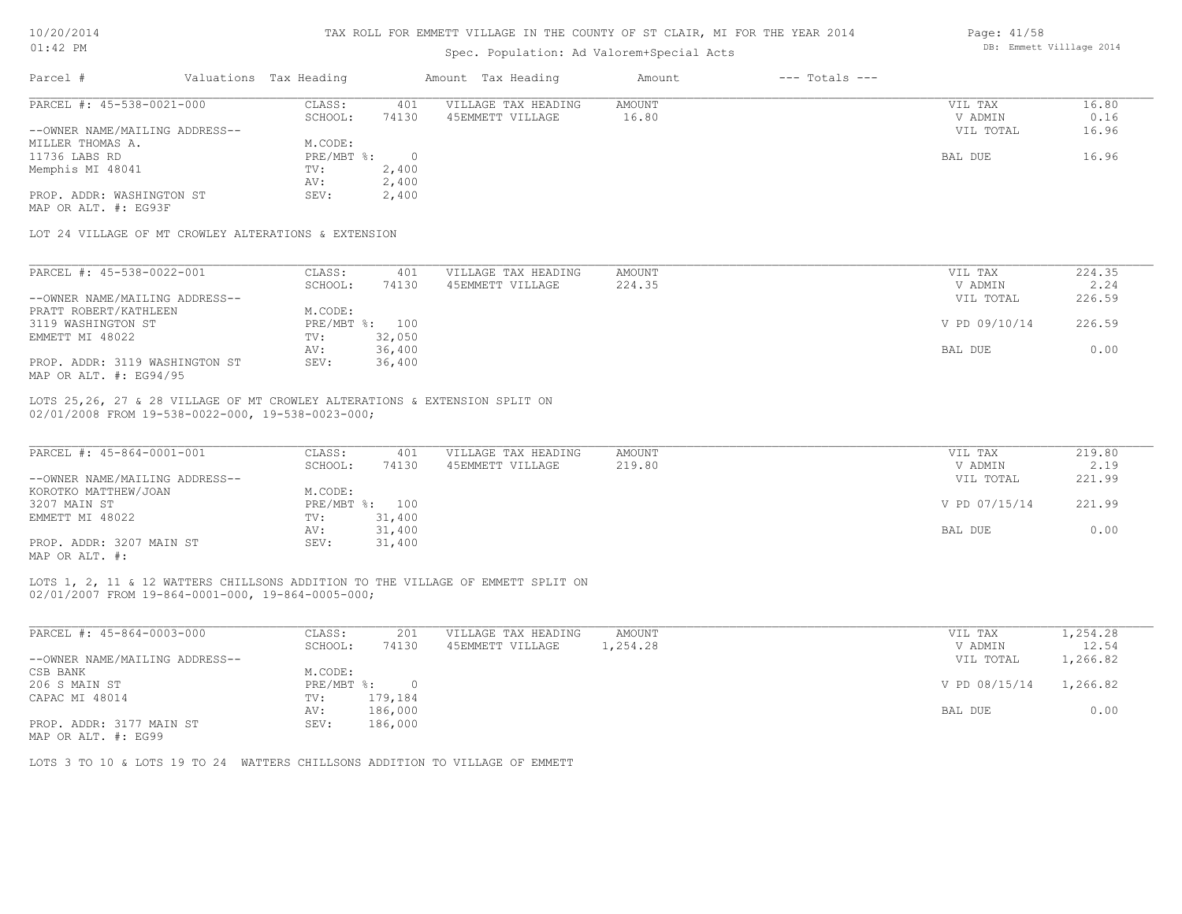# TAX ROLL FOR EMMETT VILLAGE IN THE COUNTY OF ST CLAIR, MI FOR THE YEAR 2014

Spec. Population: Ad Valorem+Special Acts

10/20/2014
01:42 PM

DB: Emmett Villlage 2014

| Parcel # | Valuations | Tax Heading | Amount | Tax Heading | Amount | --- Totals --- |
|---|---|---|---|---|---|---|

---

**PARCEL #: 45-538-0021-000**

| | | | | | | |
|---|---|---|---|---|---|---|
| --OWNER NAME/MAILING ADDRESS-- | CLASS: | 401 | VILLAGE TAX HEADING | AMOUNT | VIL TAX | 16.80 |
| MILLER THOMAS A. | SCHOOL: | 74130 | 45EMMETT VILLAGE | 16.80 | V ADMIN | 0.16 |
| 11736 LABS RD | M.CODE: | | | | VIL TOTAL | 16.96 |
| Memphis MI 48041 | PRE/MBT %: | 0 | | | | |
| PROP. ADDR: WASHINGTON ST | TV: | 2,400 | | | BAL DUE | 16.96 |
| MAP OR ALT. #: EG93F | AV: | 2,400 | | | | |
| | SEV: | 2,400 | | | | |

LOT 24 VILLAGE OF MT CROWLEY ALTERATIONS & EXTENSION

---

**PARCEL #: 45-538-0022-001**

| | | | | | | |
|---|---|---|---|---|---|---|
| --OWNER NAME/MAILING ADDRESS-- | CLASS: | 401 | VILLAGE TAX HEADING | AMOUNT | VIL TAX | 224.35 |
| PRATT ROBERT/KATHLEEN | SCHOOL: | 74130 | 45EMMETT VILLAGE | 224.35 | V ADMIN | 2.24 |
| 3119 WASHINGTON ST | M.CODE: | | | | VIL TOTAL | 226.59 |
| EMMETT MI 48022 | PRE/MBT %: | 100 | | | V PD 09/10/14 | 226.59 |
| PROP. ADDR: 3119 WASHINGTON ST | TV: | 32,050 | | | | |
| MAP OR ALT. #: EG94/95 | AV: | 36,400 | | | BAL DUE | 0.00 |
| | SEV: | 36,400 | | | | |

LOTS 25,26, 27 & 28 VILLAGE OF MT CROWLEY ALTERATIONS & EXTENSION SPLIT ON 02/01/2008 FROM 19-538-0022-000, 19-538-0023-000;

---

**PARCEL #: 45-864-0001-001**

| | | | | | | |
|---|---|---|---|---|---|---|
| --OWNER NAME/MAILING ADDRESS-- | CLASS: | 401 | VILLAGE TAX HEADING | AMOUNT | VIL TAX | 219.80 |
| KOROTKO MATTHEW/JOAN | SCHOOL: | 74130 | 45EMMETT VILLAGE | 219.80 | V ADMIN | 2.19 |
| 3207 MAIN ST | M.CODE: | | | | VIL TOTAL | 221.99 |
| EMMETT MI 48022 | PRE/MBT %: | 100 | | | V PD 07/15/14 | 221.99 |
| PROP. ADDR: 3207 MAIN ST | TV: | 31,400 | | | | |
| MAP OR ALT. #: | AV: | 31,400 | | | BAL DUE | 0.00 |
| | SEV: | 31,400 | | | | |

LOTS 1, 2, 11 & 12 WATTERS CHILLSONS ADDITION TO THE VILLAGE OF EMMETT SPLIT ON 02/01/2007 FROM 19-864-0001-000, 19-864-0005-000;

---

**PARCEL #: 45-864-0003-000**

| | | | | | | |
|---|---|---|---|---|---|---|
| --OWNER NAME/MAILING ADDRESS-- | CLASS: | 201 | VILLAGE TAX HEADING | AMOUNT | VIL TAX | 1,254.28 |
| CSB BANK | SCHOOL: | 74130 | 45EMMETT VILLAGE | 1,254.28 | V ADMIN | 12.54 |
| 206 S MAIN ST | M.CODE: | | | | VIL TOTAL | 1,266.82 |
| CAPAC MI 48014 | PRE/MBT %: | 0 | | | V PD 08/15/14 | 1,266.82 |
| PROP. ADDR: 3177 MAIN ST | TV: | 179,184 | | | | |
| MAP OR ALT. #: EG99 | AV: | 186,000 | | | BAL DUE | 0.00 |
| | SEV: | 186,000 | | | | |

LOTS 3 TO 10 & LOTS 19 TO 24 WATTERS CHILLSONS ADDITION TO VILLAGE OF EMMETT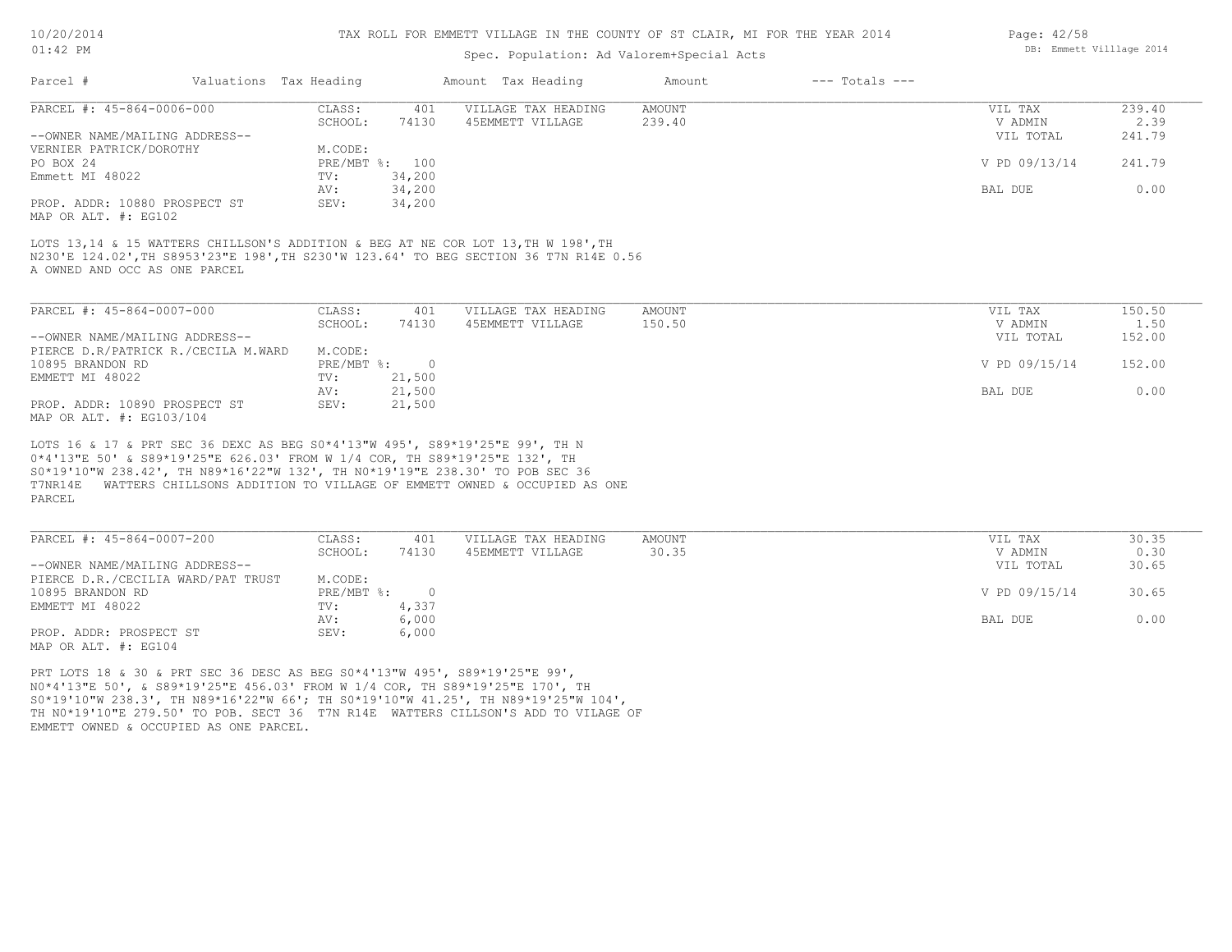TAX ROLL FOR EMMETT VILLAGE IN THE COUNTY OF ST CLAIR, MI FOR THE YEAR 2014

Spec. Population: Ad Valorem+Special Acts

| Parcel # | Valuations | Tax Heading | Amount | Tax Heading | Amount | --- Totals --- | |
|---|---|---|---|---|---|---|---|

---

PARCEL #: 45-864-0006-000

| | | | | | | |
|---|---|---|---|---|---|---|
| CLASS: | 401 | VILLAGE TAX HEADING | AMOUNT | | VIL TAX | 239.40 |
| SCHOOL: | 74130 | 45EMMETT VILLAGE | 239.40 | | V ADMIN | 2.39 |
| | | | | | VIL TOTAL | 241.79 |
| M.CODE: | | | | | | |
| PRE/MBT %: | 100 | | | | V PD 09/13/14 | 241.79 |
| TV: | 34,200 | | | | | |
| AV: | 34,200 | | | | BAL DUE | 0.00 |
| SEV: | 34,200 | | | | | |

--OWNER NAME/MAILING ADDRESS--
VERNIER PATRICK/DOROTHY
PO BOX 24
Emmett MI 48022

PROP. ADDR: 10880 PROSPECT ST
MAP OR ALT. #: EG102

LOTS 13,14 & 15 WATTERS CHILLSON'S ADDITION & BEG AT NE COR LOT 13,TH W 198',TH N230'E 124.02',TH S8953'23"E 198',TH S230'W 123.64' TO BEG SECTION 36 T7N R14E 0.56 A OWNED AND OCC AS ONE PARCEL

---

PARCEL #: 45-864-0007-000

| | | | | | | |
|---|---|---|---|---|---|---|
| CLASS: | 401 | VILLAGE TAX HEADING | AMOUNT | | VIL TAX | 150.50 |
| SCHOOL: | 74130 | 45EMMETT VILLAGE | 150.50 | | V ADMIN | 1.50 |
| | | | | | VIL TOTAL | 152.00 |
| M.CODE: | | | | | | |
| PRE/MBT %: | 0 | | | | V PD 09/15/14 | 152.00 |
| TV: | 21,500 | | | | | |
| AV: | 21,500 | | | | BAL DUE | 0.00 |
| SEV: | 21,500 | | | | | |

--OWNER NAME/MAILING ADDRESS--
PIERCE D.R/PATRICK R./CECILA M.WARD
10895 BRANDON RD
EMMETT MI 48022

PROP. ADDR: 10890 PROSPECT ST
MAP OR ALT. #: EG103/104

LOTS 16 & 17 & PRT SEC 36 DEXC AS BEG S0*4'13"W 495', S89*19'25"E 99', TH N 0*4'13"E 50' & S89*19'25"E 626.03' FROM W 1/4 COR, TH S89*19'25"E 132', TH S0*19'10"W 238.42', TH N89*16'22"W 132', TH N0*19'19"E 238.30' TO POB SEC 36 T7NR14E WATTERS CHILLSONS ADDITION TO VILLAGE OF EMMETT OWNED & OCCUPIED AS ONE PARCEL

---

PARCEL #: 45-864-0007-200

| | | | | | | |
|---|---|---|---|---|---|---|
| CLASS: | 401 | VILLAGE TAX HEADING | AMOUNT | | VIL TAX | 30.35 |
| SCHOOL: | 74130 | 45EMMETT VILLAGE | 30.35 | | V ADMIN | 0.30 |
| | | | | | VIL TOTAL | 30.65 |
| M.CODE: | | | | | | |
| PRE/MBT %: | 0 | | | | V PD 09/15/14 | 30.65 |
| TV: | 4,337 | | | | | |
| AV: | 6,000 | | | | BAL DUE | 0.00 |
| SEV: | 6,000 | | | | | |

--OWNER NAME/MAILING ADDRESS--
PIERCE D.R./CECILIA WARD/PAT TRUST
10895 BRANDON RD
EMMETT MI 48022

PROP. ADDR: PROSPECT ST
MAP OR ALT. #: EG104

PRT LOTS 18 & 30 & PRT SEC 36 DESC AS BEG S0*4'13"W 495', S89*19'25"E 99', N0*4'13"E 50', & S89*19'25"E 456.03' FROM W 1/4 COR, TH S89*19'25"E 170', TH S0*19'10"W 238.3', TH N89*16'22"W 66'; TH S0*19'10"W 41.25', TH N89*19'25"W 104', TH N0*19'10"E 279.50' TO POB. SECT 36 T7N R14E WATTERS CILLSON'S ADD TO VILAGE OF EMMETT OWNED & OCCUPIED AS ONE PARCEL.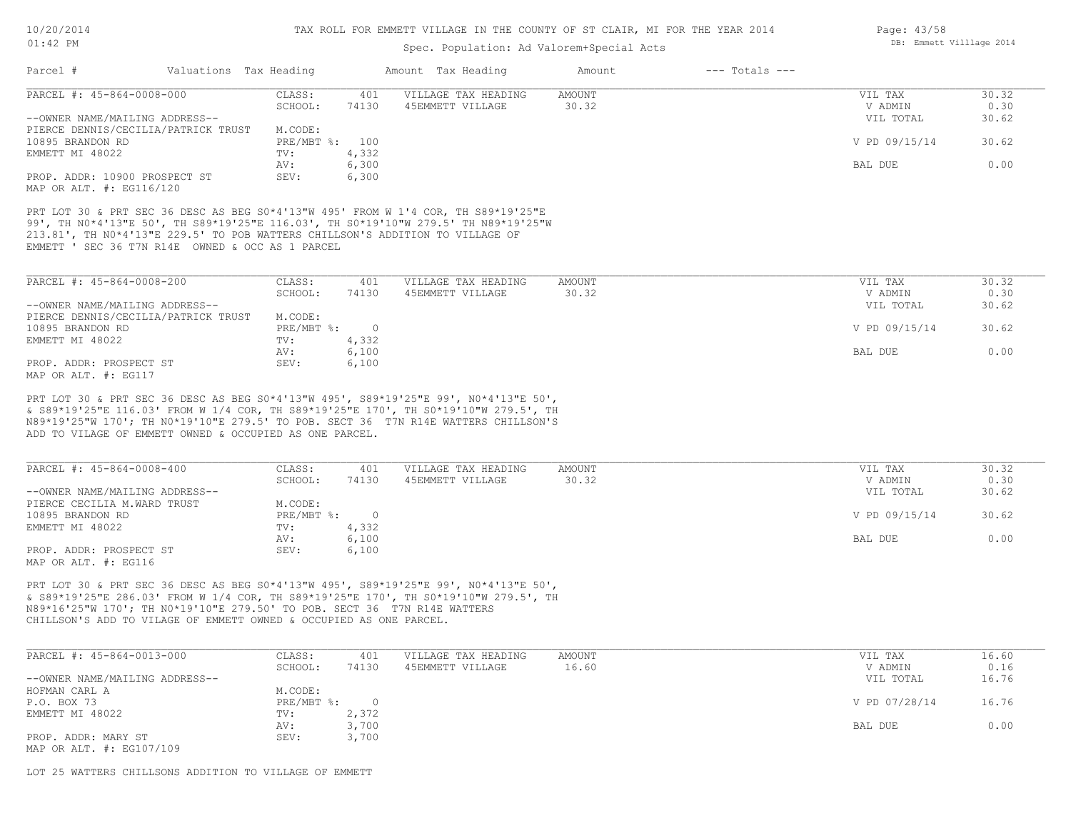TAX ROLL FOR EMMETT VILLAGE IN THE COUNTY OF ST CLAIR, MI FOR THE YEAR 2014

Spec. Population: Ad Valorem+Special Acts

| Parcel # | Valuations | Tax Heading | Amount | Tax Heading | Amount | --- Totals --- | |
|---|---|---|---|---|---|---|---|
| PARCEL #: 45-864-0008-000 | CLASS: | 401 | VILLAGE TAX HEADING | AMOUNT | | VIL TAX | 30.32 |
| | SCHOOL: | 74130 | 45EMMETT VILLAGE | 30.32 | | V ADMIN | 0.30 |
| --OWNER NAME/MAILING ADDRESS-- | | | | | | VIL TOTAL | 30.62 |
| PIERCE DENNIS/CECILIA/PATRICK TRUST | M.CODE: | | | | | | |
| 10895 BRANDON RD | PRE/MBT %: | 100 | | | | V PD 09/15/14 | 30.62 |
| EMMETT MI 48022 | TV: | 4,332 | | | | | |
| | AV: | 6,300 | | | | BAL DUE | 0.00 |
| PROP. ADDR: 10900 PROSPECT ST | SEV: | 6,300 | | | | | |
| MAP OR ALT. #: EG116/120 | | | | | | | |

PRT LOT 30 & PRT SEC 36 DESC AS BEG S0*4'13"W 495' FROM W 1'4 COR, TH S89*19'25"E 99', TH N0*4'13"E 50', TH S89*19'25"E 116.03', TH S0*19'10"W 279.5' TH N89*19'25"W 213.81', TH N0*4'13"E 229.5' TO POB WATTERS CHILLSON'S ADDITION TO VILLAGE OF EMMETT ' SEC 36 T7N R14E OWNED & OCC AS 1 PARCEL

| Parcel # | Valuations | Tax Heading | Amount | Tax Heading | Amount | --- Totals --- | |
|---|---|---|---|---|---|---|---|
| PARCEL #: 45-864-0008-200 | CLASS: | 401 | VILLAGE TAX HEADING | AMOUNT | | VIL TAX | 30.32 |
| | SCHOOL: | 74130 | 45EMMETT VILLAGE | 30.32 | | V ADMIN | 0.30 |
| --OWNER NAME/MAILING ADDRESS-- | | | | | | VIL TOTAL | 30.62 |
| PIERCE DENNIS/CECILIA/PATRICK TRUST | M.CODE: | | | | | | |
| 10895 BRANDON RD | PRE/MBT %: | 0 | | | | V PD 09/15/14 | 30.62 |
| EMMETT MI 48022 | TV: | 4,332 | | | | | |
| | AV: | 6,100 | | | | BAL DUE | 0.00 |
| PROP. ADDR: PROSPECT ST | SEV: | 6,100 | | | | | |
| MAP OR ALT. #: EG117 | | | | | | | |

PRT LOT 30 & PRT SEC 36 DESC AS BEG S0*4'13"W 495', S89*19'25"E 99', N0*4'13"E 50', & S89*19'25"E 116.03' FROM W 1/4 COR, TH S89*19'25"E 170', TH S0*19'10"W 279.5', TH N89*19'25"W 170'; TH N0*19'10"E 279.5' TO POB. SECT 36 T7N R14E WATTERS CHILLSON'S ADD TO VILAGE OF EMMETT OWNED & OCCUPIED AS ONE PARCEL.

| Parcel # | Valuations | Tax Heading | Amount | Tax Heading | Amount | --- Totals --- | |
|---|---|---|---|---|---|---|---|
| PARCEL #: 45-864-0008-400 | CLASS: | 401 | VILLAGE TAX HEADING | AMOUNT | | VIL TAX | 30.32 |
| | SCHOOL: | 74130 | 45EMMETT VILLAGE | 30.32 | | V ADMIN | 0.30 |
| --OWNER NAME/MAILING ADDRESS-- | | | | | | VIL TOTAL | 30.62 |
| PIERCE CECILIA M.WARD TRUST | M.CODE: | | | | | | |
| 10895 BRANDON RD | PRE/MBT %: | 0 | | | | V PD 09/15/14 | 30.62 |
| EMMETT MI 48022 | TV: | 4,332 | | | | | |
| | AV: | 6,100 | | | | BAL DUE | 0.00 |
| PROP. ADDR: PROSPECT ST | SEV: | 6,100 | | | | | |
| MAP OR ALT. #: EG116 | | | | | | | |

PRT LOT 30 & PRT SEC 36 DESC AS BEG S0*4'13"W 495', S89*19'25"E 99', N0*4'13"E 50', & S89*19'25"E 286.03' FROM W 1/4 COR, TH S89*19'25"E 170', TH S0*19'10"W 279.5', TH N89*16'25"W 170'; TH N0*19'10"E 279.50' TO POB. SECT 36 T7N R14E WATTERS CHILLSON'S ADD TO VILAGE OF EMMETT OWNED & OCCUPIED AS ONE PARCEL.

| Parcel # | Valuations | Tax Heading | Amount | Tax Heading | Amount | --- Totals --- | |
|---|---|---|---|---|---|---|---|
| PARCEL #: 45-864-0013-000 | CLASS: | 401 | VILLAGE TAX HEADING | AMOUNT | | VIL TAX | 16.60 |
| | SCHOOL: | 74130 | 45EMMETT VILLAGE | 16.60 | | V ADMIN | 0.16 |
| --OWNER NAME/MAILING ADDRESS-- | | | | | | VIL TOTAL | 16.76 |
| HOFMAN CARL A | M.CODE: | | | | | | |
| P.O. BOX 73 | PRE/MBT %: | 0 | | | | V PD 07/28/14 | 16.76 |
| EMMETT MI 48022 | TV: | 2,372 | | | | | |
| | AV: | 3,700 | | | | BAL DUE | 0.00 |
| PROP. ADDR: MARY ST | SEV: | 3,700 | | | | | |
| MAP OR ALT. #: EG107/109 | | | | | | | |

LOT 25 WATTERS CHILLSONS ADDITION TO VILLAGE OF EMMETT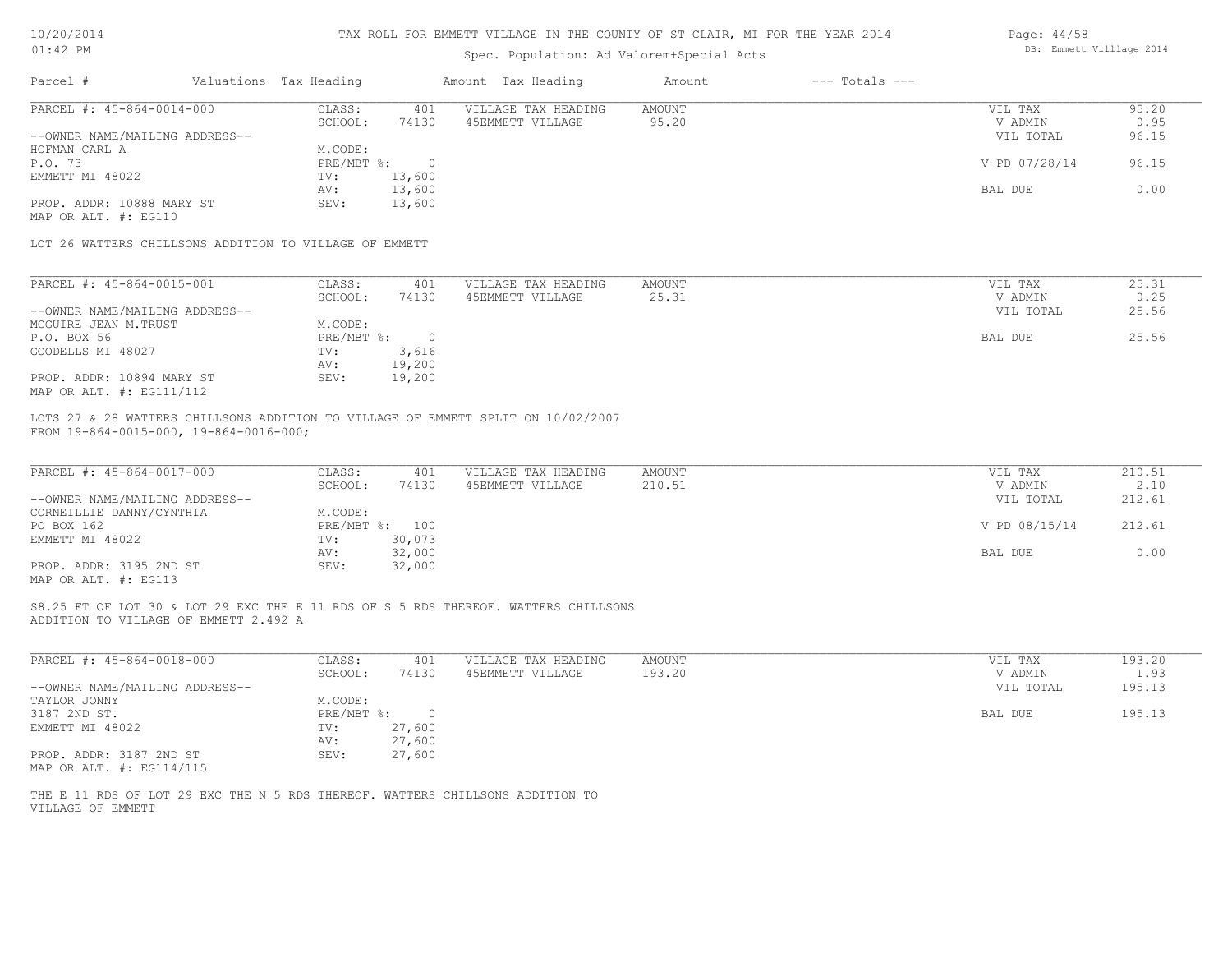TAX ROLL FOR EMMETT VILLAGE IN THE COUNTY OF ST CLAIR, MI FOR THE YEAR 2014

Spec. Population: Ad Valorem+Special Acts

| Parcel # | Valuations | Tax Heading | Amount | Tax Heading | Amount | --- Totals --- | |
|---|---|---|---|---|---|---|---|
| PARCEL #: 45-864-0014-000 | CLASS: | 401 | VILLAGE TAX HEADING | AMOUNT | | VIL TAX | 95.20 |
| | SCHOOL: | 74130 | 45EMMETT VILLAGE | 95.20 | | V ADMIN | 0.95 |
| --OWNER NAME/MAILING ADDRESS-- | | | | | | VIL TOTAL | 96.15 |
| HOFMAN CARL A | M.CODE: | | | | | | |
| P.O. 73 | PRE/MBT %: | 0 | | | | V PD 07/28/14 | 96.15 |
| EMMETT MI 48022 | TV: | 13,600 | | | | | |
| | AV: | 13,600 | | | | BAL DUE | 0.00 |
| PROP. ADDR: 10888 MARY ST | SEV: | 13,600 | | | | | |
| MAP OR ALT. #: EG110 | | | | | | | |

LOT 26 WATTERS CHILLSONS ADDITION TO VILLAGE OF EMMETT

| Parcel # | Valuations | Tax Heading | Amount | Tax Heading | Amount | --- Totals --- | |
|---|---|---|---|---|---|---|---|
| PARCEL #: 45-864-0015-001 | CLASS: | 401 | VILLAGE TAX HEADING | AMOUNT | | VIL TAX | 25.31 |
| | SCHOOL: | 74130 | 45EMMETT VILLAGE | 25.31 | | V ADMIN | 0.25 |
| --OWNER NAME/MAILING ADDRESS-- | | | | | | VIL TOTAL | 25.56 |
| MCGUIRE JEAN M.TRUST | M.CODE: | | | | | | |
| P.O. BOX 56 | PRE/MBT %: | 0 | | | | BAL DUE | 25.56 |
| GOODELLS MI 48027 | TV: | 3,616 | | | | | |
| | AV: | 19,200 | | | | | |
| PROP. ADDR: 10894 MARY ST | SEV: | 19,200 | | | | | |
| MAP OR ALT. #: EG111/112 | | | | | | | |

LOTS 27 & 28 WATTERS CHILLSONS ADDITION TO VILLAGE OF EMMETT SPLIT ON 10/02/2007
FROM 19-864-0015-000, 19-864-0016-000;

| Parcel # | Valuations | Tax Heading | Amount | Tax Heading | Amount | --- Totals --- | |
|---|---|---|---|---|---|---|---|
| PARCEL #: 45-864-0017-000 | CLASS: | 401 | VILLAGE TAX HEADING | AMOUNT | | VIL TAX | 210.51 |
| | SCHOOL: | 74130 | 45EMMETT VILLAGE | 210.51 | | V ADMIN | 2.10 |
| --OWNER NAME/MAILING ADDRESS-- | | | | | | VIL TOTAL | 212.61 |
| CORNEILLIE DANNY/CYNTHIA | M.CODE: | | | | | | |
| PO BOX 162 | PRE/MBT %: | 100 | | | | V PD 08/15/14 | 212.61 |
| EMMETT MI 48022 | TV: | 30,073 | | | | | |
| | AV: | 32,000 | | | | BAL DUE | 0.00 |
| PROP. ADDR: 3195 2ND ST | SEV: | 32,000 | | | | | |
| MAP OR ALT. #: EG113 | | | | | | | |

S8.25 FT OF LOT 30 & LOT 29 EXC THE E 11 RDS OF S 5 RDS THEREOF. WATTERS CHILLSONS
ADDITION TO VILLAGE OF EMMETT 2.492 A

| Parcel # | Valuations | Tax Heading | Amount | Tax Heading | Amount | --- Totals --- | |
|---|---|---|---|---|---|---|---|
| PARCEL #: 45-864-0018-000 | CLASS: | 401 | VILLAGE TAX HEADING | AMOUNT | | VIL TAX | 193.20 |
| | SCHOOL: | 74130 | 45EMMETT VILLAGE | 193.20 | | V ADMIN | 1.93 |
| --OWNER NAME/MAILING ADDRESS-- | | | | | | VIL TOTAL | 195.13 |
| TAYLOR JONNY | M.CODE: | | | | | | |
| 3187 2ND ST. | PRE/MBT %: | 0 | | | | BAL DUE | 195.13 |
| EMMETT MI 48022 | TV: | 27,600 | | | | | |
| | AV: | 27,600 | | | | | |
| PROP. ADDR: 3187 2ND ST | SEV: | 27,600 | | | | | |
| MAP OR ALT. #: EG114/115 | | | | | | | |

THE E 11 RDS OF LOT 29 EXC THE N 5 RDS THEREOF. WATTERS CHILLSONS ADDITION TO
VILLAGE OF EMMETT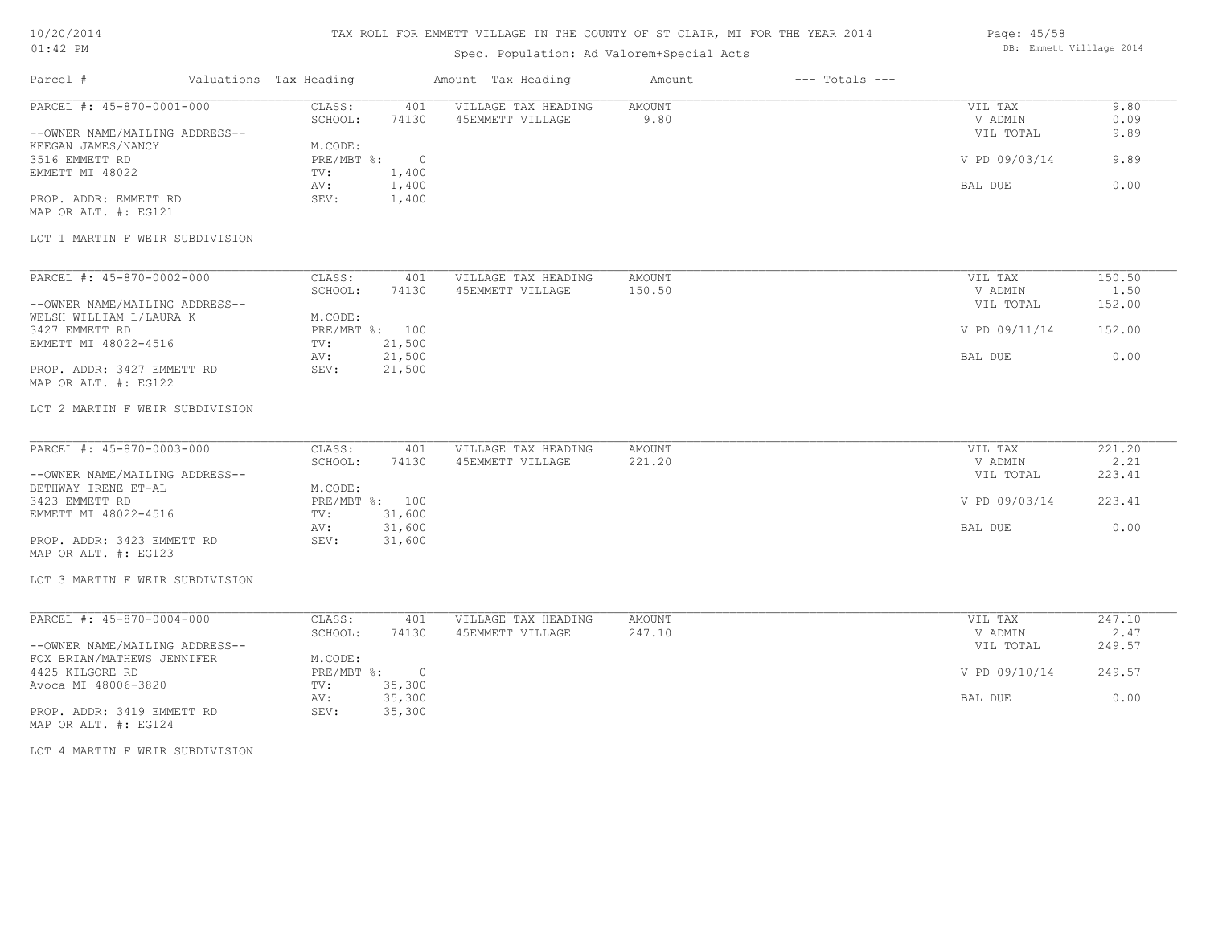# TAX ROLL FOR EMMETT VILLAGE IN THE COUNTY OF ST CLAIR, MI FOR THE YEAR 2014

Spec. Population: Ad Valorem+Special Acts

10/20/2014
01:42 PM

DB: Emmett Villlage 2014

| Parcel # | Valuations Tax Heading | | Amount Tax Heading | Amount | --- Totals --- | |
|---|---|---|---|---|---|---|

---

PARCEL #: 45-870-0001-000

--OWNER NAME/MAILING ADDRESS--
KEEGAN JAMES/NANCY
3516 EMMETT RD
EMMETT MI 48022

PROP. ADDR: EMMETT RD
MAP OR ALT. #: EG121

| | | | | | |
|---|---|---|---|---|---|
| CLASS: | 401 | VILLAGE TAX HEADING | AMOUNT | VIL TAX | 9.80 |
| SCHOOL: | 74130 | 45EMMETT VILLAGE | 9.80 | V ADMIN | 0.09 |
| M.CODE: | | | | VIL TOTAL | 9.89 |
| PRE/MBT %: | 0 | | | V PD 09/03/14 | 9.89 |
| TV: | 1,400 | | | | |
| AV: | 1,400 | | | BAL DUE | 0.00 |
| SEV: | 1,400 | | | | |

LOT 1 MARTIN F WEIR SUBDIVISION

---

PARCEL #: 45-870-0002-000

--OWNER NAME/MAILING ADDRESS--
WELSH WILLIAM L/LAURA K
3427 EMMETT RD
EMMETT MI 48022-4516

PROP. ADDR: 3427 EMMETT RD
MAP OR ALT. #: EG122

| | | | | | |
|---|---|---|---|---|---|
| CLASS: | 401 | VILLAGE TAX HEADING | AMOUNT | VIL TAX | 150.50 |
| SCHOOL: | 74130 | 45EMMETT VILLAGE | 150.50 | V ADMIN | 1.50 |
| M.CODE: | | | | VIL TOTAL | 152.00 |
| PRE/MBT %: | 100 | | | V PD 09/11/14 | 152.00 |
| TV: | 21,500 | | | | |
| AV: | 21,500 | | | BAL DUE | 0.00 |
| SEV: | 21,500 | | | | |

LOT 2 MARTIN F WEIR SUBDIVISION

---

PARCEL #: 45-870-0003-000

--OWNER NAME/MAILING ADDRESS--
BETHWAY IRENE ET-AL
3423 EMMETT RD
EMMETT MI 48022-4516

PROP. ADDR: 3423 EMMETT RD
MAP OR ALT. #: EG123

| | | | | | |
|---|---|---|---|---|---|
| CLASS: | 401 | VILLAGE TAX HEADING | AMOUNT | VIL TAX | 221.20 |
| SCHOOL: | 74130 | 45EMMETT VILLAGE | 221.20 | V ADMIN | 2.21 |
| M.CODE: | | | | VIL TOTAL | 223.41 |
| PRE/MBT %: | 100 | | | V PD 09/03/14 | 223.41 |
| TV: | 31,600 | | | | |
| AV: | 31,600 | | | BAL DUE | 0.00 |
| SEV: | 31,600 | | | | |

LOT 3 MARTIN F WEIR SUBDIVISION

---

PARCEL #: 45-870-0004-000

--OWNER NAME/MAILING ADDRESS--
FOX BRIAN/MATHEWS JENNIFER
4425 KILGORE RD
Avoca MI 48006-3820

PROP. ADDR: 3419 EMMETT RD
MAP OR ALT. #: EG124

| | | | | | |
|---|---|---|---|---|---|
| CLASS: | 401 | VILLAGE TAX HEADING | AMOUNT | VIL TAX | 247.10 |
| SCHOOL: | 74130 | 45EMMETT VILLAGE | 247.10 | V ADMIN | 2.47 |
| M.CODE: | | | | VIL TOTAL | 249.57 |
| PRE/MBT %: | 0 | | | V PD 09/10/14 | 249.57 |
| TV: | 35,300 | | | | |
| AV: | 35,300 | | | BAL DUE | 0.00 |
| SEV: | 35,300 | | | | |

LOT 4 MARTIN F WEIR SUBDIVISION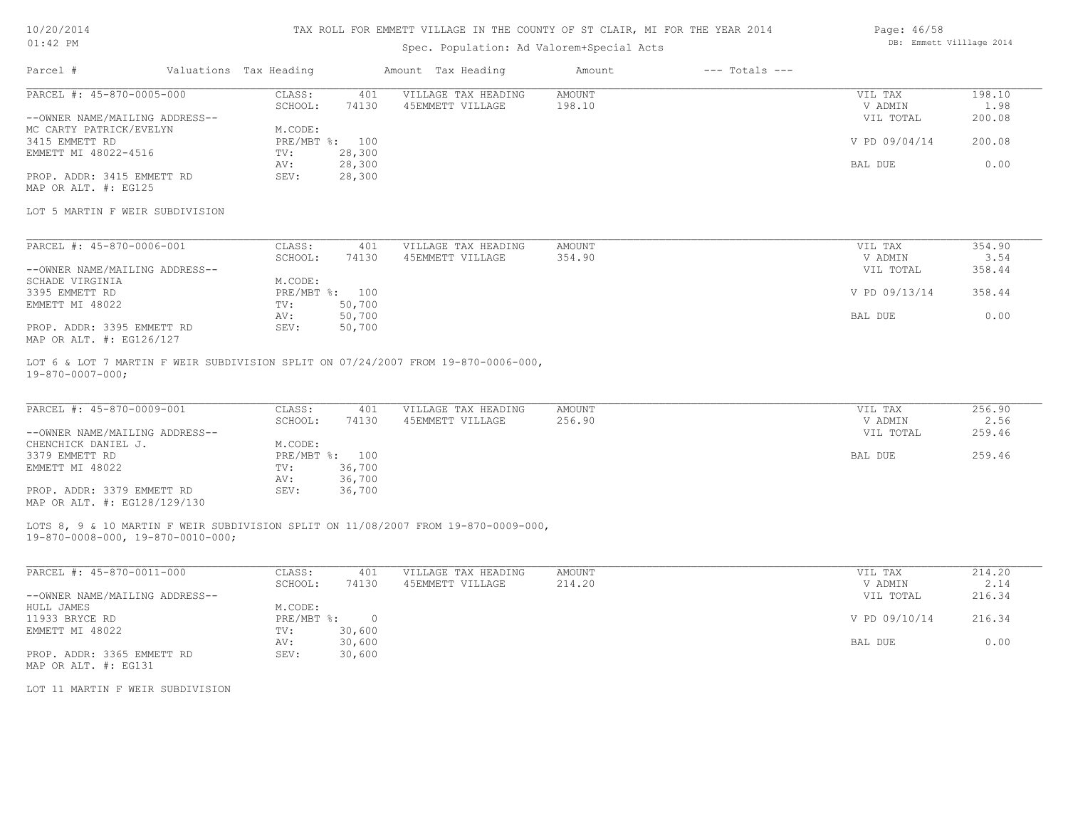# TAX ROLL FOR EMMETT VILLAGE IN THE COUNTY OF ST CLAIR, MI FOR THE YEAR 2014

10/20/2014
01:42 PM

Spec. Population: Ad Valorem+Special Acts

DB: Emmett Villlage 2014

| Parcel # | Valuations | Tax Heading | Amount | Tax Heading | Amount | --- Totals --- | |
|---|---|---|---|---|---|---|---|

---

**PARCEL #: 45-870-0005-000**

| | | | | | | |
|---|---|---|---|---|---|---|
| | CLASS: | 401 | VILLAGE TAX HEADING | AMOUNT | VIL TAX | 198.10 |
| | SCHOOL: | 74130 | 45EMMETT VILLAGE | 198.10 | V ADMIN | 1.98 |
| --OWNER NAME/MAILING ADDRESS-- | | | | | VIL TOTAL | 200.08 |
| MC CARTY PATRICK/EVELYN | M.CODE: | | | | | |
| 3415 EMMETT RD | PRE/MBT %: | 100 | | | V PD 09/04/14 | 200.08 |
| EMMETT MI 48022-4516 | TV: | 28,300 | | | | |
| | AV: | 28,300 | | | BAL DUE | 0.00 |
| PROP. ADDR: 3415 EMMETT RD | SEV: | 28,300 | | | | |
| MAP OR ALT. #: EG125 | | | | | | |

LOT 5 MARTIN F WEIR SUBDIVISION

---

**PARCEL #: 45-870-0006-001**

| | | | | | | |
|---|---|---|---|---|---|---|
| | CLASS: | 401 | VILLAGE TAX HEADING | AMOUNT | VIL TAX | 354.90 |
| | SCHOOL: | 74130 | 45EMMETT VILLAGE | 354.90 | V ADMIN | 3.54 |
| --OWNER NAME/MAILING ADDRESS-- | | | | | VIL TOTAL | 358.44 |
| SCHADE VIRGINIA | M.CODE: | | | | | |
| 3395 EMMETT RD | PRE/MBT %: | 100 | | | V PD 09/13/14 | 358.44 |
| EMMETT MI 48022 | TV: | 50,700 | | | | |
| | AV: | 50,700 | | | BAL DUE | 0.00 |
| PROP. ADDR: 3395 EMMETT RD | SEV: | 50,700 | | | | |
| MAP OR ALT. #: EG126/127 | | | | | | |

LOT 6 & LOT 7 MARTIN F WEIR SUBDIVISION SPLIT ON 07/24/2007 FROM 19-870-0006-000, 19-870-0007-000;

---

**PARCEL #: 45-870-0009-001**

| | | | | | | |
|---|---|---|---|---|---|---|
| | CLASS: | 401 | VILLAGE TAX HEADING | AMOUNT | VIL TAX | 256.90 |
| | SCHOOL: | 74130 | 45EMMETT VILLAGE | 256.90 | V ADMIN | 2.56 |
| --OWNER NAME/MAILING ADDRESS-- | | | | | VIL TOTAL | 259.46 |
| CHENCHICK DANIEL J. | M.CODE: | | | | | |
| 3379 EMMETT RD | PRE/MBT %: | 100 | | | BAL DUE | 259.46 |
| EMMETT MI 48022 | TV: | 36,700 | | | | |
| | AV: | 36,700 | | | | |
| PROP. ADDR: 3379 EMMETT RD | SEV: | 36,700 | | | | |
| MAP OR ALT. #: EG128/129/130 | | | | | | |

LOTS 8, 9 & 10 MARTIN F WEIR SUBDIVISION SPLIT ON 11/08/2007 FROM 19-870-0009-000, 19-870-0008-000, 19-870-0010-000;

---

**PARCEL #: 45-870-0011-000**

| | | | | | | |
|---|---|---|---|---|---|---|
| | CLASS: | 401 | VILLAGE TAX HEADING | AMOUNT | VIL TAX | 214.20 |
| | SCHOOL: | 74130 | 45EMMETT VILLAGE | 214.20 | V ADMIN | 2.14 |
| --OWNER NAME/MAILING ADDRESS-- | | | | | VIL TOTAL | 216.34 |
| HULL JAMES | M.CODE: | | | | | |
| 11933 BRYCE RD | PRE/MBT %: | 0 | | | V PD 09/10/14 | 216.34 |
| EMMETT MI 48022 | TV: | 30,600 | | | | |
| | AV: | 30,600 | | | BAL DUE | 0.00 |
| PROP. ADDR: 3365 EMMETT RD | SEV: | 30,600 | | | | |
| MAP OR ALT. #: EG131 | | | | | | |

LOT 11 MARTIN F WEIR SUBDIVISION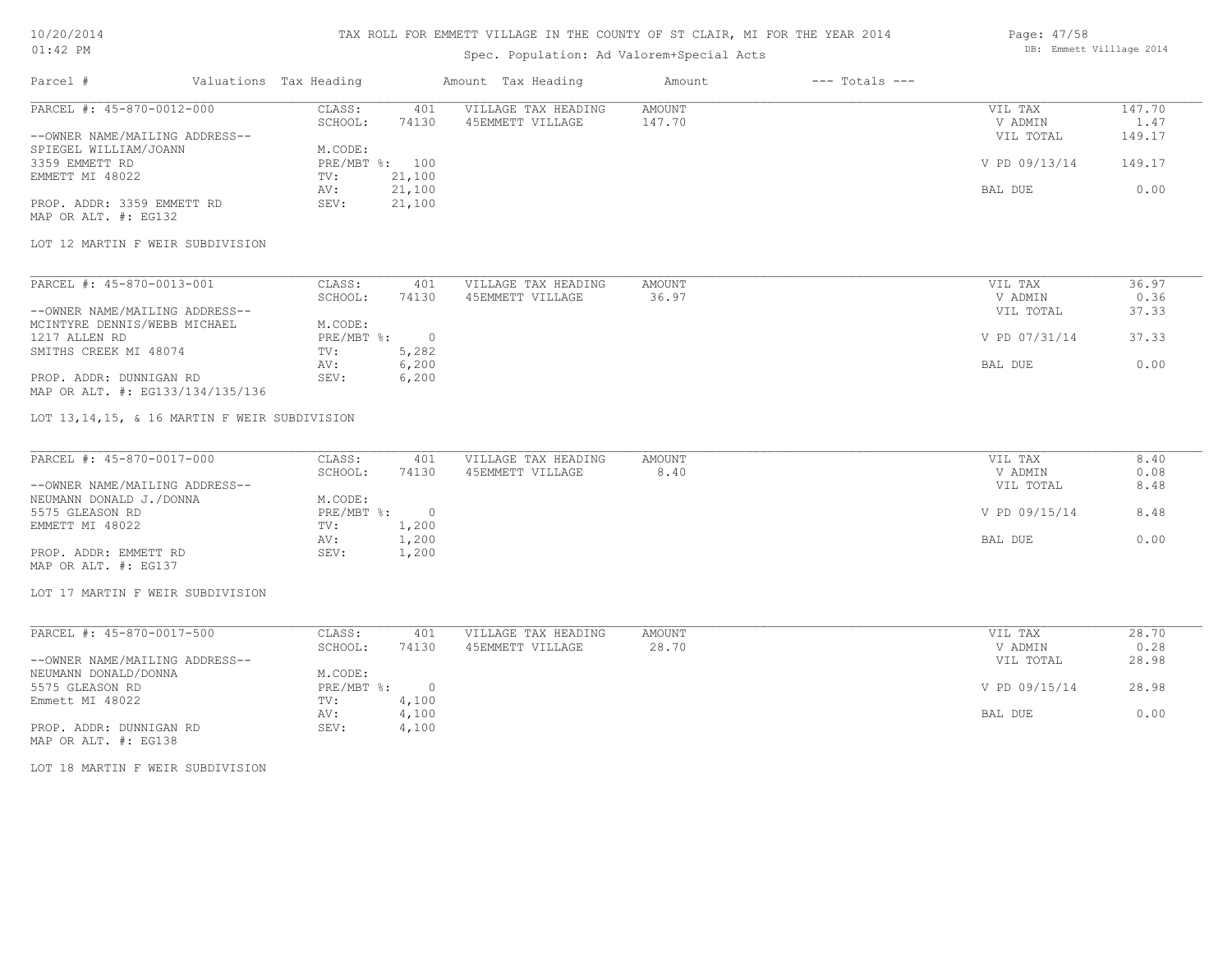# TAX ROLL FOR EMMETT VILLAGE IN THE COUNTY OF ST CLAIR, MI FOR THE YEAR 2014

Spec. Population: Ad Valorem+Special Acts

| Parcel # | Valuations | Tax Heading | Amount | Tax Heading | Amount | --- Totals --- | |
|---|---|---|---|---|---|---|---|
| PARCEL #: 45-870-0012-000 | CLASS: | 401 | VILLAGE TAX HEADING | AMOUNT | | VIL TAX | 147.70 |
| | SCHOOL: | 74130 | 45EMMETT VILLAGE | 147.70 | | V ADMIN | 1.47 |
| --OWNER NAME/MAILING ADDRESS-- | | | | | | VIL TOTAL | 149.17 |
| SPIEGEL WILLIAM/JOANN | M.CODE: | | | | | | |
| 3359 EMMETT RD | PRE/MBT %: | 100 | | | | V PD 09/13/14 | 149.17 |
| EMMETT MI 48022 | TV: | 21,100 | | | | | |
| | AV: | 21,100 | | | | BAL DUE | 0.00 |
| PROP. ADDR: 3359 EMMETT RD | SEV: | 21,100 | | | | | |
| MAP OR ALT. #: EG132 | | | | | | | |

LOT 12 MARTIN F WEIR SUBDIVISION

| Parcel # | Valuations | Tax Heading | Amount | Tax Heading | Amount | --- Totals --- | |
|---|---|---|---|---|---|---|---|
| PARCEL #: 45-870-0013-001 | CLASS: | 401 | VILLAGE TAX HEADING | AMOUNT | | VIL TAX | 36.97 |
| | SCHOOL: | 74130 | 45EMMETT VILLAGE | 36.97 | | V ADMIN | 0.36 |
| --OWNER NAME/MAILING ADDRESS-- | | | | | | VIL TOTAL | 37.33 |
| MCINTYRE DENNIS/WEBB MICHAEL | M.CODE: | | | | | | |
| 1217 ALLEN RD | PRE/MBT %: | 0 | | | | V PD 07/31/14 | 37.33 |
| SMITHS CREEK MI 48074 | TV: | 5,282 | | | | | |
| | AV: | 6,200 | | | | BAL DUE | 0.00 |
| PROP. ADDR: DUNNIGAN RD | SEV: | 6,200 | | | | | |
| MAP OR ALT. #: EG133/134/135/136 | | | | | | | |

LOT 13,14,15, & 16 MARTIN F WEIR SUBDIVISION

| Parcel # | Valuations | Tax Heading | Amount | Tax Heading | Amount | --- Totals --- | |
|---|---|---|---|---|---|---|---|
| PARCEL #: 45-870-0017-000 | CLASS: | 401 | VILLAGE TAX HEADING | AMOUNT | | VIL TAX | 8.40 |
| | SCHOOL: | 74130 | 45EMMETT VILLAGE | 8.40 | | V ADMIN | 0.08 |
| --OWNER NAME/MAILING ADDRESS-- | | | | | | VIL TOTAL | 8.48 |
| NEUMANN DONALD J./DONNA | M.CODE: | | | | | | |
| 5575 GLEASON RD | PRE/MBT %: | 0 | | | | V PD 09/15/14 | 8.48 |
| EMMETT MI 48022 | TV: | 1,200 | | | | | |
| | AV: | 1,200 | | | | BAL DUE | 0.00 |
| PROP. ADDR: EMMETT RD | SEV: | 1,200 | | | | | |
| MAP OR ALT. #: EG137 | | | | | | | |

LOT 17 MARTIN F WEIR SUBDIVISION

| Parcel # | Valuations | Tax Heading | Amount | Tax Heading | Amount | --- Totals --- | |
|---|---|---|---|---|---|---|---|
| PARCEL #: 45-870-0017-500 | CLASS: | 401 | VILLAGE TAX HEADING | AMOUNT | | VIL TAX | 28.70 |
| | SCHOOL: | 74130 | 45EMMETT VILLAGE | 28.70 | | V ADMIN | 0.28 |
| --OWNER NAME/MAILING ADDRESS-- | | | | | | VIL TOTAL | 28.98 |
| NEUMANN DONALD/DONNA | M.CODE: | | | | | | |
| 5575 GLEASON RD | PRE/MBT %: | 0 | | | | V PD 09/15/14 | 28.98 |
| Emmett MI 48022 | TV: | 4,100 | | | | | |
| | AV: | 4,100 | | | | BAL DUE | 0.00 |
| PROP. ADDR: DUNNIGAN RD | SEV: | 4,100 | | | | | |
| MAP OR ALT. #: EG138 | | | | | | | |

LOT 18 MARTIN F WEIR SUBDIVISION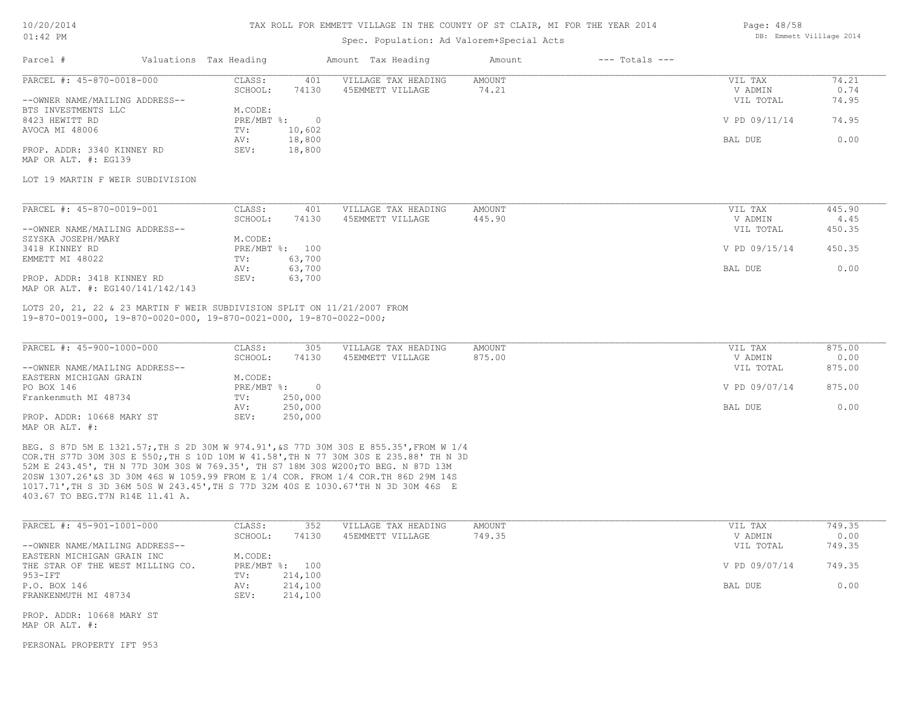| Parcel # | Valuations | Tax Heading | Amount | Tax Heading | Amount | --- Totals --- | |
|---|---|---|---|---|---|---|---|

**PARCEL #: 45-870-0018-000**

| | | | | | | |
|---|---|---|---|---|---|---|
| CLASS: | 401 | VILLAGE TAX HEADING | AMOUNT | | VIL TAX | 74.21 |
| SCHOOL: | 74130 | 45EMMETT VILLAGE | 74.21 | | V ADMIN | 0.74 |
| | | | | | VIL TOTAL | 74.95 |
| M.CODE: | | | | | | |
| PRE/MBT %: | 0 | | | | V PD 09/11/14 | 74.95 |
| TV: | 10,602 | | | | | |
| AV: | 18,800 | | | | BAL DUE | 0.00 |
| SEV: | 18,800 | | | | | |

--OWNER NAME/MAILING ADDRESS--
BTS INVESTMENTS LLC
8423 HEWITT RD
AVOCA MI 48006

PROP. ADDR: 3340 KINNEY RD
MAP OR ALT. #: EG139

LOT 19 MARTIN F WEIR SUBDIVISION

**PARCEL #: 45-870-0019-001**

| | | | | | | |
|---|---|---|---|---|---|---|
| CLASS: | 401 | VILLAGE TAX HEADING | AMOUNT | | VIL TAX | 445.90 |
| SCHOOL: | 74130 | 45EMMETT VILLAGE | 445.90 | | V ADMIN | 4.45 |
| | | | | | VIL TOTAL | 450.35 |
| M.CODE: | | | | | | |
| PRE/MBT %: | 100 | | | | V PD 09/15/14 | 450.35 |
| TV: | 63,700 | | | | | |
| AV: | 63,700 | | | | BAL DUE | 0.00 |
| SEV: | 63,700 | | | | | |

--OWNER NAME/MAILING ADDRESS--
SZYSKA JOSEPH/MARY
3418 KINNEY RD
EMMETT MI 48022

PROP. ADDR: 3418 KINNEY RD
MAP OR ALT. #: EG140/141/142/143

LOTS 20, 21, 22 & 23 MARTIN F WEIR SUBDIVISION SPLIT ON 11/21/2007 FROM 19-870-0019-000, 19-870-0020-000, 19-870-0021-000, 19-870-0022-000;

**PARCEL #: 45-900-1000-000**

| | | | | | | |
|---|---|---|---|---|---|---|
| CLASS: | 305 | VILLAGE TAX HEADING | AMOUNT | | VIL TAX | 875.00 |
| SCHOOL: | 74130 | 45EMMETT VILLAGE | 875.00 | | V ADMIN | 0.00 |
| | | | | | VIL TOTAL | 875.00 |
| M.CODE: | | | | | | |
| PRE/MBT %: | 0 | | | | V PD 09/07/14 | 875.00 |
| TV: | 250,000 | | | | | |
| AV: | 250,000 | | | | BAL DUE | 0.00 |
| SEV: | 250,000 | | | | | |

--OWNER NAME/MAILING ADDRESS--
EASTERN MICHIGAN GRAIN
PO BOX 146
Frankenmuth MI 48734

PROP. ADDR: 10668 MARY ST
MAP OR ALT. #:

BEG. S 87D 5M E 1321.57;,TH S 2D 30M W 974.91',&S 77D 30M 30S E 855.35',FROM W 1/4 COR.TH S77D 30M 30S E 550;,TH S 10D 10M W 41.58',TH N 77 30M 30S E 235.88' TH N 3D 52M E 243.45', TH N 77D 30M 30S W 769.35', TH S7 18M 30S W200;TO BEG. N 87D 13M 20SW 1307.26'&S 3D 30M 46S W 1059.99 FROM E 1/4 COR. FROM 1/4 COR.TH 86D 29M 14S 1017.71',TH S 3D 36M 50S W 243.45',TH S 77D 32M 40S E 1030.67'TH N 3D 30M 46S E 403.67 TO BEG.T7N R14E 11.41 A.

**PARCEL #: 45-901-1001-000**

| | | | | | | |
|---|---|---|---|---|---|---|
| CLASS: | 352 | VILLAGE TAX HEADING | AMOUNT | | VIL TAX | 749.35 |
| SCHOOL: | 74130 | 45EMMETT VILLAGE | 749.35 | | V ADMIN | 0.00 |
| | | | | | VIL TOTAL | 749.35 |
| M.CODE: | | | | | | |
| PRE/MBT %: | 100 | | | | V PD 09/07/14 | 749.35 |
| TV: | 214,100 | | | | | |
| AV: | 214,100 | | | | BAL DUE | 0.00 |
| SEV: | 214,100 | | | | | |

--OWNER NAME/MAILING ADDRESS--
EASTERN MICHIGAN GRAIN INC
THE STAR OF THE WEST MILLING CO.
953-IFT
P.O. BOX 146
FRANKENMUTH MI 48734

PROP. ADDR: 10668 MARY ST
MAP OR ALT. #:

PERSONAL PROPERTY IFT 953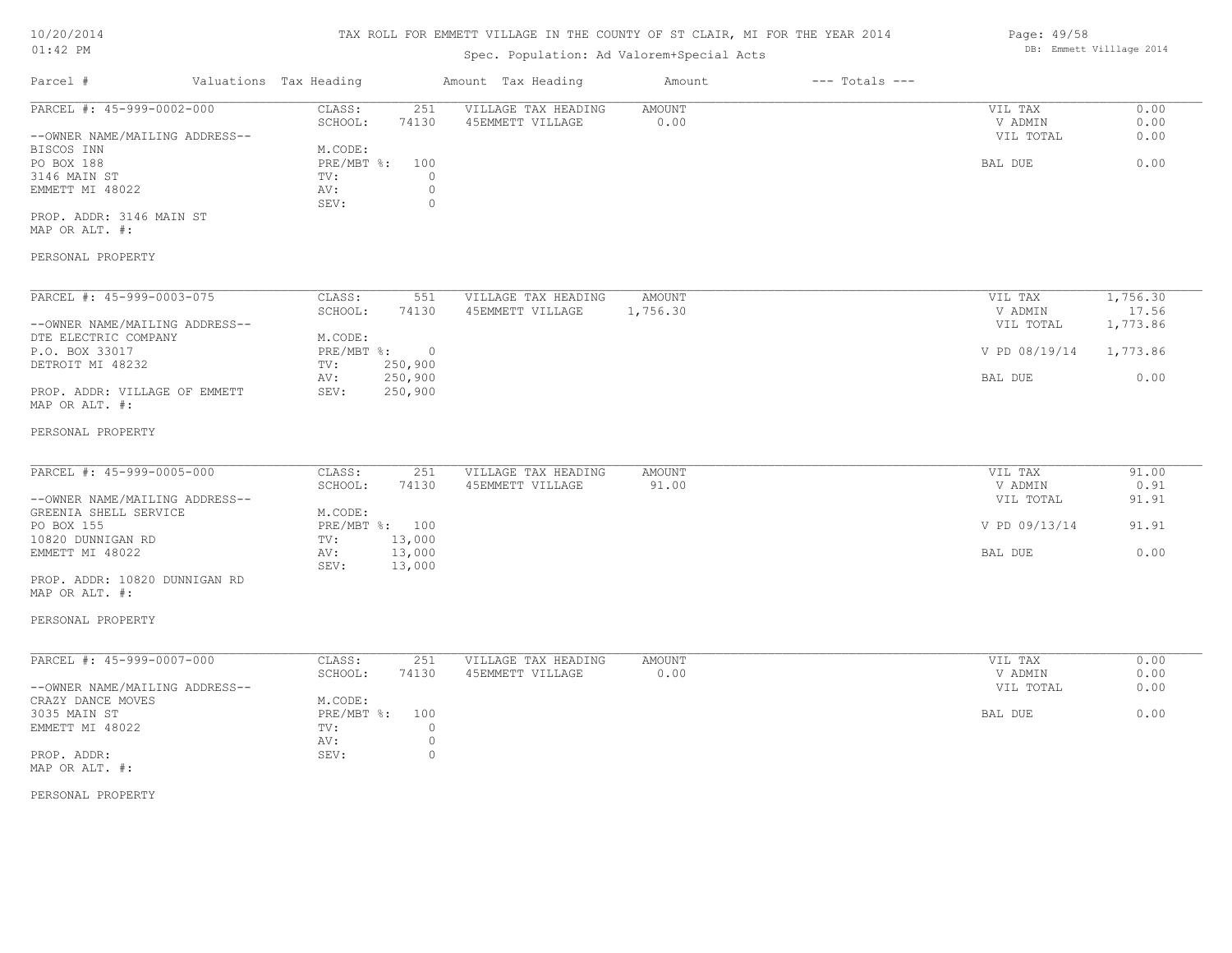TAX ROLL FOR EMMETT VILLAGE IN THE COUNTY OF ST CLAIR, MI FOR THE YEAR 2014

Spec. Population: Ad Valorem+Special Acts

| Parcel # | Valuations | Tax Heading | Amount | Tax Heading | Amount | --- Totals --- | |
|---|---|---|---|---|---|---|---|
| PARCEL #: 45-999-0002-000 | CLASS: | 251 | VILLAGE TAX HEADING | AMOUNT | | VIL TAX | 0.00 |
| | SCHOOL: | 74130 | 45EMMETT VILLAGE | 0.00 | | V ADMIN | 0.00 |
| --OWNER NAME/MAILING ADDRESS-- | | | | | | VIL TOTAL | 0.00 |
| BISCOS INN | M.CODE: | | | | | | |
| PO BOX 188 | PRE/MBT %: | 100 | | | | BAL DUE | 0.00 |
| 3146 MAIN ST | TV: | 0 | | | | | |
| EMMETT MI 48022 | AV: | 0 | | | | | |
| | SEV: | 0 | | | | | |
| PROP. ADDR: 3146 MAIN ST | | | | | | | |
| MAP OR ALT. #: | | | | | | | |
| PERSONAL PROPERTY | | | | | | | |
| PARCEL #: 45-999-0003-075 | CLASS: | 551 | VILLAGE TAX HEADING | AMOUNT | | VIL TAX | 1,756.30 |
| | SCHOOL: | 74130 | 45EMMETT VILLAGE | 1,756.30 | | V ADMIN | 17.56 |
| --OWNER NAME/MAILING ADDRESS-- | | | | | | VIL TOTAL | 1,773.86 |
| DTE ELECTRIC COMPANY | M.CODE: | | | | | | |
| P.O. BOX 33017 | PRE/MBT %: | 0 | | | | V PD 08/19/14 | 1,773.86 |
| DETROIT MI 48232 | TV: | 250,900 | | | | | |
| | AV: | 250,900 | | | | BAL DUE | 0.00 |
| PROP. ADDR: VILLAGE OF EMMETT | SEV: | 250,900 | | | | | |
| MAP OR ALT. #: | | | | | | | |
| PERSONAL PROPERTY | | | | | | | |
| PARCEL #: 45-999-0005-000 | CLASS: | 251 | VILLAGE TAX HEADING | AMOUNT | | VIL TAX | 91.00 |
| | SCHOOL: | 74130 | 45EMMETT VILLAGE | 91.00 | | V ADMIN | 0.91 |
| --OWNER NAME/MAILING ADDRESS-- | | | | | | VIL TOTAL | 91.91 |
| GREENIA SHELL SERVICE | M.CODE: | | | | | | |
| PO BOX 155 | PRE/MBT %: | 100 | | | | V PD 09/13/14 | 91.91 |
| 10820 DUNNIGAN RD | TV: | 13,000 | | | | | |
| EMMETT MI 48022 | AV: | 13,000 | | | | BAL DUE | 0.00 |
| | SEV: | 13,000 | | | | | |
| PROP. ADDR: 10820 DUNNIGAN RD | | | | | | | |
| MAP OR ALT. #: | | | | | | | |
| PERSONAL PROPERTY | | | | | | | |
| PARCEL #: 45-999-0007-000 | CLASS: | 251 | VILLAGE TAX HEADING | AMOUNT | | VIL TAX | 0.00 |
| | SCHOOL: | 74130 | 45EMMETT VILLAGE | 0.00 | | V ADMIN | 0.00 |
| --OWNER NAME/MAILING ADDRESS-- | | | | | | VIL TOTAL | 0.00 |
| CRAZY DANCE MOVES | M.CODE: | | | | | | |
| 3035 MAIN ST | PRE/MBT %: | 100 | | | | BAL DUE | 0.00 |
| EMMETT MI 48022 | TV: | 0 | | | | | |
| | AV: | 0 | | | | | |
| PROP. ADDR: | SEV: | 0 | | | | | |
| MAP OR ALT. #: | | | | | | | |
| PERSONAL PROPERTY | | | | | | | |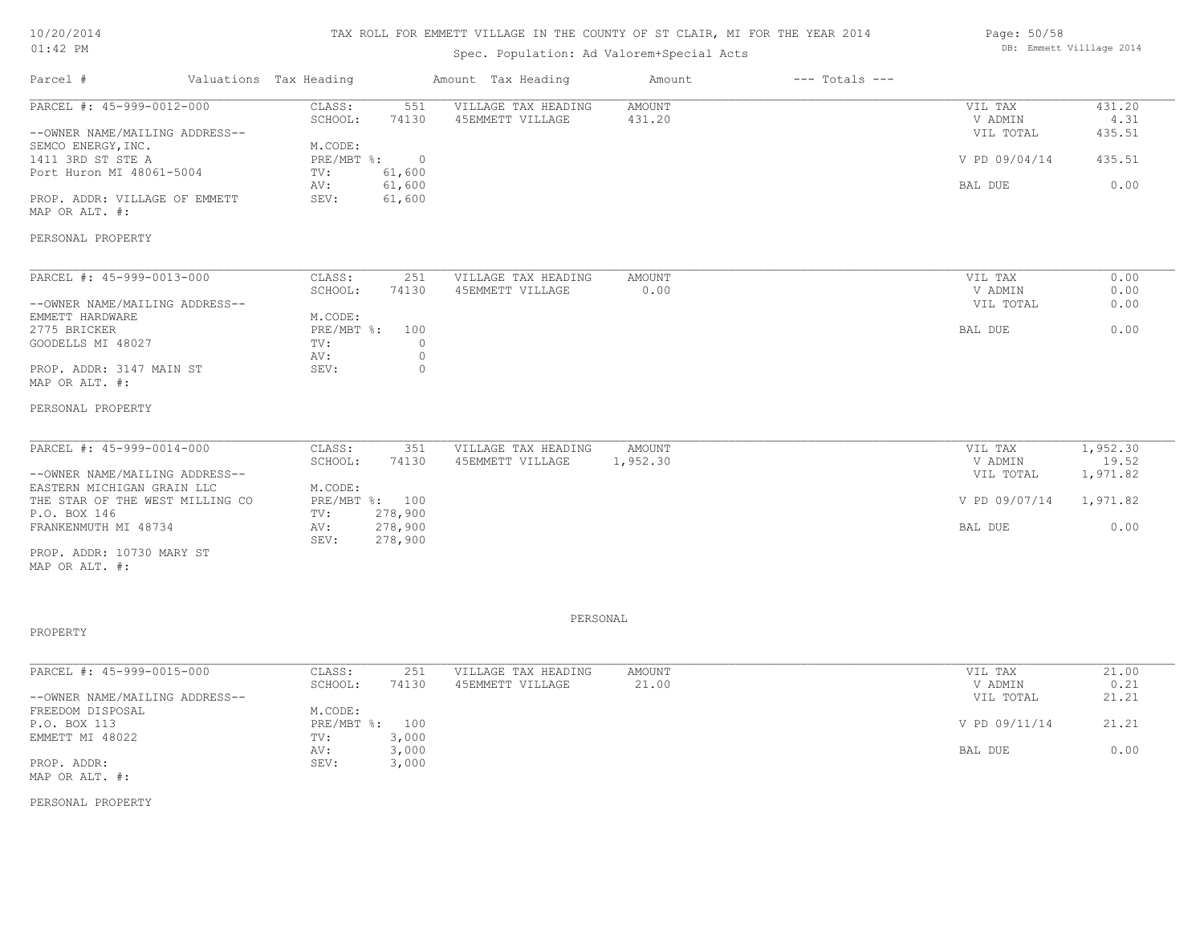Spec. Population: Ad Valorem+Special Acts

| Parcel # | Valuations | Tax Heading | Amount | Tax Heading | Amount | --- Totals --- | |
|---|---|---|---|---|---|---|---|

**PARCEL #: 45-999-0012-000**

--OWNER NAME/MAILING ADDRESS--
SEMCO ENERGY, INC.
1411 3RD ST STE A
Port Huron MI 48061-5004

PROP. ADDR: VILLAGE OF EMMETT
MAP OR ALT. #:

PERSONAL PROPERTY

| Valuations | | Tax Heading | Amount | Totals | |
|---|---|---|---|---|---|
| CLASS: | 551 | VILLAGE TAX HEADING | AMOUNT | VIL TAX | 431.20 |
| SCHOOL: | 74130 | 45EMMETT VILLAGE | 431.20 | V ADMIN | 4.31 |
| M.CODE: | | | | VIL TOTAL | 435.51 |
| PRE/MBT %: | 0 | | | V PD 09/04/14 | 435.51 |
| TV: | 61,600 | | | | |
| AV: | 61,600 | | | BAL DUE | 0.00 |
| SEV: | 61,600 | | | | |

**PARCEL #: 45-999-0013-000**

--OWNER NAME/MAILING ADDRESS--
EMMETT HARDWARE
2775 BRICKER
GOODELLS MI 48027

PROP. ADDR: 3147 MAIN ST
MAP OR ALT. #:

PERSONAL PROPERTY

| Valuations | | Tax Heading | Amount | Totals | |
|---|---|---|---|---|---|
| CLASS: | 251 | VILLAGE TAX HEADING | AMOUNT | VIL TAX | 0.00 |
| SCHOOL: | 74130 | 45EMMETT VILLAGE | 0.00 | V ADMIN | 0.00 |
| M.CODE: | | | | VIL TOTAL | 0.00 |
| PRE/MBT %: | 100 | | | BAL DUE | 0.00 |
| TV: | 0 | | | | |
| AV: | 0 | | | | |
| SEV: | 0 | | | | |

**PARCEL #: 45-999-0014-000**

--OWNER NAME/MAILING ADDRESS--
EASTERN MICHIGAN GRAIN LLC
THE STAR OF THE WEST MILLING CO
P.O. BOX 146
FRANKENMUTH MI 48734

PROP. ADDR: 10730 MARY ST
MAP OR ALT. #:

PERSONAL PROPERTY

| Valuations | | Tax Heading | Amount | Totals | |
|---|---|---|---|---|---|
| CLASS: | 351 | VILLAGE TAX HEADING | AMOUNT | VIL TAX | 1,952.30 |
| SCHOOL: | 74130 | 45EMMETT VILLAGE | 1,952.30 | V ADMIN | 19.52 |
| M.CODE: | | | | VIL TOTAL | 1,971.82 |
| PRE/MBT %: | 100 | | | V PD 09/07/14 | 1,971.82 |
| TV: | 278,900 | | | | |
| AV: | 278,900 | | | BAL DUE | 0.00 |
| SEV: | 278,900 | | | | |

**PARCEL #: 45-999-0015-000**

--OWNER NAME/MAILING ADDRESS--
FREEDOM DISPOSAL
P.O. BOX 113
EMMETT MI 48022

PROP. ADDR:
MAP OR ALT. #:

PERSONAL PROPERTY

| Valuations | | Tax Heading | Amount | Totals | |
|---|---|---|---|---|---|
| CLASS: | 251 | VILLAGE TAX HEADING | AMOUNT | VIL TAX | 21.00 |
| SCHOOL: | 74130 | 45EMMETT VILLAGE | 21.00 | V ADMIN | 0.21 |
| M.CODE: | | | | VIL TOTAL | 21.21 |
| PRE/MBT %: | 100 | | | V PD 09/11/14 | 21.21 |
| TV: | 3,000 | | | | |
| AV: | 3,000 | | | BAL DUE | 0.00 |
| SEV: | 3,000 | | | | |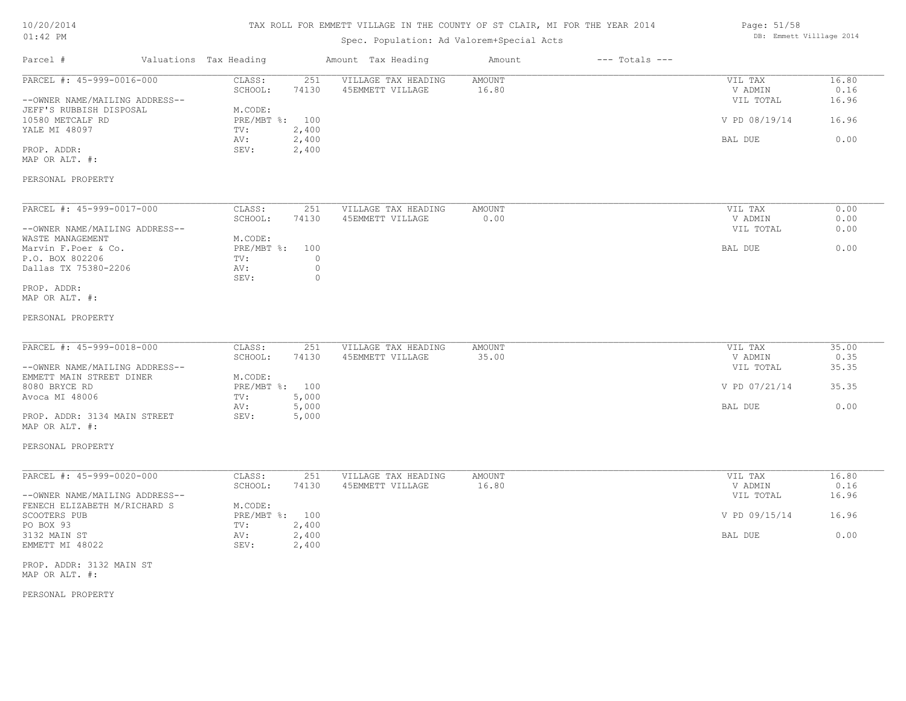# TAX ROLL FOR EMMETT VILLAGE IN THE COUNTY OF ST CLAIR, MI FOR THE YEAR 2014

Spec. Population: Ad Valorem+Special Acts

| Parcel # | Valuations | Tax Heading | Amount | Tax Heading | Amount | --- Totals --- | |
|---|---|---|---|---|---|---|---|
| PARCEL #: 45-999-0016-000 | CLASS: | 251 | VILLAGE TAX HEADING | AMOUNT | | VIL TAX | 16.80 |
| | SCHOOL: | 74130 | 45EMMETT VILLAGE | 16.80 | | V ADMIN | 0.16 |
| --OWNER NAME/MAILING ADDRESS-- | | | | | | VIL TOTAL | 16.96 |
| JEFF'S RUBBISH DISPOSAL | M.CODE: | | | | | | |
| 10580 METCALF RD | PRE/MBT %: | 100 | | | | V PD 08/19/14 | 16.96 |
| YALE MI 48097 | TV: | 2,400 | | | | | |
| | AV: | 2,400 | | | | BAL DUE | 0.00 |
| PROP. ADDR: | SEV: | 2,400 | | | | | |
| MAP OR ALT. #: | | | | | | | |
| PERSONAL PROPERTY | | | | | | | |

| Parcel # | Valuations | Tax Heading | Amount | Tax Heading | Amount | --- Totals --- | |
|---|---|---|---|---|---|---|---|
| PARCEL #: 45-999-0017-000 | CLASS: | 251 | VILLAGE TAX HEADING | AMOUNT | | VIL TAX | 0.00 |
| | SCHOOL: | 74130 | 45EMMETT VILLAGE | 0.00 | | V ADMIN | 0.00 |
| --OWNER NAME/MAILING ADDRESS-- | | | | | | VIL TOTAL | 0.00 |
| WASTE MANAGEMENT | M.CODE: | | | | | | |
| Marvin F.Poer & Co. | PRE/MBT %: | 100 | | | | BAL DUE | 0.00 |
| P.O. BOX 802206 | TV: | 0 | | | | | |
| Dallas TX 75380-2206 | AV: | 0 | | | | | |
| | SEV: | 0 | | | | | |
| PROP. ADDR: | | | | | | | |
| MAP OR ALT. #: | | | | | | | |
| PERSONAL PROPERTY | | | | | | | |

| Parcel # | Valuations | Tax Heading | Amount | Tax Heading | Amount | --- Totals --- | |
|---|---|---|---|---|---|---|---|
| PARCEL #: 45-999-0018-000 | CLASS: | 251 | VILLAGE TAX HEADING | AMOUNT | | VIL TAX | 35.00 |
| | SCHOOL: | 74130 | 45EMMETT VILLAGE | 35.00 | | V ADMIN | 0.35 |
| --OWNER NAME/MAILING ADDRESS-- | | | | | | VIL TOTAL | 35.35 |
| EMMETT MAIN STREET DINER | M.CODE: | | | | | | |
| 8080 BRYCE RD | PRE/MBT %: | 100 | | | | V PD 07/21/14 | 35.35 |
| Avoca MI 48006 | TV: | 5,000 | | | | | |
| | AV: | 5,000 | | | | BAL DUE | 0.00 |
| PROP. ADDR: 3134 MAIN STREET | SEV: | 5,000 | | | | | |
| MAP OR ALT. #: | | | | | | | |
| PERSONAL PROPERTY | | | | | | | |

| Parcel # | Valuations | Tax Heading | Amount | Tax Heading | Amount | --- Totals --- | |
|---|---|---|---|---|---|---|---|
| PARCEL #: 45-999-0020-000 | CLASS: | 251 | VILLAGE TAX HEADING | AMOUNT | | VIL TAX | 16.80 |
| | SCHOOL: | 74130 | 45EMMETT VILLAGE | 16.80 | | V ADMIN | 0.16 |
| --OWNER NAME/MAILING ADDRESS-- | | | | | | VIL TOTAL | 16.96 |
| FENECH ELIZABETH M/RICHARD S | M.CODE: | | | | | | |
| SCOOTERS PUB | PRE/MBT %: | 100 | | | | V PD 09/15/14 | 16.96 |
| PO BOX 93 | TV: | 2,400 | | | | | |
| 3132 MAIN ST | AV: | 2,400 | | | | BAL DUE | 0.00 |
| EMMETT MI 48022 | SEV: | 2,400 | | | | | |
| PROP. ADDR: 3132 MAIN ST | | | | | | | |
| MAP OR ALT. #: | | | | | | | |
| PERSONAL PROPERTY | | | | | | | |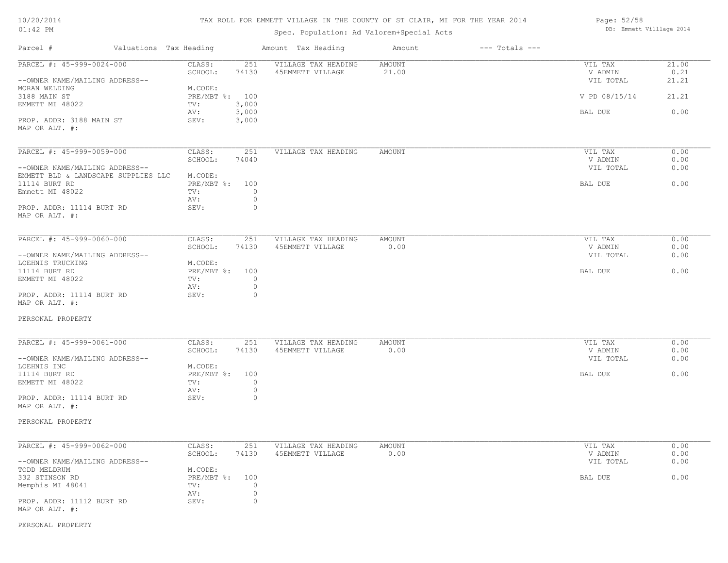TAX ROLL FOR EMMETT VILLAGE IN THE COUNTY OF ST CLAIR, MI FOR THE YEAR 2014

Spec. Population: Ad Valorem+Special Acts

| Parcel # | Valuations | Tax Heading | Amount | Tax Heading | Amount | --- Totals --- | |
|---|---|---|---|---|---|---|---|
| PARCEL #: 45-999-0024-000 | CLASS: | 251 | VILLAGE TAX HEADING | AMOUNT | | VIL TAX | 21.00 |
| | SCHOOL: | 74130 | 45EMMETT VILLAGE | 21.00 | | V ADMIN | 0.21 |
| --OWNER NAME/MAILING ADDRESS-- | | | | | | VIL TOTAL | 21.21 |
| MORAN WELDING | M.CODE: | | | | | | |
| 3188 MAIN ST | PRE/MBT %: | 100 | | | | V PD 08/15/14 | 21.21 |
| EMMETT MI 48022 | TV: | 3,000 | | | | | |
| | AV: | 3,000 | | | | BAL DUE | 0.00 |
| PROP. ADDR: 3188 MAIN ST | SEV: | 3,000 | | | | | |
| MAP OR ALT. #: | | | | | | | |

| Parcel # | Valuations | Tax Heading | Amount | Tax Heading | Amount | --- Totals --- | |
|---|---|---|---|---|---|---|---|
| PARCEL #: 45-999-0059-000 | CLASS: | 251 | VILLAGE TAX HEADING | AMOUNT | | VIL TAX | 0.00 |
| | SCHOOL: | 74040 | | | | V ADMIN | 0.00 |
| --OWNER NAME/MAILING ADDRESS-- | | | | | | VIL TOTAL | 0.00 |
| EMMETT BLD & LANDSCAPE SUPPLIES LLC | M.CODE: | | | | | | |
| 11114 BURT RD | PRE/MBT %: | 100 | | | | BAL DUE | 0.00 |
| Emmett MI 48022 | TV: | 0 | | | | | |
| | AV: | 0 | | | | | |
| PROP. ADDR: 11114 BURT RD | SEV: | 0 | | | | | |
| MAP OR ALT. #: | | | | | | | |

| Parcel # | Valuations | Tax Heading | Amount | Tax Heading | Amount | --- Totals --- | |
|---|---|---|---|---|---|---|---|
| PARCEL #: 45-999-0060-000 | CLASS: | 251 | VILLAGE TAX HEADING | AMOUNT | | VIL TAX | 0.00 |
| | SCHOOL: | 74130 | 45EMMETT VILLAGE | 0.00 | | V ADMIN | 0.00 |
| --OWNER NAME/MAILING ADDRESS-- | | | | | | VIL TOTAL | 0.00 |
| LOEHNIS TRUCKING | M.CODE: | | | | | | |
| 11114 BURT RD | PRE/MBT %: | 100 | | | | BAL DUE | 0.00 |
| EMMETT MI 48022 | TV: | 0 | | | | | |
| | AV: | 0 | | | | | |
| PROP. ADDR: 11114 BURT RD | SEV: | 0 | | | | | |
| MAP OR ALT. #: | | | | | | | |

PERSONAL PROPERTY

| Parcel # | Valuations | Tax Heading | Amount | Tax Heading | Amount | --- Totals --- | |
|---|---|---|---|---|---|---|---|
| PARCEL #: 45-999-0061-000 | CLASS: | 251 | VILLAGE TAX HEADING | AMOUNT | | VIL TAX | 0.00 |
| | SCHOOL: | 74130 | 45EMMETT VILLAGE | 0.00 | | V ADMIN | 0.00 |
| --OWNER NAME/MAILING ADDRESS-- | | | | | | VIL TOTAL | 0.00 |
| LOEHNIS INC | M.CODE: | | | | | | |
| 11114 BURT RD | PRE/MBT %: | 100 | | | | BAL DUE | 0.00 |
| EMMETT MI 48022 | TV: | 0 | | | | | |
| | AV: | 0 | | | | | |
| PROP. ADDR: 11114 BURT RD | SEV: | 0 | | | | | |
| MAP OR ALT. #: | | | | | | | |

PERSONAL PROPERTY

| Parcel # | Valuations | Tax Heading | Amount | Tax Heading | Amount | --- Totals --- | |
|---|---|---|---|---|---|---|---|
| PARCEL #: 45-999-0062-000 | CLASS: | 251 | VILLAGE TAX HEADING | AMOUNT | | VIL TAX | 0.00 |
| | SCHOOL: | 74130 | 45EMMETT VILLAGE | 0.00 | | V ADMIN | 0.00 |
| --OWNER NAME/MAILING ADDRESS-- | | | | | | VIL TOTAL | 0.00 |
| TODD MELDRUM | M.CODE: | | | | | | |
| 332 STINSON RD | PRE/MBT %: | 100 | | | | BAL DUE | 0.00 |
| Memphis MI 48041 | TV: | 0 | | | | | |
| | AV: | 0 | | | | | |
| PROP. ADDR: 11112 BURT RD | SEV: | 0 | | | | | |
| MAP OR ALT. #: | | | | | | | |

PERSONAL PROPERTY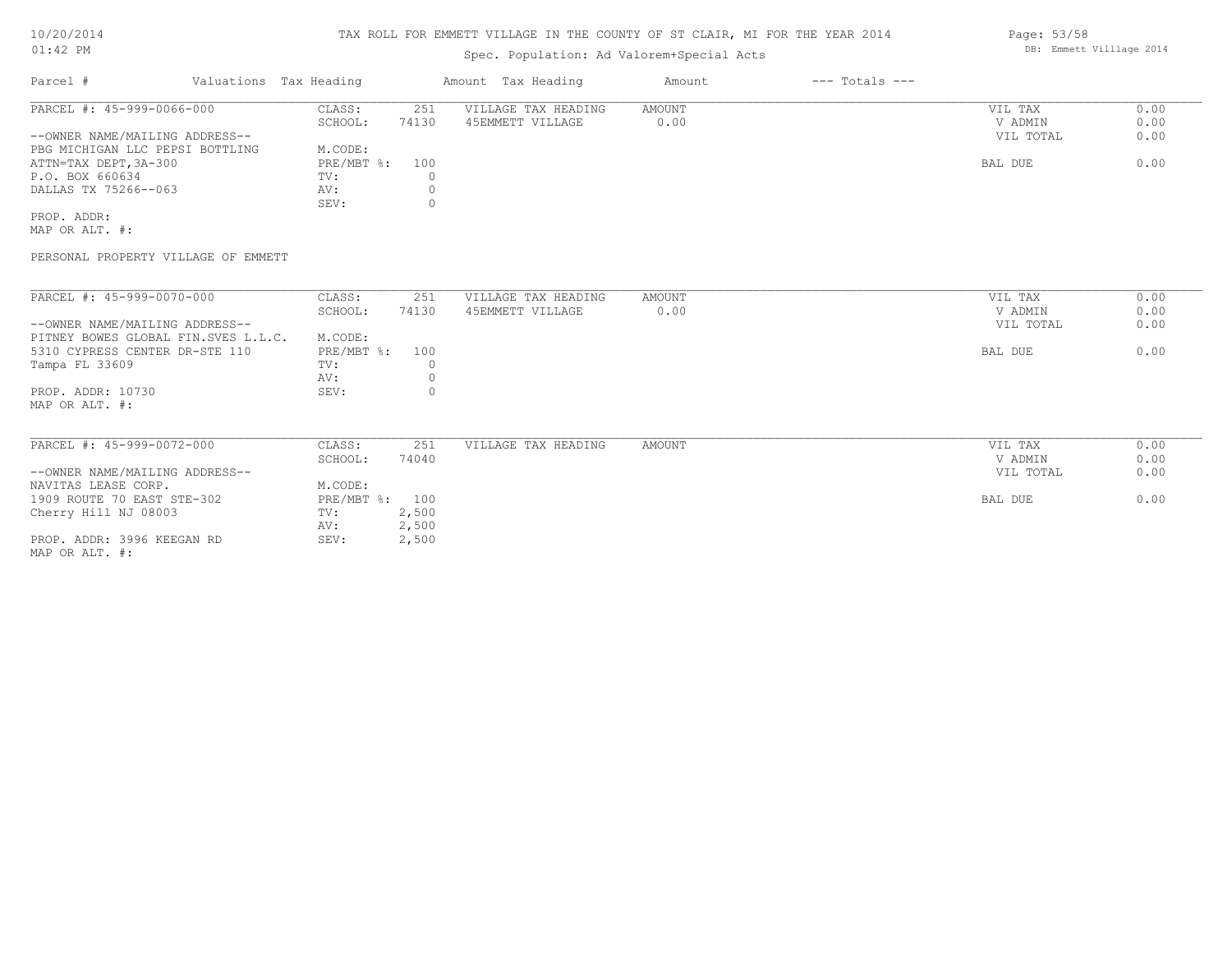# TAX ROLL FOR EMMETT VILLAGE IN THE COUNTY OF ST CLAIR, MI FOR THE YEAR 2014

10/20/2014
01:42 PM

Spec. Population: Ad Valorem+Special Acts

DB: Emmett Villlage 2014

| Parcel # | Valuations | Tax Heading | | Amount | Tax Heading | Amount | --- Totals --- | |
|---|---|---|---|---|---|---|---|---|
| PARCEL #: 45-999-0066-000 | CLASS: | 251 | VILLAGE TAX HEADING | AMOUNT | | | VIL TAX | 0.00 |
| | SCHOOL: | 74130 | 45EMMETT VILLAGE | 0.00 | | | V ADMIN | 0.00 |
| --OWNER NAME/MAILING ADDRESS-- | | | | | | | VIL TOTAL | 0.00 |
| PBG MICHIGAN LLC PEPSI BOTTLING | M.CODE: | | | | | | | |
| ATTN=TAX DEPT,3A-300 | PRE/MBT %: | 100 | | | | | BAL DUE | 0.00 |
| P.O. BOX 660634 | TV: | 0 | | | | | | |
| DALLAS TX 75266--063 | AV: | 0 | | | | | | |
| | SEV: | 0 | | | | | | |
| PROP. ADDR: | | | | | | | | |
| MAP OR ALT. #: | | | | | | | | |

PERSONAL PROPERTY VILLAGE OF EMMETT

| Parcel # | Valuations | Tax Heading | | Amount | Tax Heading | Amount | --- Totals --- | |
|---|---|---|---|---|---|---|---|---|
| PARCEL #: 45-999-0070-000 | CLASS: | 251 | VILLAGE TAX HEADING | AMOUNT | | | VIL TAX | 0.00 |
| | SCHOOL: | 74130 | 45EMMETT VILLAGE | 0.00 | | | V ADMIN | 0.00 |
| --OWNER NAME/MAILING ADDRESS-- | | | | | | | VIL TOTAL | 0.00 |
| PITNEY BOWES GLOBAL FIN.SVES L.L.C. | M.CODE: | | | | | | | |
| 5310 CYPRESS CENTER DR-STE 110 | PRE/MBT %: | 100 | | | | | BAL DUE | 0.00 |
| Tampa FL 33609 | TV: | 0 | | | | | | |
| | AV: | 0 | | | | | | |
| PROP. ADDR: 10730 | SEV: | 0 | | | | | | |
| MAP OR ALT. #: | | | | | | | | |

| Parcel # | Valuations | Tax Heading | | Amount | Tax Heading | Amount | --- Totals --- | |
|---|---|---|---|---|---|---|---|---|
| PARCEL #: 45-999-0072-000 | CLASS: | 251 | VILLAGE TAX HEADING | AMOUNT | | | VIL TAX | 0.00 |
| | SCHOOL: | 74040 | | | | | V ADMIN | 0.00 |
| --OWNER NAME/MAILING ADDRESS-- | | | | | | | VIL TOTAL | 0.00 |
| NAVITAS LEASE CORP. | M.CODE: | | | | | | | |
| 1909 ROUTE 70 EAST STE-302 | PRE/MBT %: | 100 | | | | | BAL DUE | 0.00 |
| Cherry Hill NJ 08003 | TV: | 2,500 | | | | | | |
| | AV: | 2,500 | | | | | | |
| PROP. ADDR: 3996 KEEGAN RD | SEV: | 2,500 | | | | | | |
| MAP OR ALT. #: | | | | | | | | |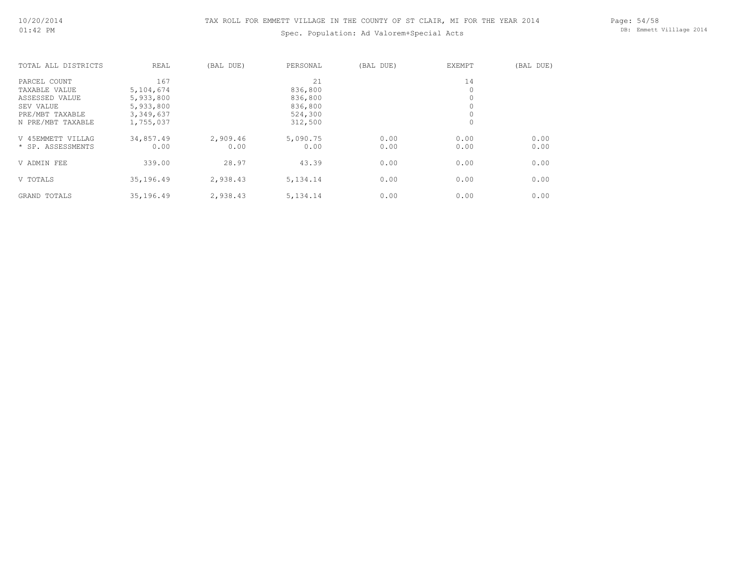# TAX ROLL FOR EMMETT VILLAGE IN THE COUNTY OF ST CLAIR, MI FOR THE YEAR 2014

Spec. Population: Ad Valorem+Special Acts

| TOTAL ALL DISTRICTS | REAL | (BAL DUE) | PERSONAL | (BAL DUE) | EXEMPT | (BAL DUE) |
|---|---|---|---|---|---|---|
| PARCEL COUNT | 167 | | 21 | | 14 | |
| TAXABLE VALUE | 5,104,674 | | 836,800 | | 0 | |
| ASSESSED VALUE | 5,933,800 | | 836,800 | | 0 | |
| SEV VALUE | 5,933,800 | | 836,800 | | 0 | |
| PRE/MBT TAXABLE | 3,349,637 | | 524,300 | | 0 | |
| N PRE/MBT TAXABLE | 1,755,037 | | 312,500 | | 0 | |
| V 45EMMETT VILLAG | 34,857.49 | 2,909.46 | 5,090.75 | 0.00 | 0.00 | 0.00 |
| * SP. ASSESSMENTS | 0.00 | 0.00 | 0.00 | 0.00 | 0.00 | 0.00 |
| V ADMIN FEE | 339.00 | 28.97 | 43.39 | 0.00 | 0.00 | 0.00 |
| V TOTALS | 35,196.49 | 2,938.43 | 5,134.14 | 0.00 | 0.00 | 0.00 |
| GRAND TOTALS | 35,196.49 | 2,938.43 | 5,134.14 | 0.00 | 0.00 | 0.00 |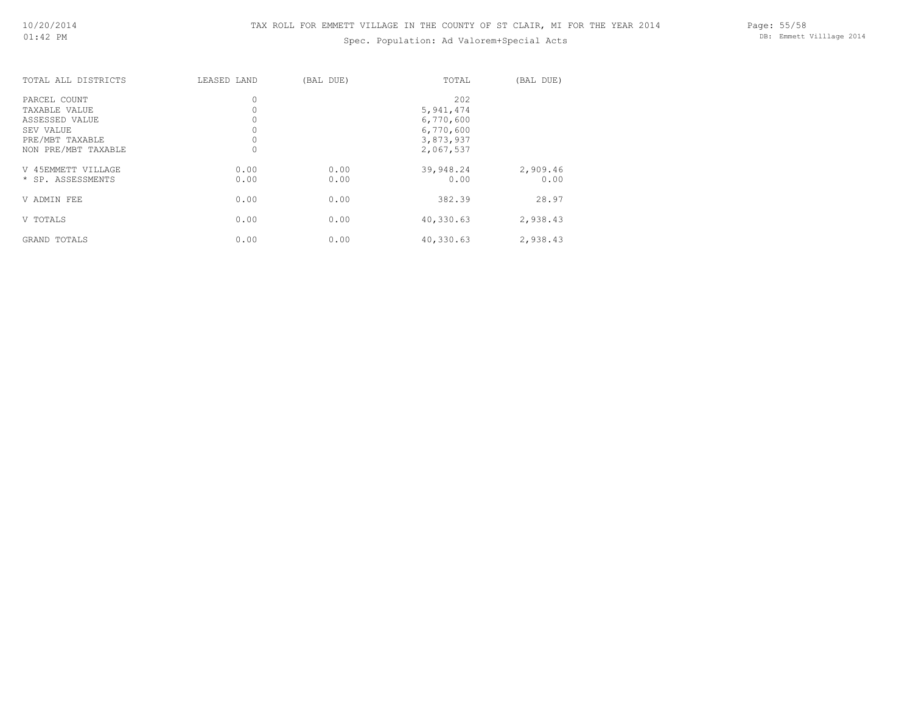# TAX ROLL FOR EMMETT VILLAGE IN THE COUNTY OF ST CLAIR, MI FOR THE YEAR 2014

Spec. Population: Ad Valorem+Special Acts

| TOTAL ALL DISTRICTS | LEASED LAND | (BAL DUE) | TOTAL | (BAL DUE) |
|---|---|---|---|---|
| PARCEL COUNT | 0 | | 202 | |
| TAXABLE VALUE | 0 | | 5,941,474 | |
| ASSESSED VALUE | 0 | | 6,770,600 | |
| SEV VALUE | 0 | | 6,770,600 | |
| PRE/MBT TAXABLE | 0 | | 3,873,937 | |
| NON PRE/MBT TAXABLE | 0 | | 2,067,537 | |
| V 45EMMETT VILLAGE | 0.00 | 0.00 | 39,948.24 | 2,909.46 |
| * SP. ASSESSMENTS | 0.00 | 0.00 | 0.00 | 0.00 |
| V ADMIN FEE | 0.00 | 0.00 | 382.39 | 28.97 |
| V TOTALS | 0.00 | 0.00 | 40,330.63 | 2,938.43 |
| GRAND TOTALS | 0.00 | 0.00 | 40,330.63 | 2,938.43 |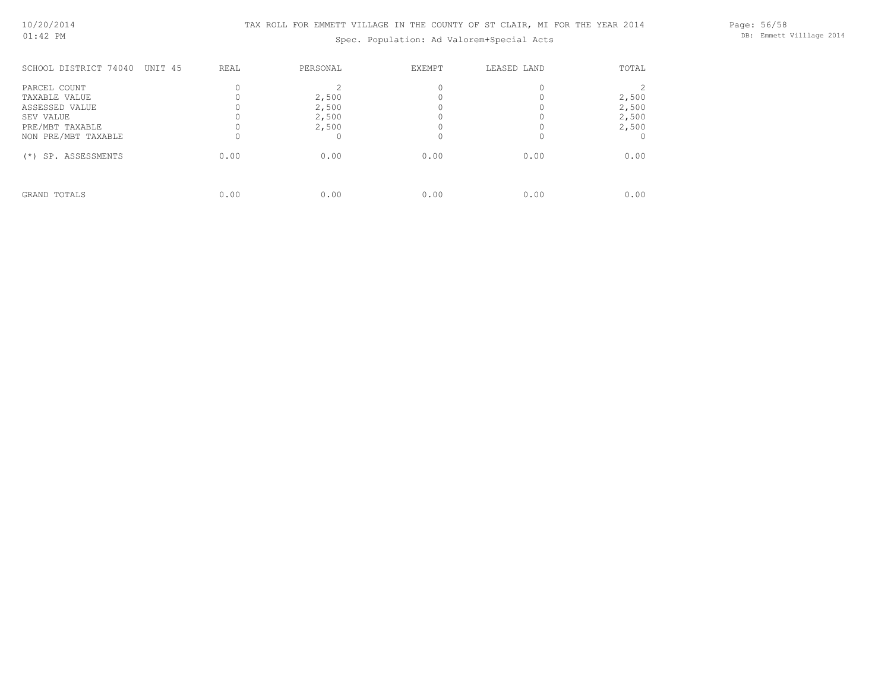TAX ROLL FOR EMMETT VILLAGE IN THE COUNTY OF ST CLAIR, MI FOR THE YEAR 2014

Spec. Population: Ad Valorem+Special Acts

| SCHOOL DISTRICT 74040 UNIT 45 | REAL | PERSONAL | EXEMPT | LEASED LAND | TOTAL |
|---|---|---|---|---|---|
| PARCEL COUNT | 0 | 2 | 0 | 0 | 2 |
| TAXABLE VALUE | 0 | 2,500 | 0 | 0 | 2,500 |
| ASSESSED VALUE | 0 | 2,500 | 0 | 0 | 2,500 |
| SEV VALUE | 0 | 2,500 | 0 | 0 | 2,500 |
| PRE/MBT TAXABLE | 0 | 2,500 | 0 | 0 | 2,500 |
| NON PRE/MBT TAXABLE | 0 | 0 | 0 | 0 | 0 |
| (*) SP. ASSESSMENTS | 0.00 | 0.00 | 0.00 | 0.00 | 0.00 |
| GRAND TOTALS | 0.00 | 0.00 | 0.00 | 0.00 | 0.00 |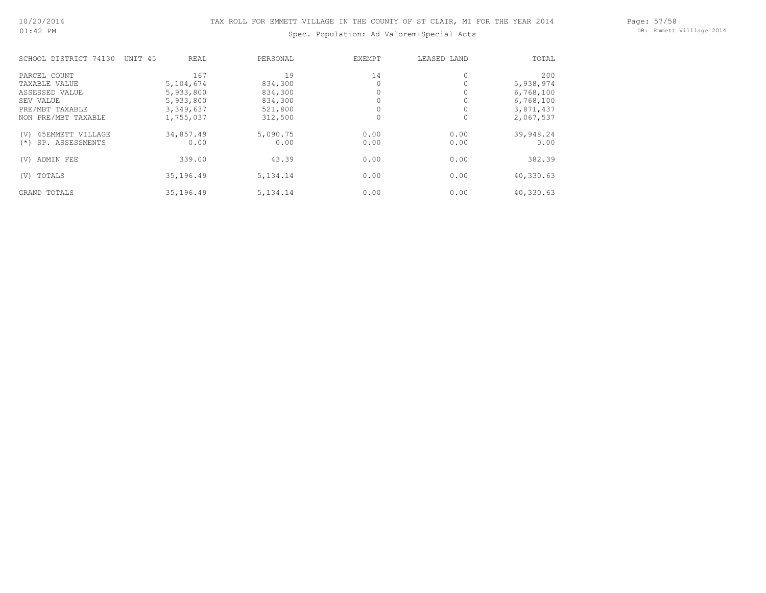# TAX ROLL FOR EMMETT VILLAGE IN THE COUNTY OF ST CLAIR, MI FOR THE YEAR 2014

## Spec. Population: Ad Valorem+Special Acts

| SCHOOL DISTRICT 74130 UNIT 45 | REAL | PERSONAL | EXEMPT | LEASED LAND | TOTAL |
|---|---|---|---|---|---|
| PARCEL COUNT | 167 | 19 | 14 | 0 | 200 |
| TAXABLE VALUE | 5,104,674 | 834,300 | 0 | 0 | 5,938,974 |
| ASSESSED VALUE | 5,933,800 | 834,300 | 0 | 0 | 6,768,100 |
| SEV VALUE | 5,933,800 | 834,300 | 0 | 0 | 6,768,100 |
| PRE/MBT TAXABLE | 3,349,637 | 521,800 | 0 | 0 | 3,871,437 |
| NON PRE/MBT TAXABLE | 1,755,037 | 312,500 | 0 | 0 | 2,067,537 |
| (V) 45EMMETT VILLAGE | 34,857.49 | 5,090.75 | 0.00 | 0.00 | 39,948.24 |
| (*) SP. ASSESSMENTS | 0.00 | 0.00 | 0.00 | 0.00 | 0.00 |
| (V) ADMIN FEE | 339.00 | 43.39 | 0.00 | 0.00 | 382.39 |
| (V) TOTALS | 35,196.49 | 5,134.14 | 0.00 | 0.00 | 40,330.63 |
| GRAND TOTALS | 35,196.49 | 5,134.14 | 0.00 | 0.00 | 40,330.63 |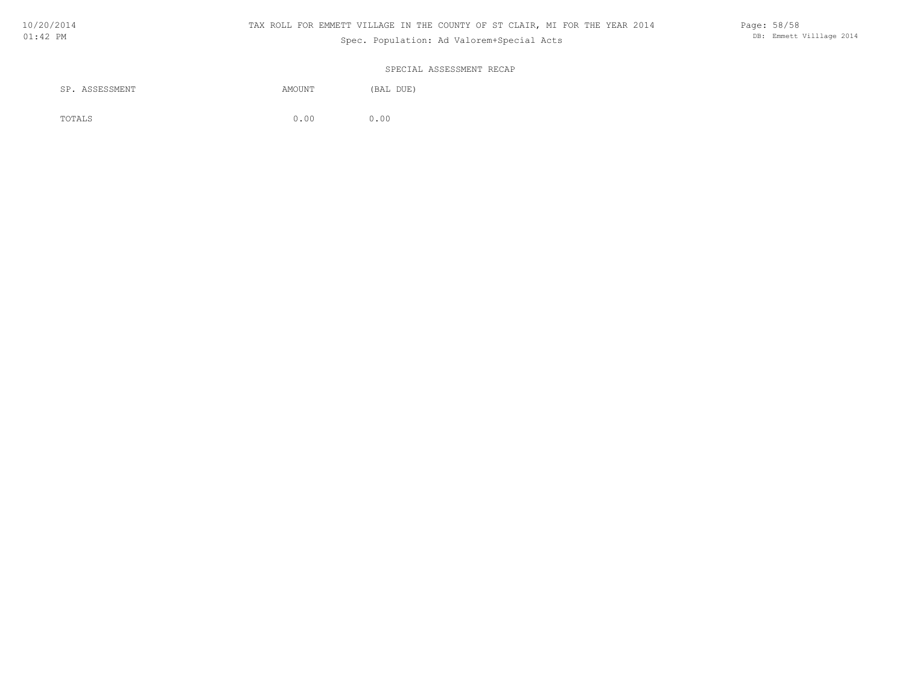## SPECIAL ASSESSMENT RECAP

| SP. ASSESSMENT | AMOUNT | (BAL DUE) |
|---|---|---|
| TOTALS | 0.00 | 0.00 |